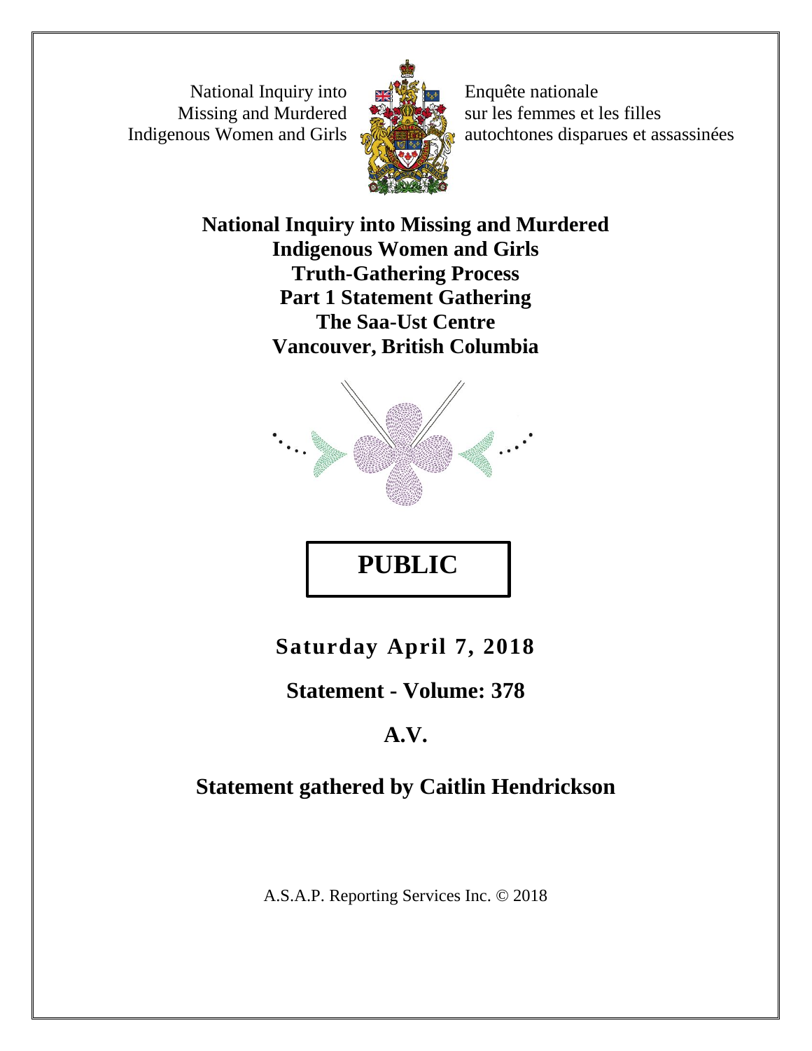National Inquiry into Missing and Murdered Indigenous Women and Girls

Enquête nationale sur les femmes et les filles autochtones disparues et assassinées

# National Inquiry into Missing and Murdered Indigenous Women and Girls
# Truth-Gathering Process
# Part 1 Statement Gathering
# The Saa-Ust Centre
# Vancouver, British Columbia

## PUBLIC

**Saturday April 7, 2018**

**Statement - Volume: 378**

**A.V.**

**Statement gathered by Caitlin Hendrickson**

A.S.A.P. Reporting Services Inc. © 2018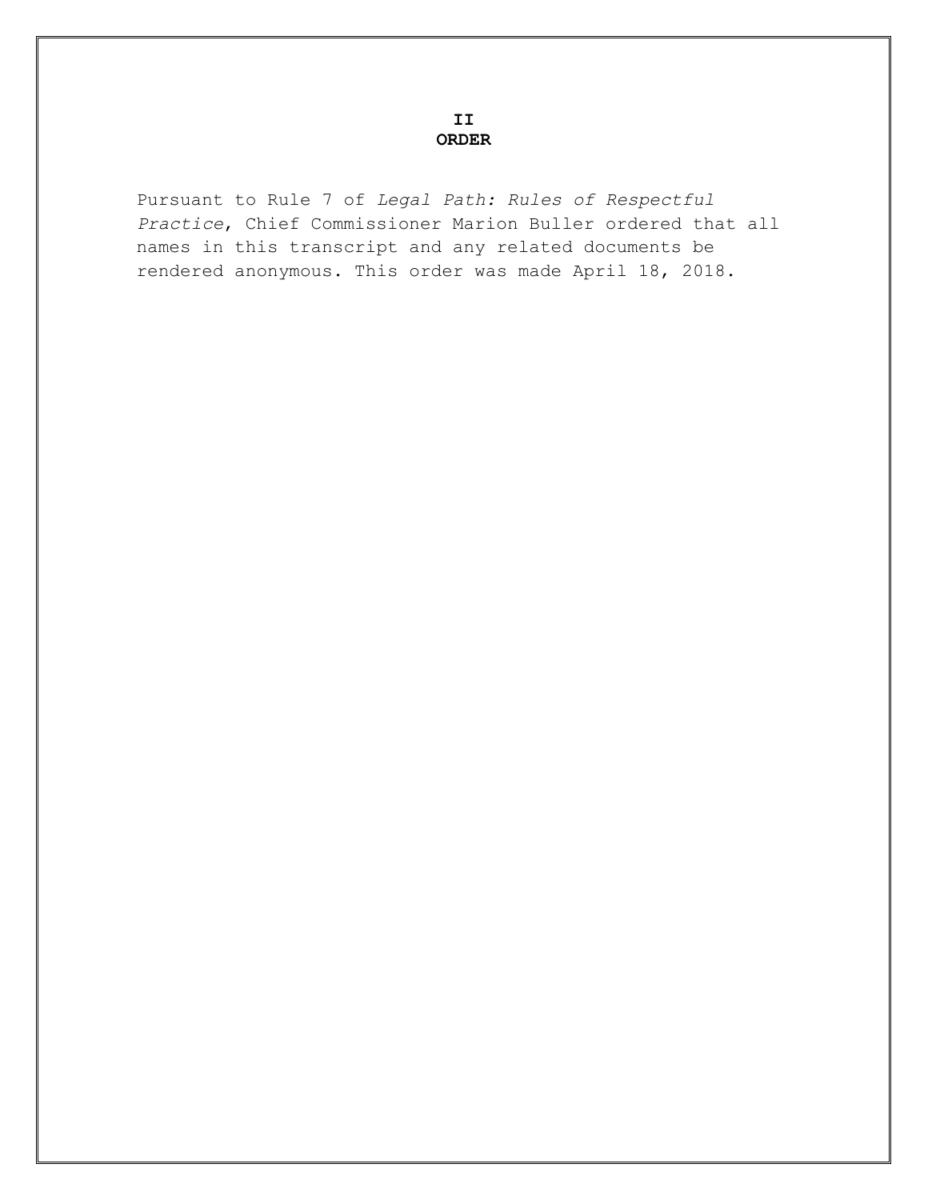## II
## ORDER

Pursuant to Rule 7 of *Legal Path: Rules of Respectful Practice*, Chief Commissioner Marion Buller ordered that all names in this transcript and any related documents be rendered anonymous. This order was made April 18, 2018.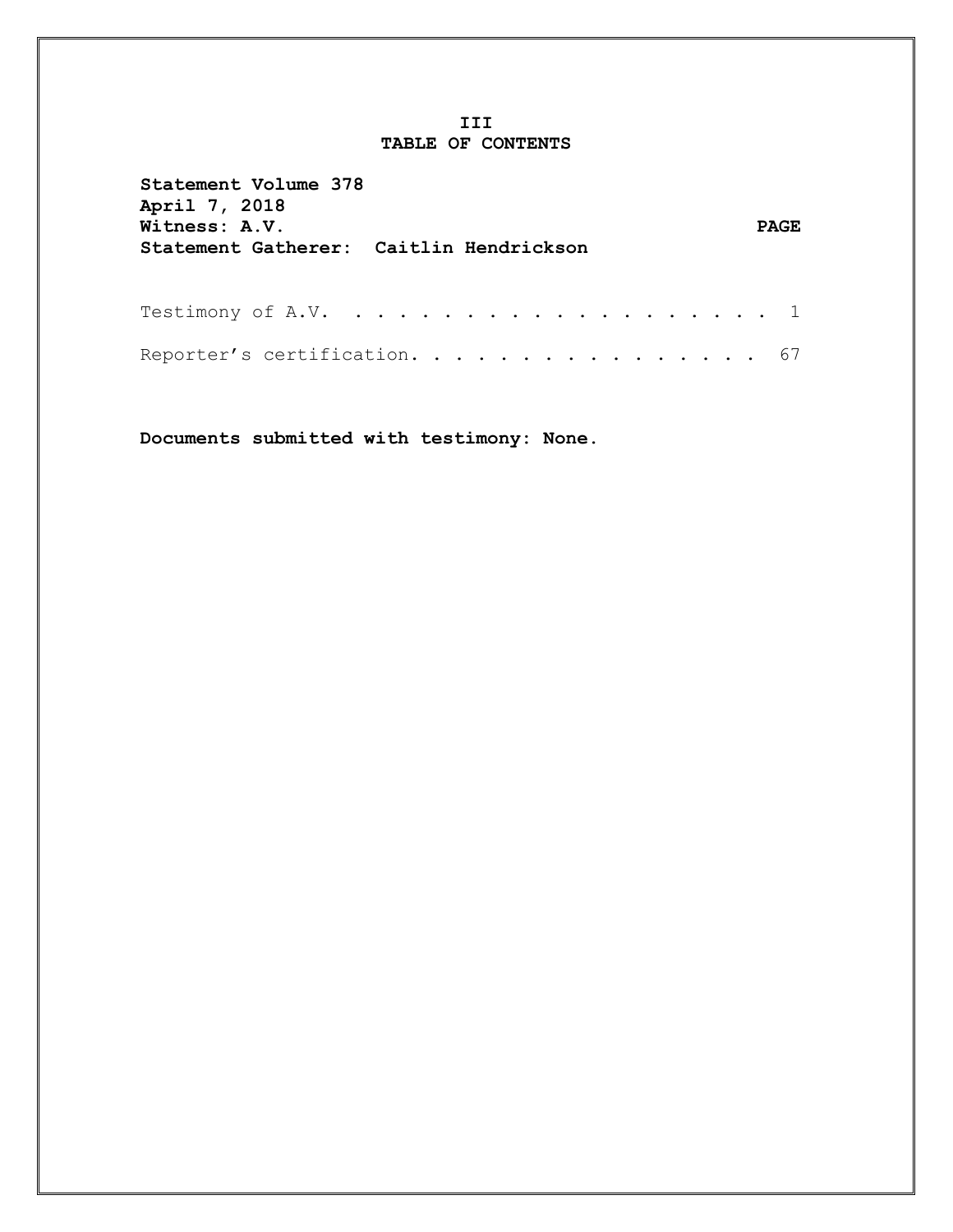III

# TABLE OF CONTENTS

**Statement Volume 378**
**April 7, 2018**
**Witness: A.V.** **PAGE**
**Statement Gatherer: Caitlin Hendrickson**

Testimony of A.V. . . . . . . . . . . . . . . . . . . . . 1

Reporter's certification. . . . . . . . . . . . . . . . . 67

**Documents submitted with testimony: None.**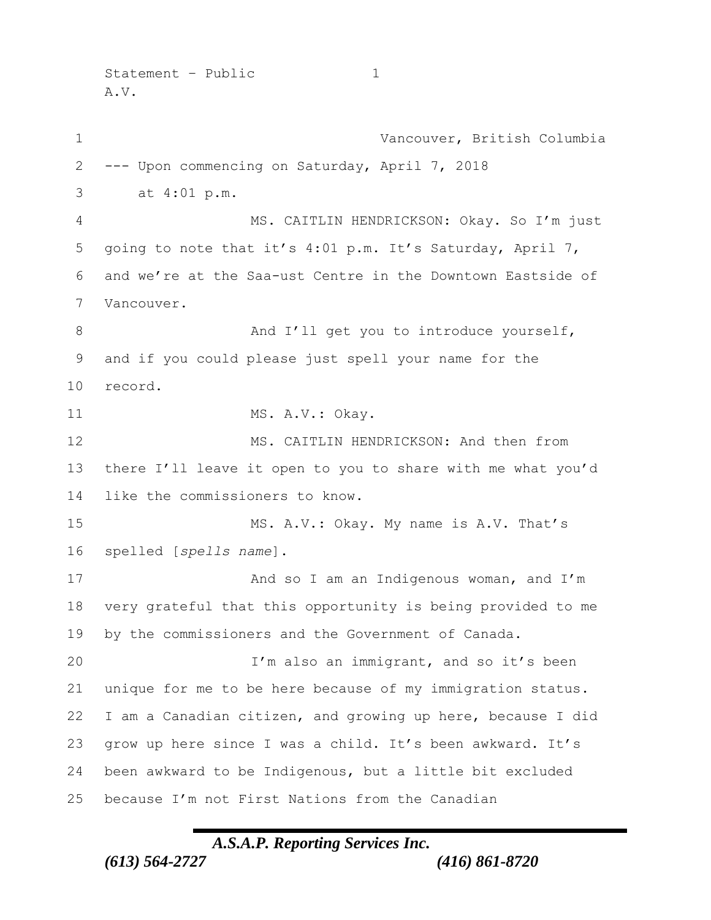Vancouver, British Columbia

--- Upon commencing on Saturday, April 7, 2018 at 4:01 p.m.

MS. CAITLIN HENDRICKSON: Okay. So I'm just going to note that it's 4:01 p.m. It's Saturday, April 7, and we're at the Saa-ust Centre in the Downtown Eastside of Vancouver.

And I'll get you to introduce yourself, and if you could please just spell your name for the record.

MS. A.V.: Okay.

MS. CAITLIN HENDRICKSON: And then from there I'll leave it open to you to share with me what you'd like the commissioners to know.

MS. A.V.: Okay. My name is A.V. That's spelled [*spells name*].

And so I am an Indigenous woman, and I'm very grateful that this opportunity is being provided to me by the commissioners and the Government of Canada.

I'm also an immigrant, and so it's been unique for me to be here because of my immigration status. I am a Canadian citizen, and growing up here, because I did grow up here since I was a child. It's been awkward. It's been awkward to be Indigenous, but a little bit excluded because I'm not First Nations from the Canadian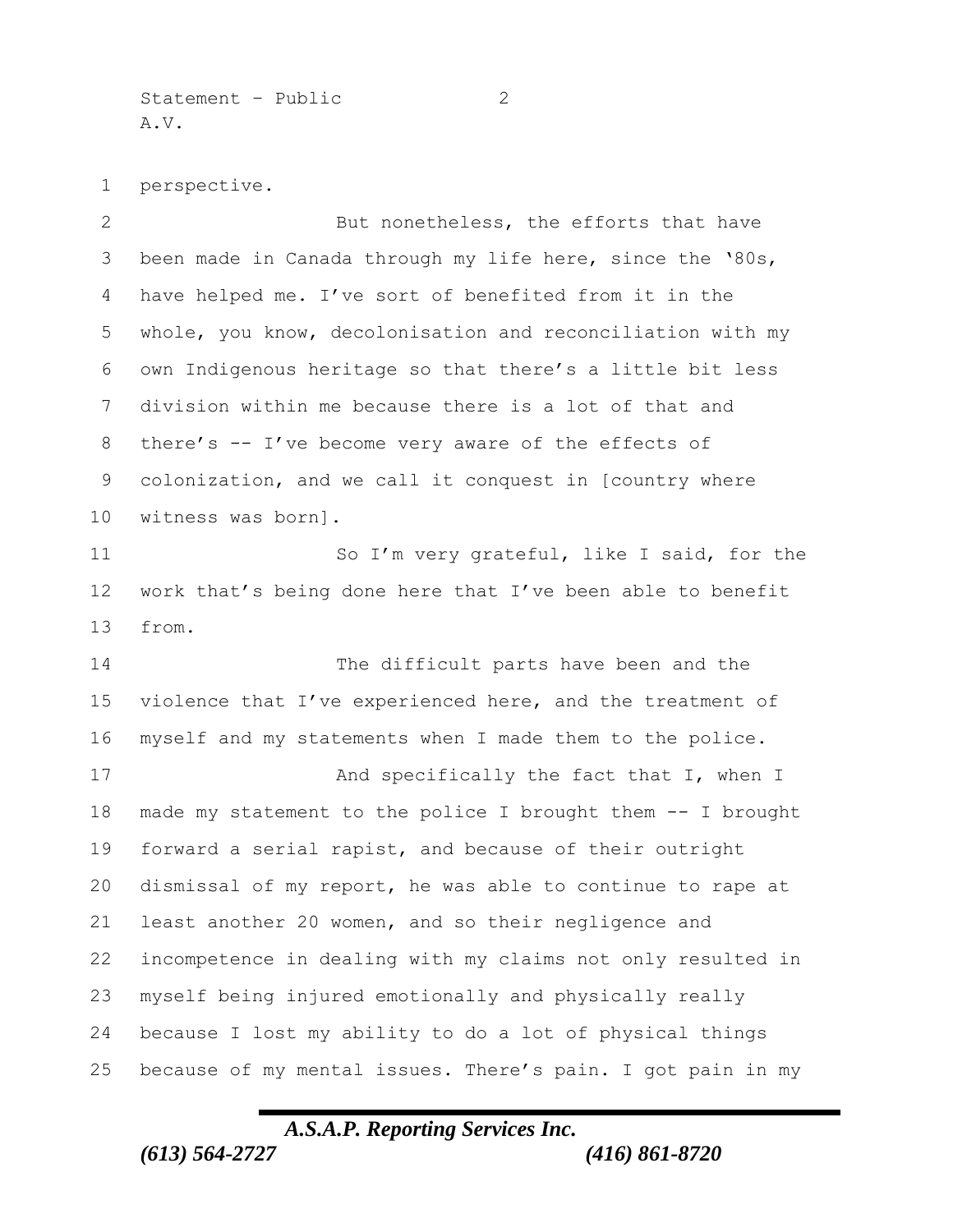perspective.

But nonetheless, the efforts that have been made in Canada through my life here, since the '80s, have helped me. I've sort of benefited from it in the whole, you know, decolonisation and reconciliation with my own Indigenous heritage so that there's a little bit less division within me because there is a lot of that and there's -- I've become very aware of the effects of colonization, and we call it conquest in [country where witness was born].

So I'm very grateful, like I said, for the work that's being done here that I've been able to benefit from.

The difficult parts have been and the violence that I've experienced here, and the treatment of myself and my statements when I made them to the police.

And specifically the fact that I, when I made my statement to the police I brought them -- I brought forward a serial rapist, and because of their outright dismissal of my report, he was able to continue to rape at least another 20 women, and so their negligence and incompetence in dealing with my claims not only resulted in myself being injured emotionally and physically really because I lost my ability to do a lot of physical things because of my mental issues. There's pain. I got pain in my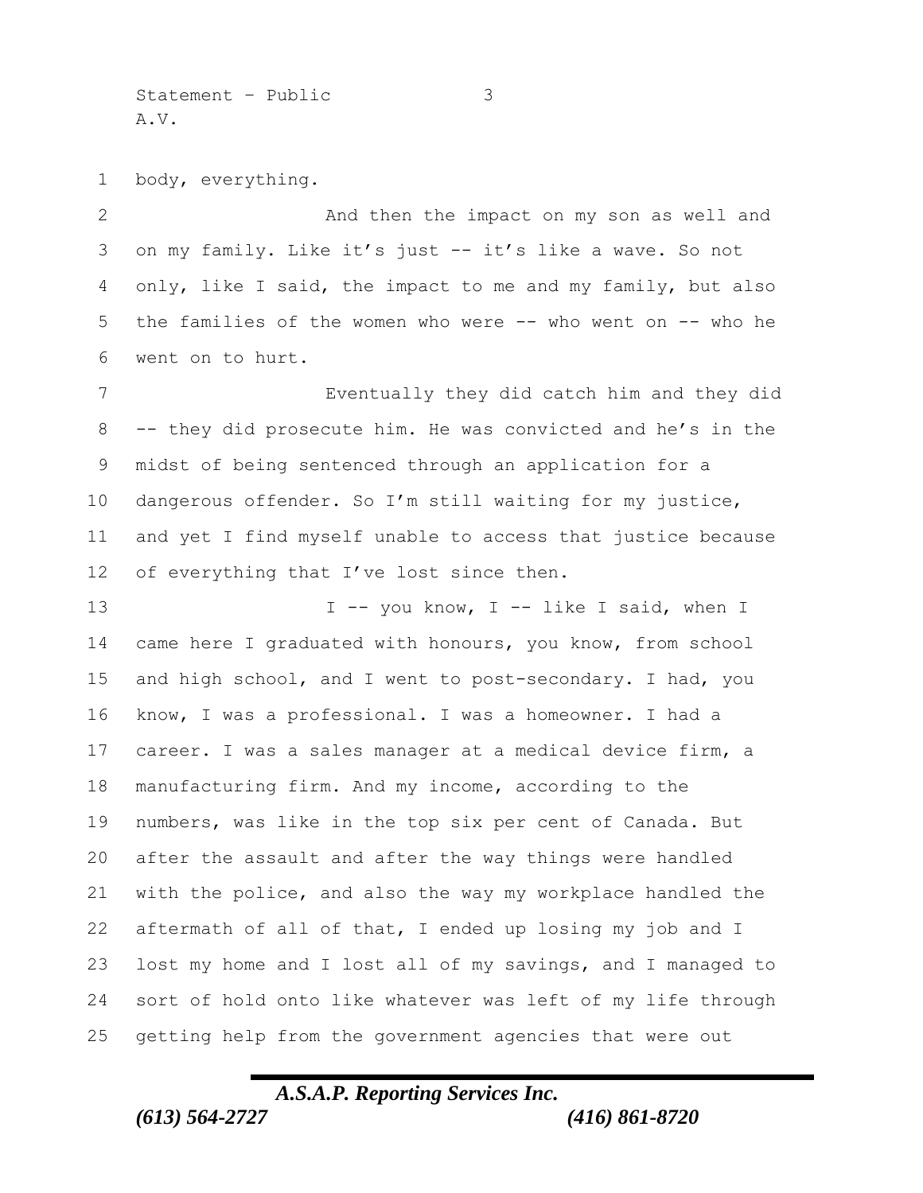body, everything.

And then the impact on my son as well and on my family. Like it's just -- it's like a wave. So not only, like I said, the impact to me and my family, but also the families of the women who were -- who went on -- who he went on to hurt.

Eventually they did catch him and they did -- they did prosecute him. He was convicted and he's in the midst of being sentenced through an application for a dangerous offender. So I'm still waiting for my justice, and yet I find myself unable to access that justice because of everything that I've lost since then.

I -- you know, I -- like I said, when I came here I graduated with honours, you know, from school and high school, and I went to post-secondary. I had, you know, I was a professional. I was a homeowner. I had a career. I was a sales manager at a medical device firm, a manufacturing firm. And my income, according to the numbers, was like in the top six per cent of Canada. But after the assault and after the way things were handled with the police, and also the way my workplace handled the aftermath of all of that, I ended up losing my job and I lost my home and I lost all of my savings, and I managed to sort of hold onto like whatever was left of my life through getting help from the government agencies that were out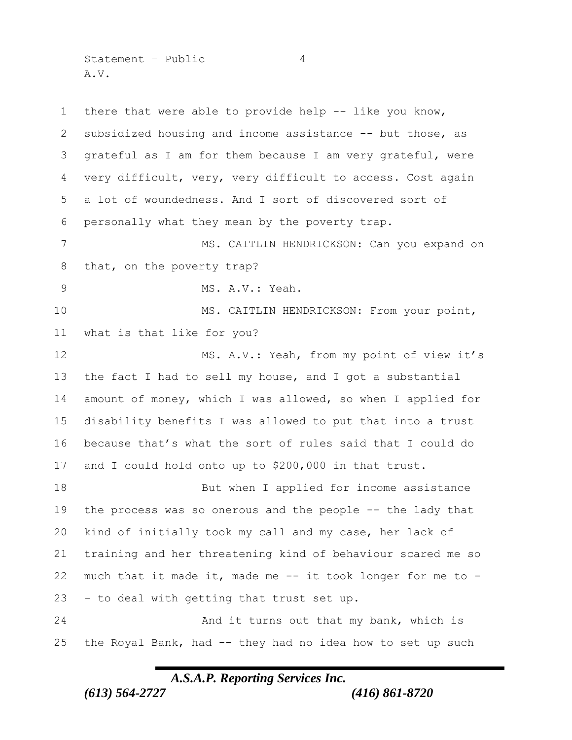there that were able to provide help -- like you know, subsidized housing and income assistance -- but those, as grateful as I am for them because I am very grateful, were very difficult, very, very difficult to access. Cost again a lot of woundedness. And I sort of discovered sort of personally what they mean by the poverty trap.

MS. CAITLIN HENDRICKSON: Can you expand on that, on the poverty trap?

MS. A.V.: Yeah.

MS. CAITLIN HENDRICKSON: From your point, what is that like for you?

MS. A.V.: Yeah, from my point of view it's the fact I had to sell my house, and I got a substantial amount of money, which I was allowed, so when I applied for disability benefits I was allowed to put that into a trust because that's what the sort of rules said that I could do and I could hold onto up to $200,000 in that trust.

But when I applied for income assistance the process was so onerous and the people -- the lady that kind of initially took my call and my case, her lack of training and her threatening kind of behaviour scared me so much that it made it, made me -- it took longer for me to -- to deal with getting that trust set up.

And it turns out that my bank, which is the Royal Bank, had -- they had no idea how to set up such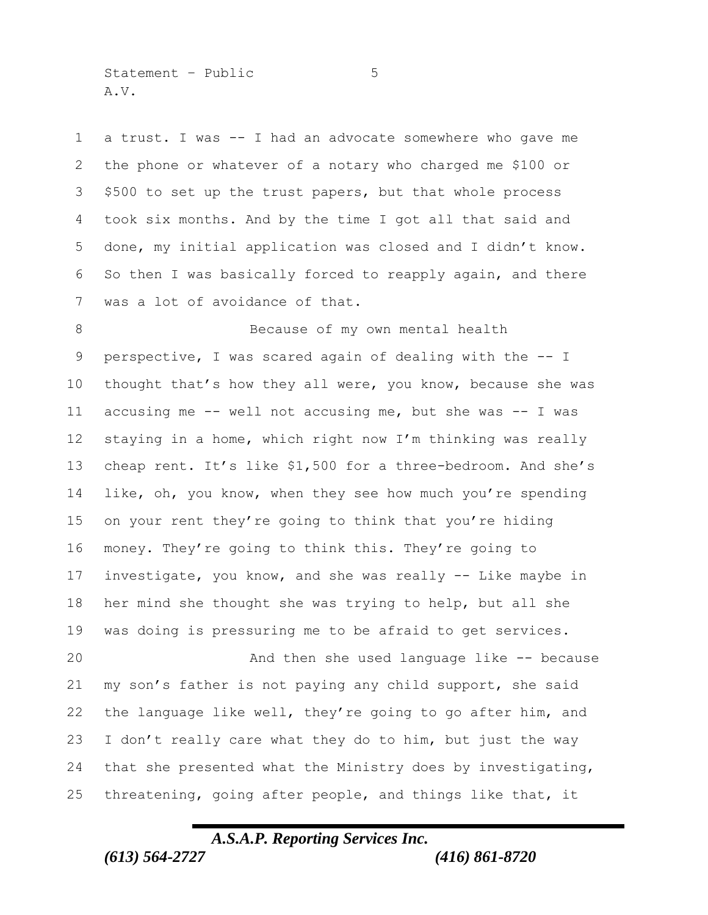a trust. I was -- I had an advocate somewhere who gave me the phone or whatever of a notary who charged me $100 or $500 to set up the trust papers, but that whole process took six months. And by the time I got all that said and done, my initial application was closed and I didn't know. So then I was basically forced to reapply again, and there was a lot of avoidance of that.

Because of my own mental health perspective, I was scared again of dealing with the -- I thought that's how they all were, you know, because she was accusing me -- well not accusing me, but she was -- I was staying in a home, which right now I'm thinking was really cheap rent. It's like $1,500 for a three-bedroom. And she's like, oh, you know, when they see how much you're spending on your rent they're going to think that you're hiding money. They're going to think this. They're going to investigate, you know, and she was really -- Like maybe in her mind she thought she was trying to help, but all she was doing is pressuring me to be afraid to get services.

And then she used language like -- because my son's father is not paying any child support, she said the language like well, they're going to go after him, and I don't really care what they do to him, but just the way that she presented what the Ministry does by investigating, threatening, going after people, and things like that, it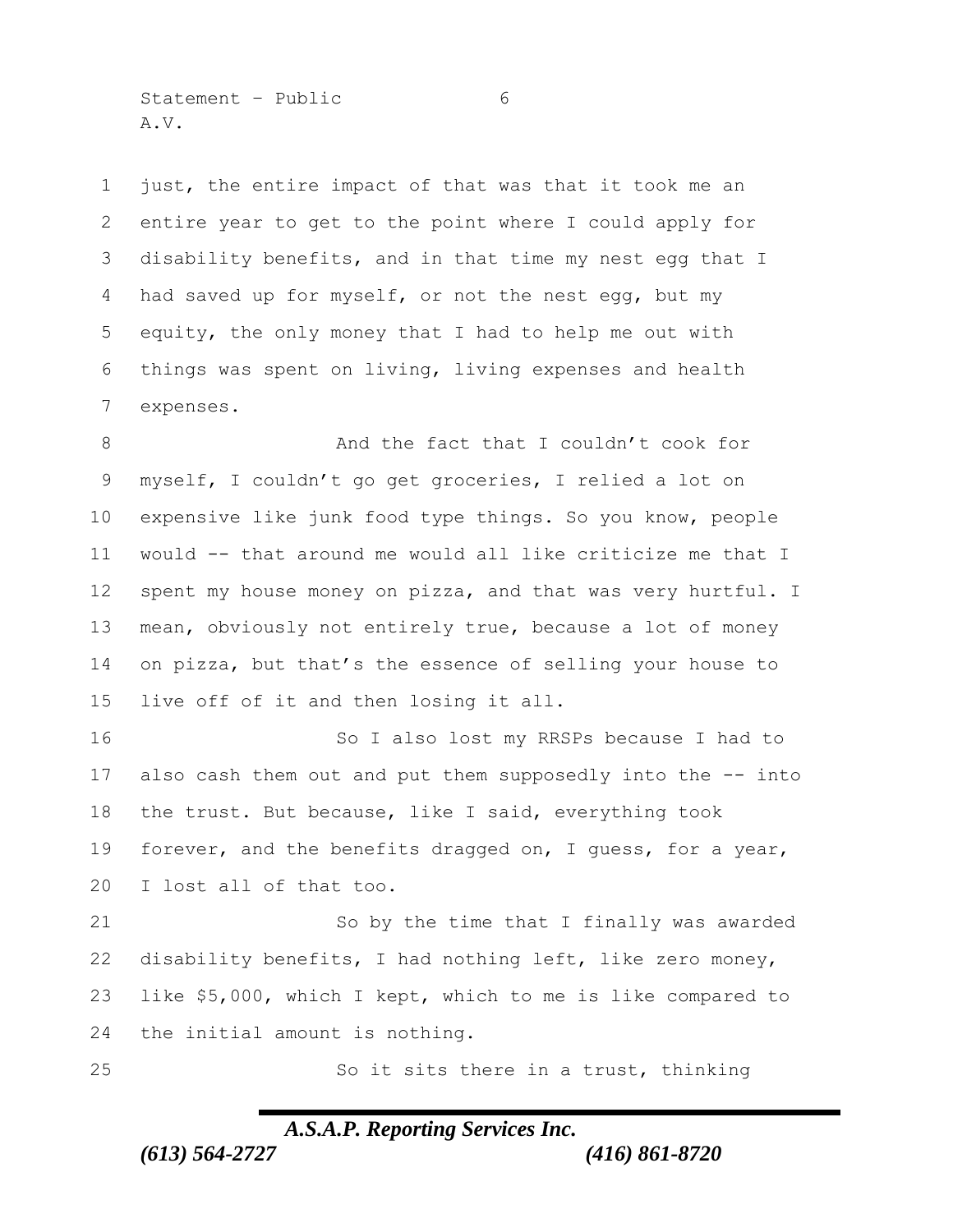just, the entire impact of that was that it took me an entire year to get to the point where I could apply for disability benefits, and in that time my nest egg that I had saved up for myself, or not the nest egg, but my equity, the only money that I had to help me out with things was spent on living, living expenses and health expenses.

And the fact that I couldn't cook for myself, I couldn't go get groceries, I relied a lot on expensive like junk food type things. So you know, people would -- that around me would all like criticize me that I spent my house money on pizza, and that was very hurtful. I mean, obviously not entirely true, because a lot of money on pizza, but that's the essence of selling your house to live off of it and then losing it all.

So I also lost my RRSPs because I had to also cash them out and put them supposedly into the -- into the trust. But because, like I said, everything took forever, and the benefits dragged on, I guess, for a year, I lost all of that too.

So by the time that I finally was awarded disability benefits, I had nothing left, like zero money, like $5,000, which I kept, which to me is like compared to the initial amount is nothing.

So it sits there in a trust, thinking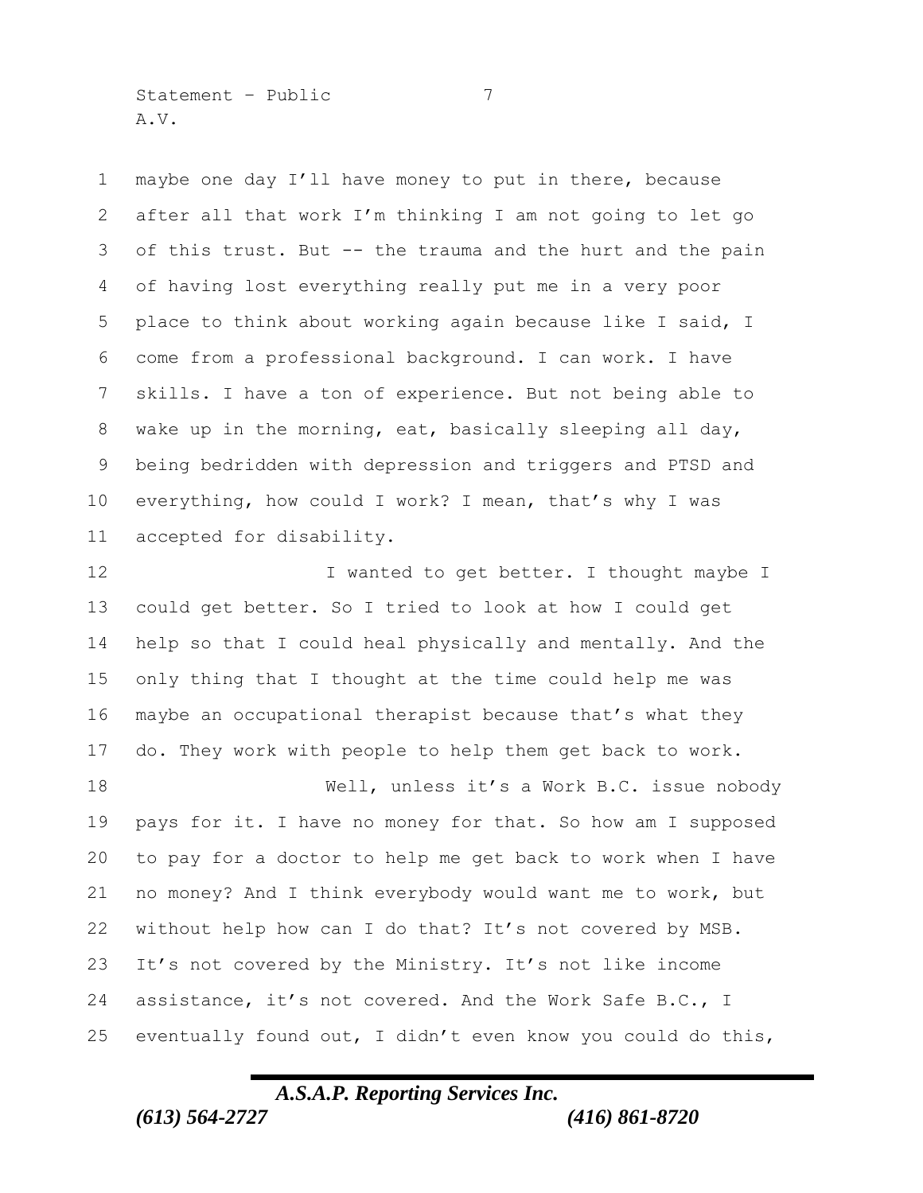maybe one day I'll have money to put in there, because after all that work I'm thinking I am not going to let go of this trust. But -- the trauma and the hurt and the pain of having lost everything really put me in a very poor place to think about working again because like I said, I come from a professional background. I can work. I have skills. I have a ton of experience. But not being able to wake up in the morning, eat, basically sleeping all day, being bedridden with depression and triggers and PTSD and everything, how could I work? I mean, that's why I was accepted for disability.

I wanted to get better. I thought maybe I could get better. So I tried to look at how I could get help so that I could heal physically and mentally. And the only thing that I thought at the time could help me was maybe an occupational therapist because that's what they do. They work with people to help them get back to work.

Well, unless it's a Work B.C. issue nobody pays for it. I have no money for that. So how am I supposed to pay for a doctor to help me get back to work when I have no money? And I think everybody would want me to work, but without help how can I do that? It's not covered by MSB. It's not covered by the Ministry. It's not like income assistance, it's not covered. And the Work Safe B.C., I eventually found out, I didn't even know you could do this,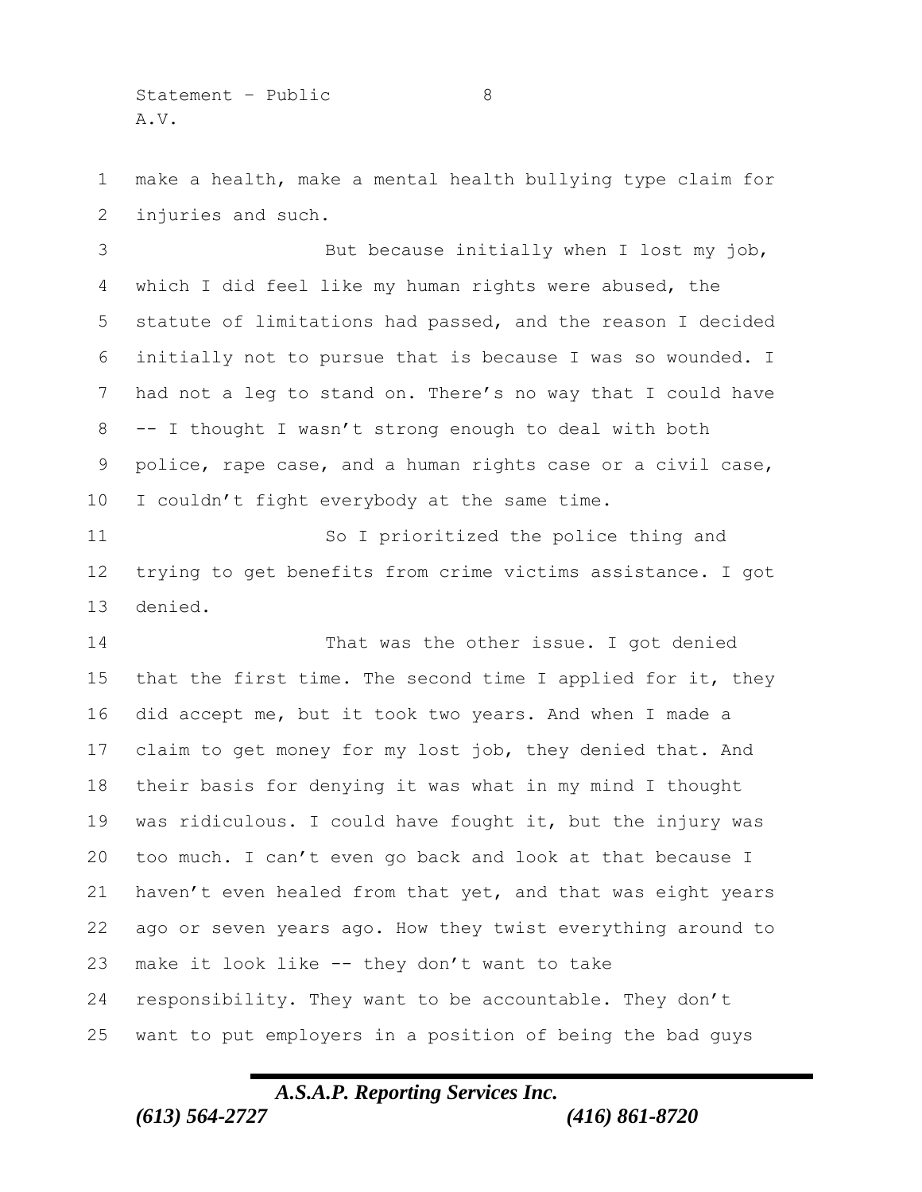make a health, make a mental health bullying type claim for injuries and such.

But because initially when I lost my job, which I did feel like my human rights were abused, the statute of limitations had passed, and the reason I decided initially not to pursue that is because I was so wounded. I had not a leg to stand on. There's no way that I could have -- I thought I wasn't strong enough to deal with both police, rape case, and a human rights case or a civil case, I couldn't fight everybody at the same time.

So I prioritized the police thing and trying to get benefits from crime victims assistance. I got denied.

That was the other issue. I got denied that the first time. The second time I applied for it, they did accept me, but it took two years. And when I made a claim to get money for my lost job, they denied that. And their basis for denying it was what in my mind I thought was ridiculous. I could have fought it, but the injury was too much. I can't even go back and look at that because I haven't even healed from that yet, and that was eight years ago or seven years ago. How they twist everything around to make it look like -- they don't want to take responsibility. They want to be accountable. They don't want to put employers in a position of being the bad guys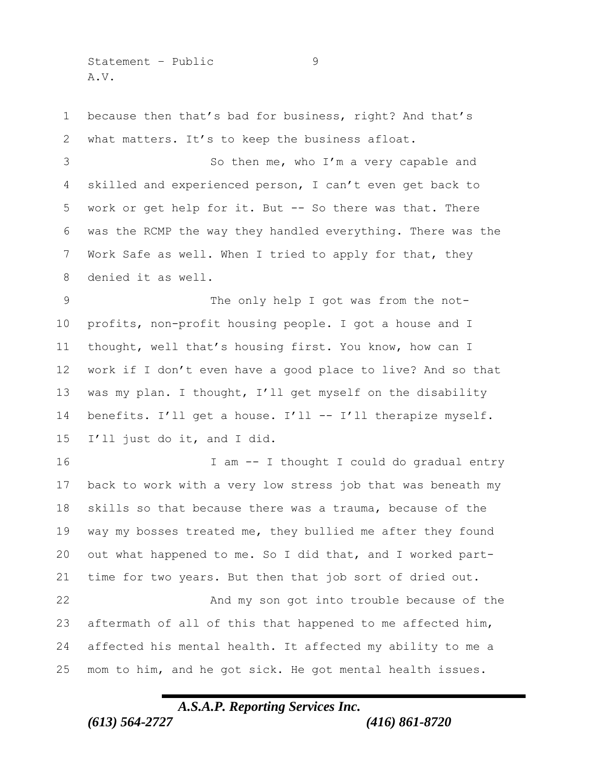because then that's bad for business, right? And that's what matters. It's to keep the business afloat.

So then me, who I'm a very capable and skilled and experienced person, I can't even get back to work or get help for it. But -- So there was that. There was the RCMP the way they handled everything. There was the Work Safe as well. When I tried to apply for that, they denied it as well.

The only help I got was from the not-profits, non-profit housing people. I got a house and I thought, well that's housing first. You know, how can I work if I don't even have a good place to live? And so that was my plan. I thought, I'll get myself on the disability benefits. I'll get a house. I'll -- I'll therapize myself. I'll just do it, and I did.

I am -- I thought I could do gradual entry back to work with a very low stress job that was beneath my skills so that because there was a trauma, because of the way my bosses treated me, they bullied me after they found out what happened to me. So I did that, and I worked part-time for two years. But then that job sort of dried out.

And my son got into trouble because of the aftermath of all of this that happened to me affected him, affected his mental health. It affected my ability to me a mom to him, and he got sick. He got mental health issues.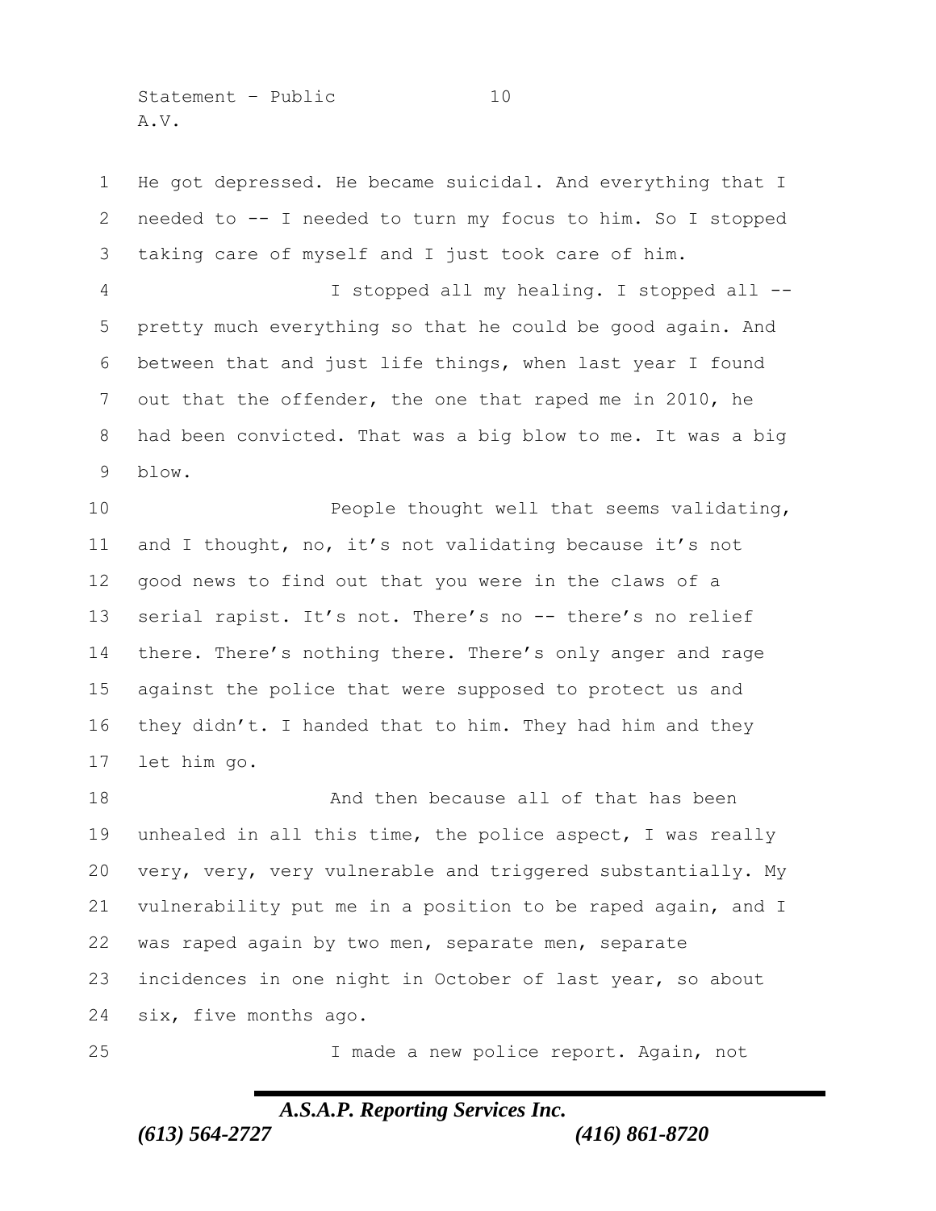He got depressed. He became suicidal. And everything that I needed to -- I needed to turn my focus to him. So I stopped taking care of myself and I just took care of him.

I stopped all my healing. I stopped all -- pretty much everything so that he could be good again. And between that and just life things, when last year I found out that the offender, the one that raped me in 2010, he had been convicted. That was a big blow to me. It was a big blow.

People thought well that seems validating, and I thought, no, it's not validating because it's not good news to find out that you were in the claws of a serial rapist. It's not. There's no -- there's no relief there. There's nothing there. There's only anger and rage against the police that were supposed to protect us and they didn't. I handed that to him. They had him and they let him go.

And then because all of that has been unhealed in all this time, the police aspect, I was really very, very, very vulnerable and triggered substantially. My vulnerability put me in a position to be raped again, and I was raped again by two men, separate men, separate incidences in one night in October of last year, so about six, five months ago.

I made a new police report. Again, not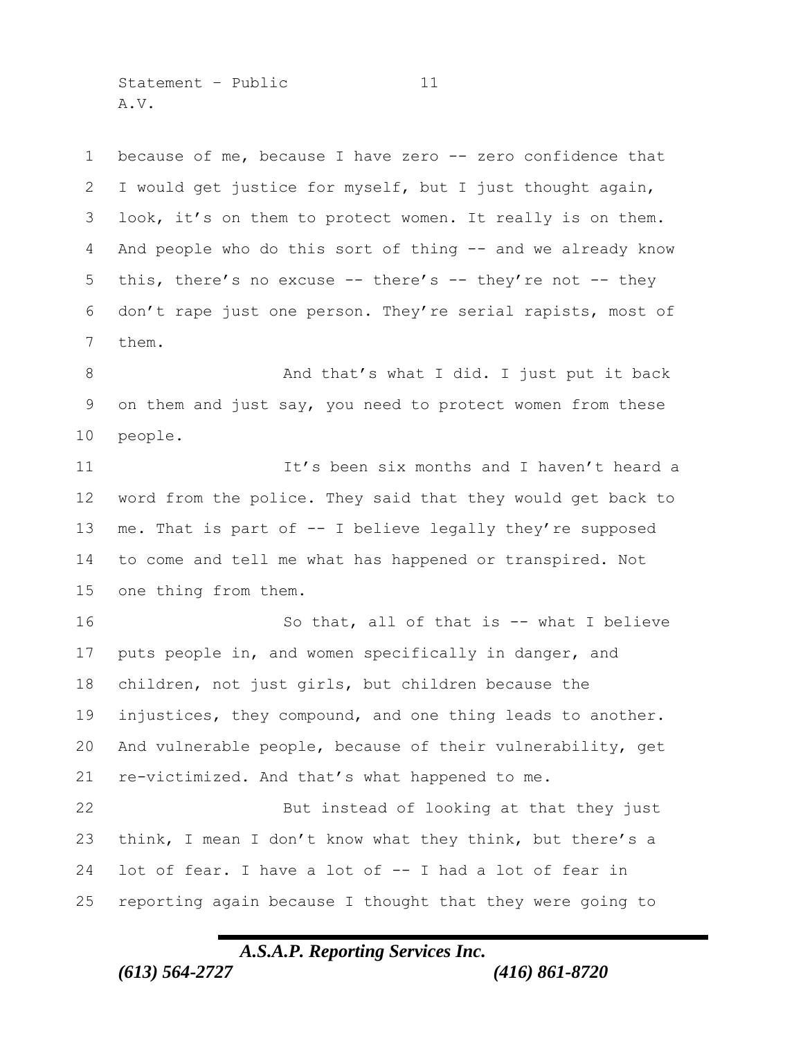because of me, because I have zero -- zero confidence that I would get justice for myself, but I just thought again, look, it's on them to protect women. It really is on them. And people who do this sort of thing -- and we already know this, there's no excuse -- there's -- they're not -- they don't rape just one person. They're serial rapists, most of them.

And that's what I did. I just put it back on them and just say, you need to protect women from these people.

It's been six months and I haven't heard a word from the police. They said that they would get back to me. That is part of -- I believe legally they're supposed to come and tell me what has happened or transpired. Not one thing from them.

So that, all of that is -- what I believe puts people in, and women specifically in danger, and children, not just girls, but children because the injustices, they compound, and one thing leads to another. And vulnerable people, because of their vulnerability, get re-victimized. And that's what happened to me.

But instead of looking at that they just think, I mean I don't know what they think, but there's a lot of fear. I have a lot of -- I had a lot of fear in reporting again because I thought that they were going to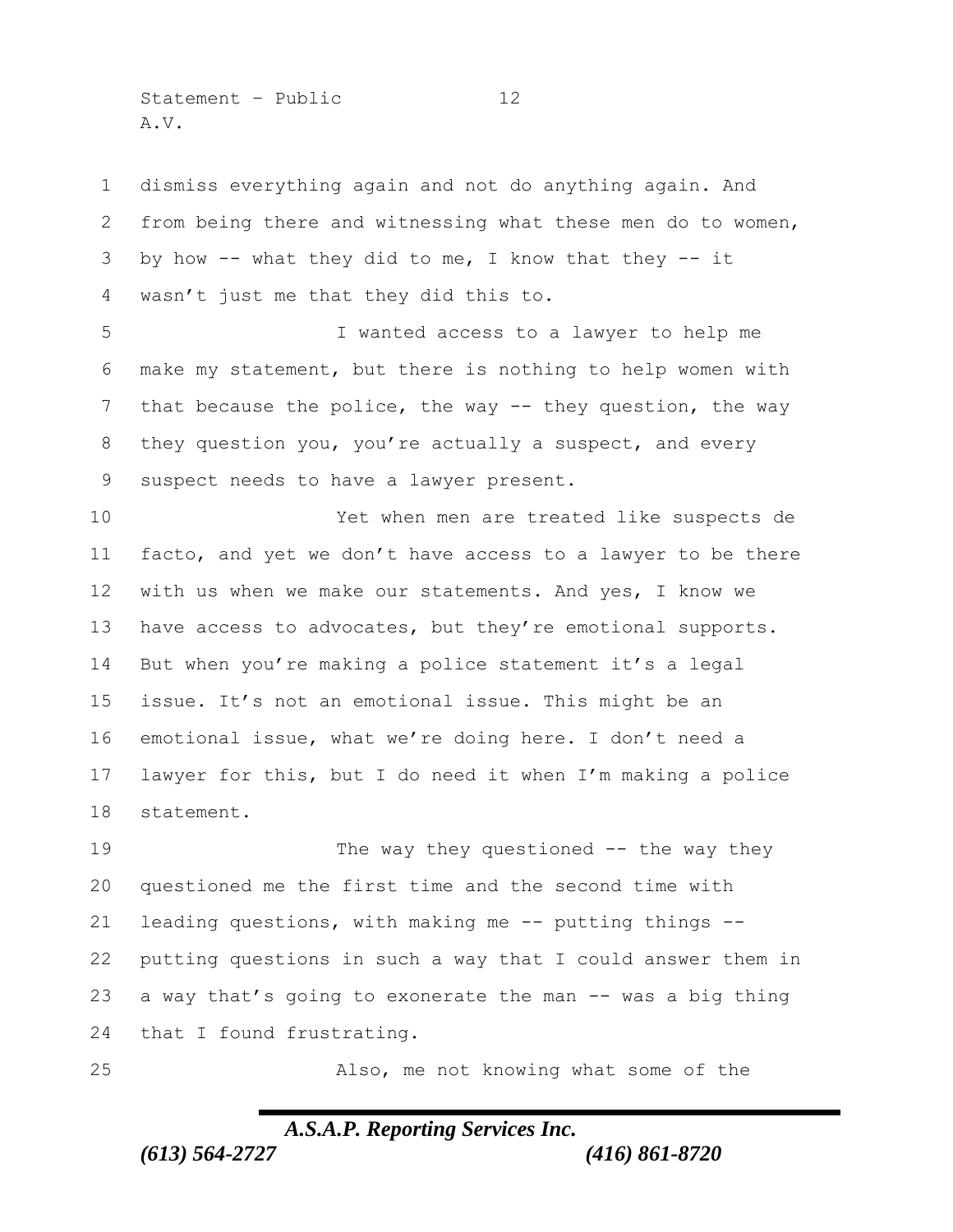dismiss everything again and not do anything again. And from being there and witnessing what these men do to women, by how -- what they did to me, I know that they -- it wasn't just me that they did this to.

I wanted access to a lawyer to help me make my statement, but there is nothing to help women with that because the police, the way -- they question, the way they question you, you're actually a suspect, and every suspect needs to have a lawyer present.

Yet when men are treated like suspects de facto, and yet we don't have access to a lawyer to be there with us when we make our statements. And yes, I know we have access to advocates, but they're emotional supports. But when you're making a police statement it's a legal issue. It's not an emotional issue. This might be an emotional issue, what we're doing here. I don't need a lawyer for this, but I do need it when I'm making a police statement.

The way they questioned -- the way they questioned me the first time and the second time with leading questions, with making me -- putting things -- putting questions in such a way that I could answer them in a way that's going to exonerate the man -- was a big thing that I found frustrating.

Also, me not knowing what some of the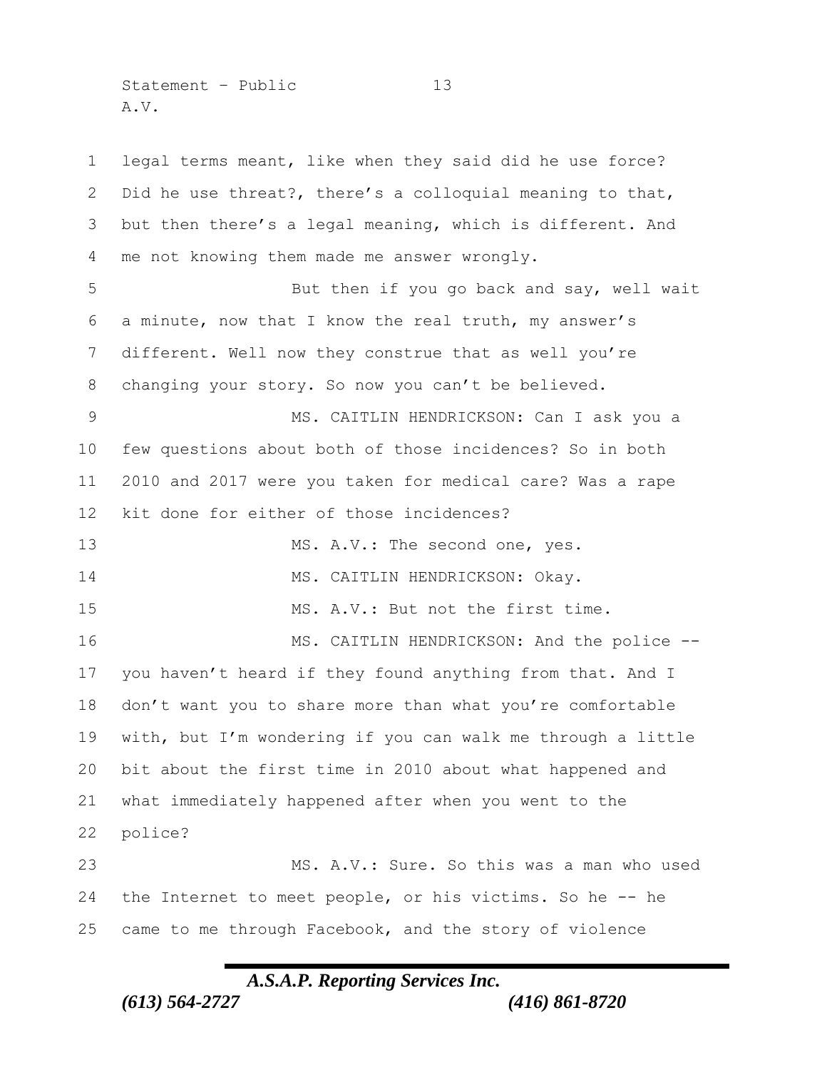legal terms meant, like when they said did he use force? Did he use threat?, there's a colloquial meaning to that, but then there's a legal meaning, which is different. And me not knowing them made me answer wrongly.

But then if you go back and say, well wait a minute, now that I know the real truth, my answer's different. Well now they construe that as well you're changing your story. So now you can't be believed.

MS. CAITLIN HENDRICKSON: Can I ask you a few questions about both of those incidences? So in both 2010 and 2017 were you taken for medical care? Was a rape kit done for either of those incidences?

MS. A.V.: The second one, yes.

MS. CAITLIN HENDRICKSON: Okay.

MS. A.V.: But not the first time.

MS. CAITLIN HENDRICKSON: And the police -- you haven't heard if they found anything from that. And I don't want you to share more than what you're comfortable with, but I'm wondering if you can walk me through a little bit about the first time in 2010 about what happened and what immediately happened after when you went to the police?

MS. A.V.: Sure. So this was a man who used the Internet to meet people, or his victims. So he -- he came to me through Facebook, and the story of violence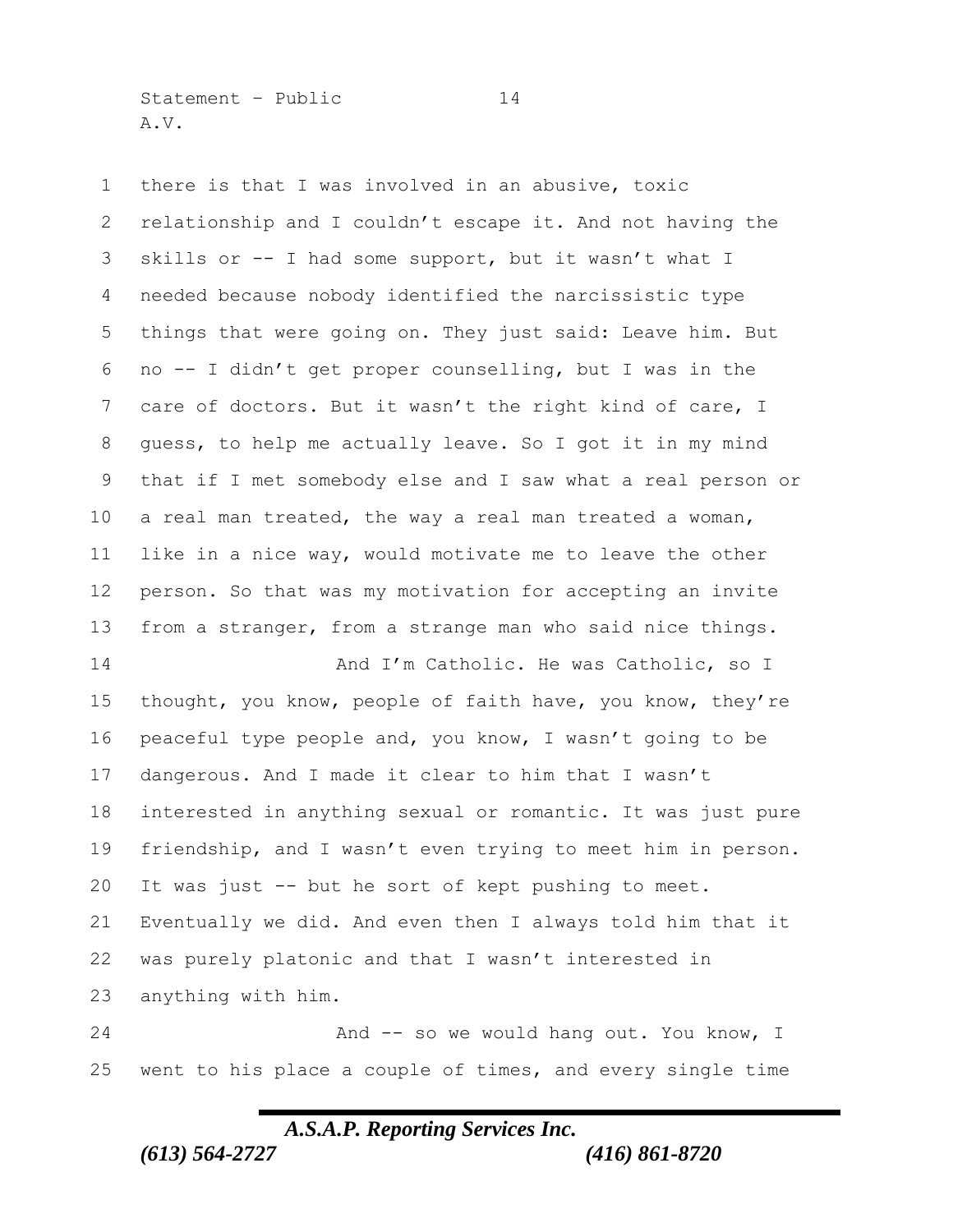there is that I was involved in an abusive, toxic relationship and I couldn't escape it. And not having the skills or -- I had some support, but it wasn't what I needed because nobody identified the narcissistic type things that were going on. They just said: Leave him. But no -- I didn't get proper counselling, but I was in the care of doctors. But it wasn't the right kind of care, I guess, to help me actually leave. So I got it in my mind that if I met somebody else and I saw what a real person or a real man treated, the way a real man treated a woman, like in a nice way, would motivate me to leave the other person. So that was my motivation for accepting an invite from a stranger, from a strange man who said nice things.

And I'm Catholic. He was Catholic, so I thought, you know, people of faith have, you know, they're peaceful type people and, you know, I wasn't going to be dangerous. And I made it clear to him that I wasn't interested in anything sexual or romantic. It was just pure friendship, and I wasn't even trying to meet him in person. It was just -- but he sort of kept pushing to meet. Eventually we did. And even then I always told him that it was purely platonic and that I wasn't interested in anything with him.

And -- so we would hang out. You know, I went to his place a couple of times, and every single time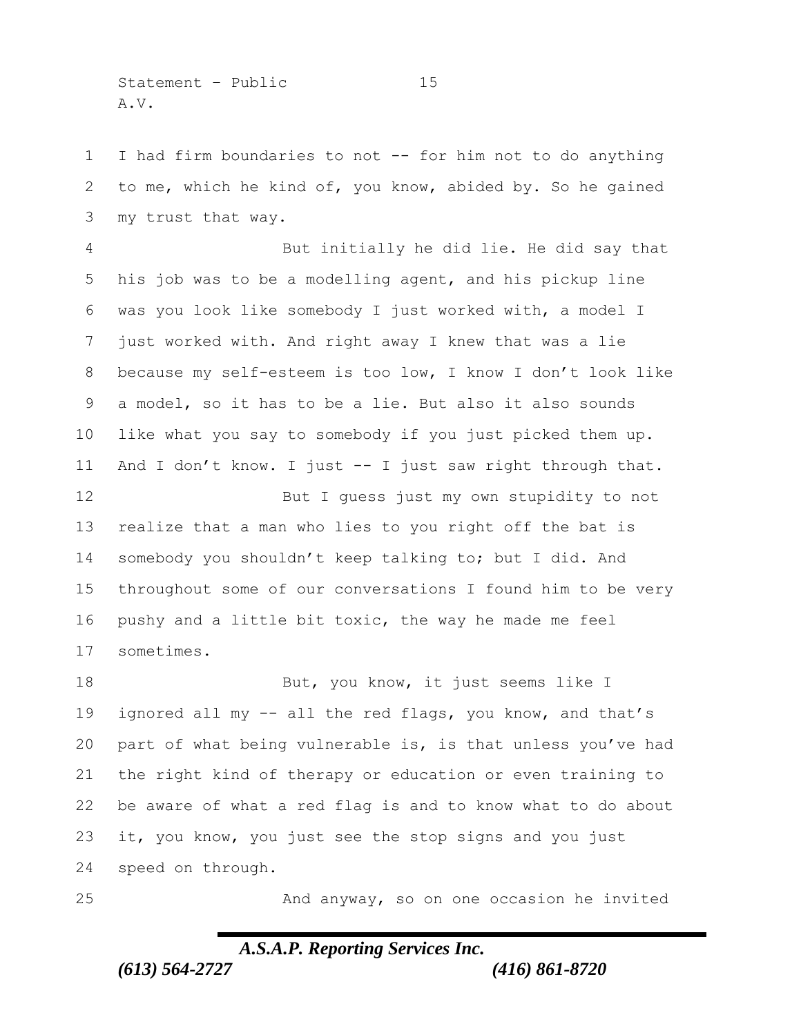I had firm boundaries to not -- for him not to do anything to me, which he kind of, you know, abided by. So he gained my trust that way.

But initially he did lie. He did say that his job was to be a modelling agent, and his pickup line was you look like somebody I just worked with, a model I just worked with. And right away I knew that was a lie because my self-esteem is too low, I know I don't look like a model, so it has to be a lie. But also it also sounds like what you say to somebody if you just picked them up. And I don't know. I just -- I just saw right through that.

But I guess just my own stupidity to not realize that a man who lies to you right off the bat is somebody you shouldn't keep talking to; but I did. And throughout some of our conversations I found him to be very pushy and a little bit toxic, the way he made me feel sometimes.

But, you know, it just seems like I ignored all my -- all the red flags, you know, and that's part of what being vulnerable is, is that unless you've had the right kind of therapy or education or even training to be aware of what a red flag is and to know what to do about it, you know, you just see the stop signs and you just speed on through.

And anyway, so on one occasion he invited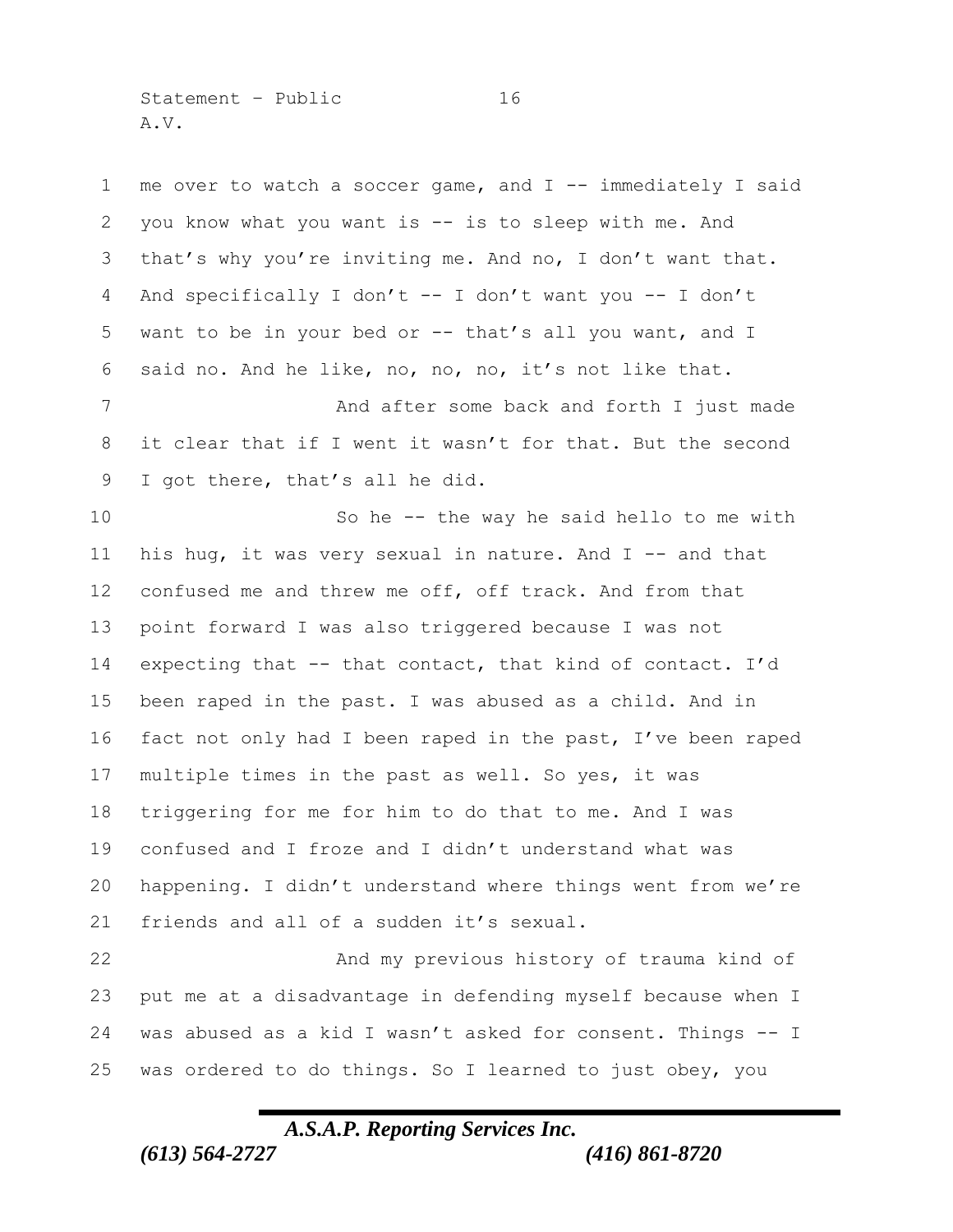me over to watch a soccer game, and I -- immediately I said you know what you want is -- is to sleep with me. And that's why you're inviting me. And no, I don't want that. And specifically I don't -- I don't want you -- I don't want to be in your bed or -- that's all you want, and I said no. And he like, no, no, no, it's not like that.

And after some back and forth I just made it clear that if I went it wasn't for that. But the second I got there, that's all he did.

So he -- the way he said hello to me with his hug, it was very sexual in nature. And I -- and that confused me and threw me off, off track. And from that point forward I was also triggered because I was not expecting that -- that contact, that kind of contact. I'd been raped in the past. I was abused as a child. And in fact not only had I been raped in the past, I've been raped multiple times in the past as well. So yes, it was triggering for me for him to do that to me. And I was confused and I froze and I didn't understand what was happening. I didn't understand where things went from we're friends and all of a sudden it's sexual.

And my previous history of trauma kind of put me at a disadvantage in defending myself because when I was abused as a kid I wasn't asked for consent. Things -- I was ordered to do things. So I learned to just obey, you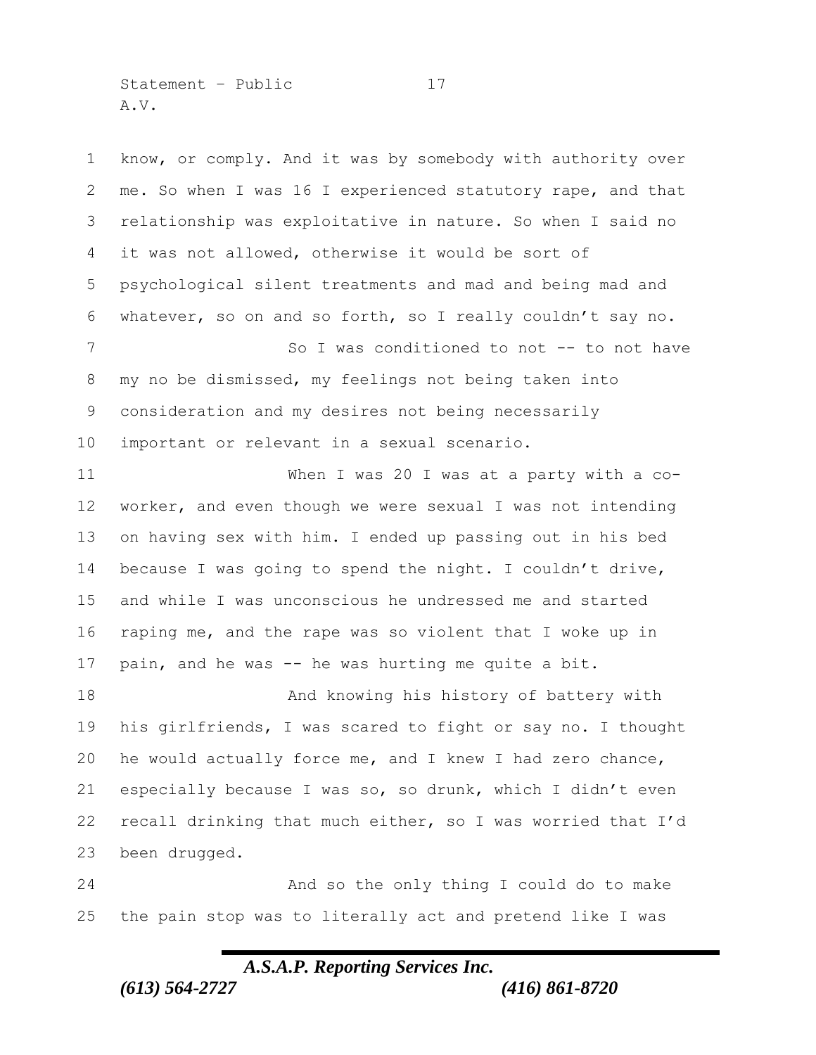know, or comply. And it was by somebody with authority over me. So when I was 16 I experienced statutory rape, and that relationship was exploitative in nature. So when I said no it was not allowed, otherwise it would be sort of psychological silent treatments and mad and being mad and whatever, so on and so forth, so I really couldn't say no.

So I was conditioned to not -- to not have my no be dismissed, my feelings not being taken into consideration and my desires not being necessarily important or relevant in a sexual scenario.

When I was 20 I was at a party with a co-worker, and even though we were sexual I was not intending on having sex with him. I ended up passing out in his bed because I was going to spend the night. I couldn't drive, and while I was unconscious he undressed me and started raping me, and the rape was so violent that I woke up in pain, and he was -- he was hurting me quite a bit.

And knowing his history of battery with his girlfriends, I was scared to fight or say no. I thought he would actually force me, and I knew I had zero chance, especially because I was so, so drunk, which I didn't even recall drinking that much either, so I was worried that I'd been drugged.

And so the only thing I could do to make the pain stop was to literally act and pretend like I was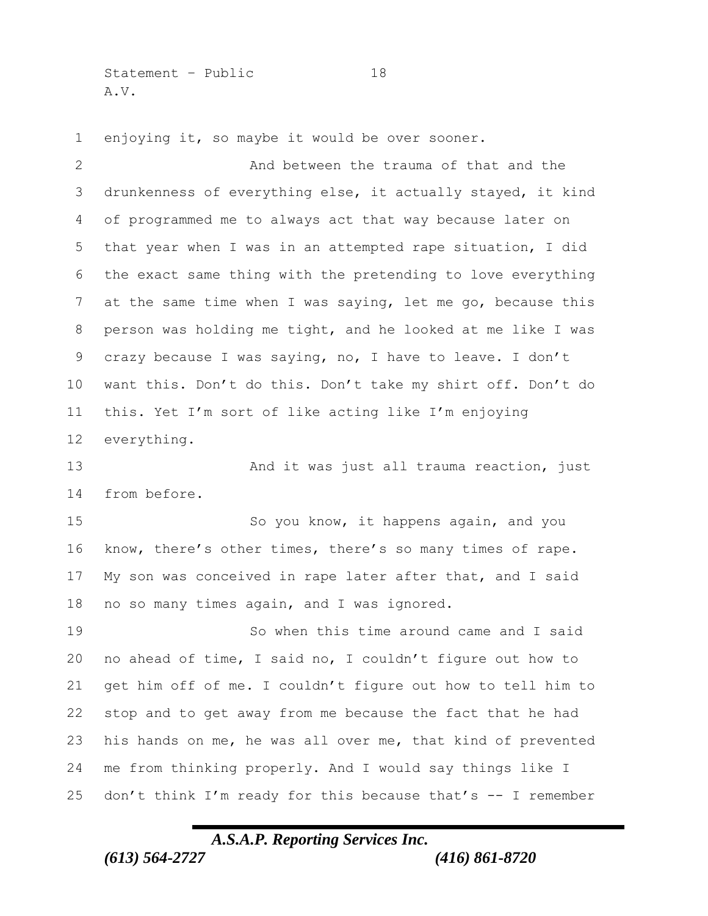enjoying it, so maybe it would be over sooner.

And between the trauma of that and the drunkenness of everything else, it actually stayed, it kind of programmed me to always act that way because later on that year when I was in an attempted rape situation, I did the exact same thing with the pretending to love everything at the same time when I was saying, let me go, because this person was holding me tight, and he looked at me like I was crazy because I was saying, no, I have to leave. I don't want this. Don't do this. Don't take my shirt off. Don't do this. Yet I'm sort of like acting like I'm enjoying everything.

And it was just all trauma reaction, just from before.

So you know, it happens again, and you know, there's other times, there's so many times of rape. My son was conceived in rape later after that, and I said no so many times again, and I was ignored.

So when this time around came and I said no ahead of time, I said no, I couldn't figure out how to get him off of me. I couldn't figure out how to tell him to stop and to get away from me because the fact that he had his hands on me, he was all over me, that kind of prevented me from thinking properly. And I would say things like I don't think I'm ready for this because that's -- I remember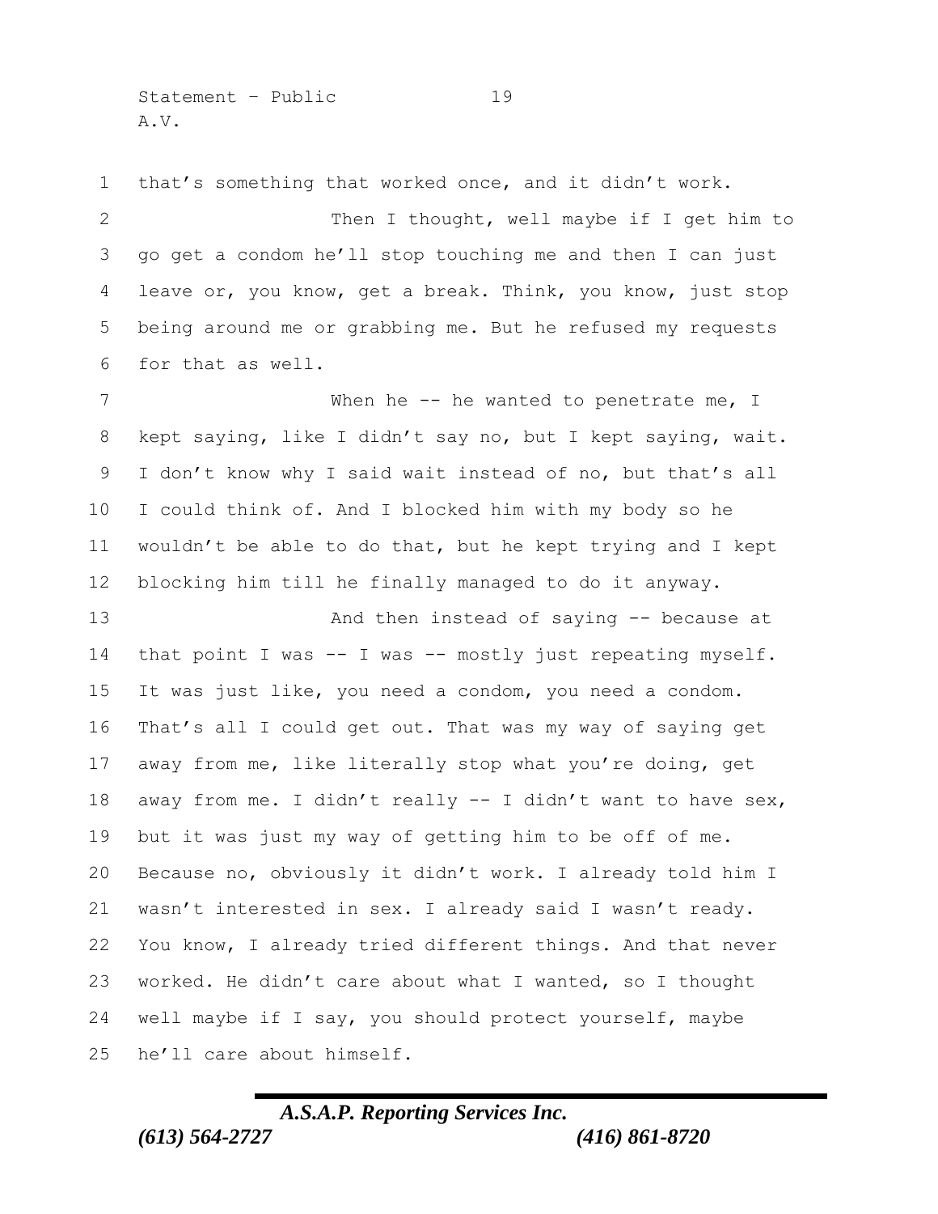that's something that worked once, and it didn't work.

Then I thought, well maybe if I get him to go get a condom he'll stop touching me and then I can just leave or, you know, get a break. Think, you know, just stop being around me or grabbing me. But he refused my requests for that as well.

When he -- he wanted to penetrate me, I kept saying, like I didn't say no, but I kept saying, wait. I don't know why I said wait instead of no, but that's all I could think of. And I blocked him with my body so he wouldn't be able to do that, but he kept trying and I kept blocking him till he finally managed to do it anyway.

And then instead of saying -- because at that point I was -- I was -- mostly just repeating myself. It was just like, you need a condom, you need a condom. That's all I could get out. That was my way of saying get away from me, like literally stop what you're doing, get away from me. I didn't really -- I didn't want to have sex, but it was just my way of getting him to be off of me. Because no, obviously it didn't work. I already told him I wasn't interested in sex. I already said I wasn't ready. You know, I already tried different things. And that never worked. He didn't care about what I wanted, so I thought well maybe if I say, you should protect yourself, maybe he'll care about himself.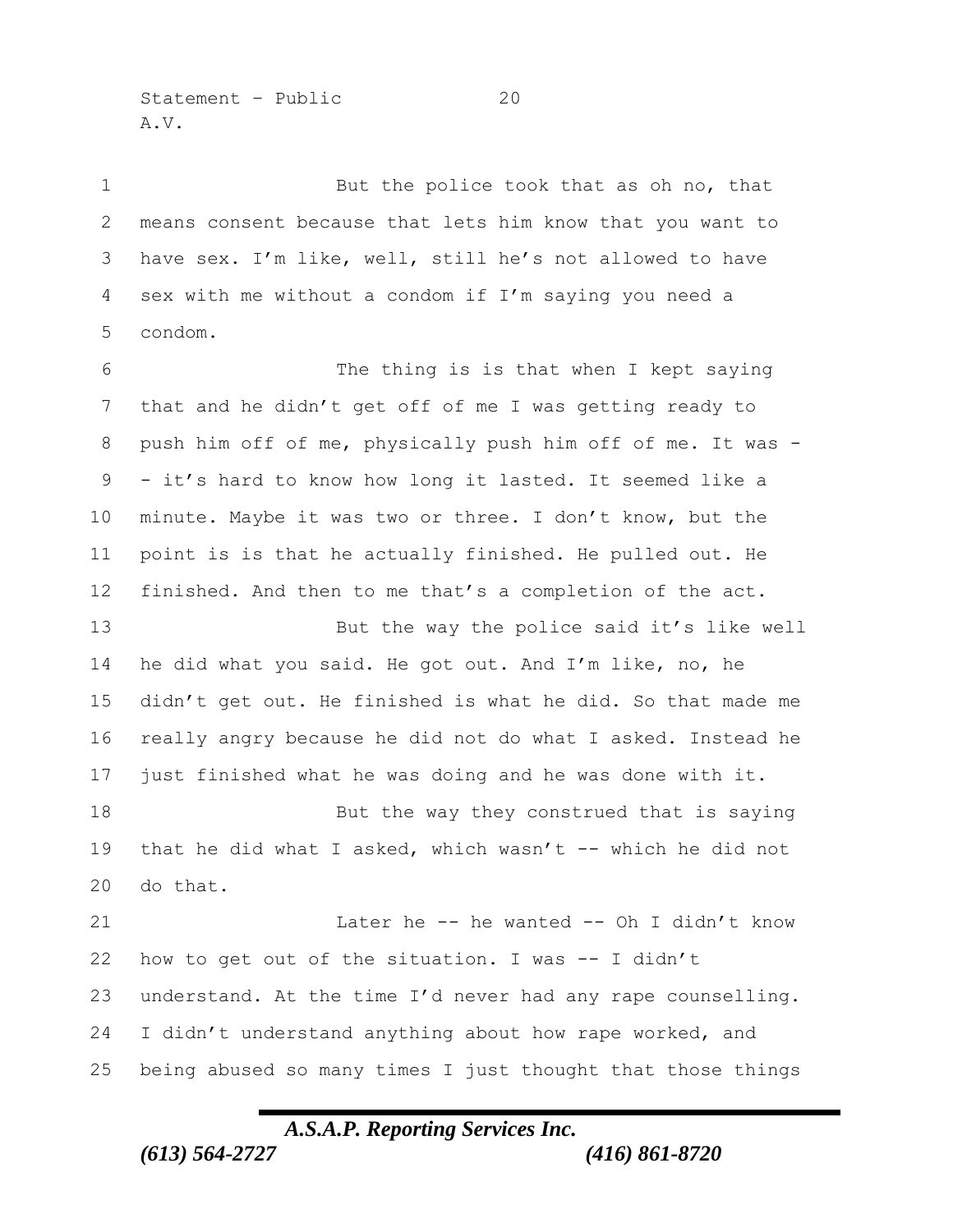But the police took that as oh no, that means consent because that lets him know that you want to have sex. I'm like, well, still he's not allowed to have sex with me without a condom if I'm saying you need a condom.

The thing is is that when I kept saying that and he didn't get off of me I was getting ready to push him off of me, physically push him off of me. It was -- it's hard to know how long it lasted. It seemed like a minute. Maybe it was two or three. I don't know, but the point is is that he actually finished. He pulled out. He finished. And then to me that's a completion of the act.

But the way the police said it's like well he did what you said. He got out. And I'm like, no, he didn't get out. He finished is what he did. So that made me really angry because he did not do what I asked. Instead he just finished what he was doing and he was done with it.

But the way they construed that is saying that he did what I asked, which wasn't -- which he did not do that.

Later he -- he wanted -- Oh I didn't know how to get out of the situation. I was -- I didn't understand. At the time I'd never had any rape counselling. I didn't understand anything about how rape worked, and being abused so many times I just thought that those things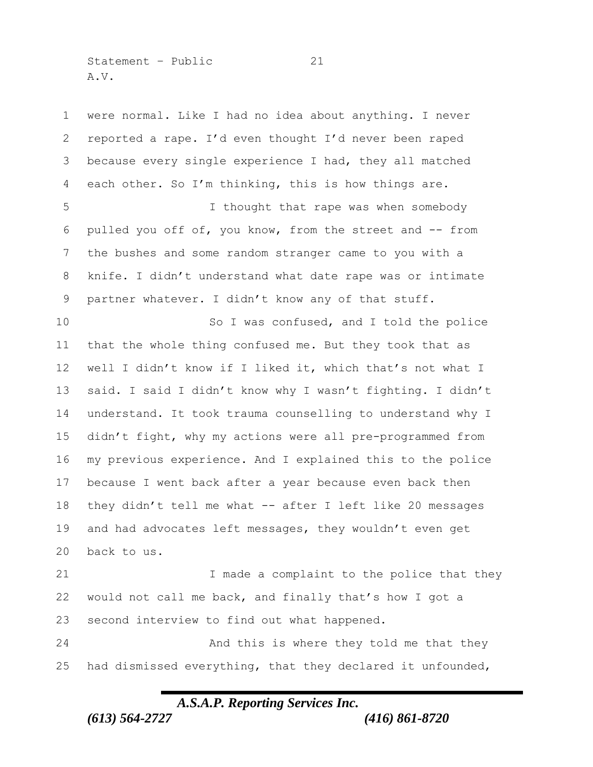were normal. Like I had no idea about anything. I never reported a rape. I'd even thought I'd never been raped because every single experience I had, they all matched each other. So I'm thinking, this is how things are.

I thought that rape was when somebody pulled you off of, you know, from the street and -- from the bushes and some random stranger came to you with a knife. I didn't understand what date rape was or intimate partner whatever. I didn't know any of that stuff.

So I was confused, and I told the police that the whole thing confused me. But they took that as well I didn't know if I liked it, which that's not what I said. I said I didn't know why I wasn't fighting. I didn't understand. It took trauma counselling to understand why I didn't fight, why my actions were all pre-programmed from my previous experience. And I explained this to the police because I went back after a year because even back then they didn't tell me what -- after I left like 20 messages and had advocates left messages, they wouldn't even get back to us.

I made a complaint to the police that they would not call me back, and finally that's how I got a second interview to find out what happened.

And this is where they told me that they had dismissed everything, that they declared it unfounded,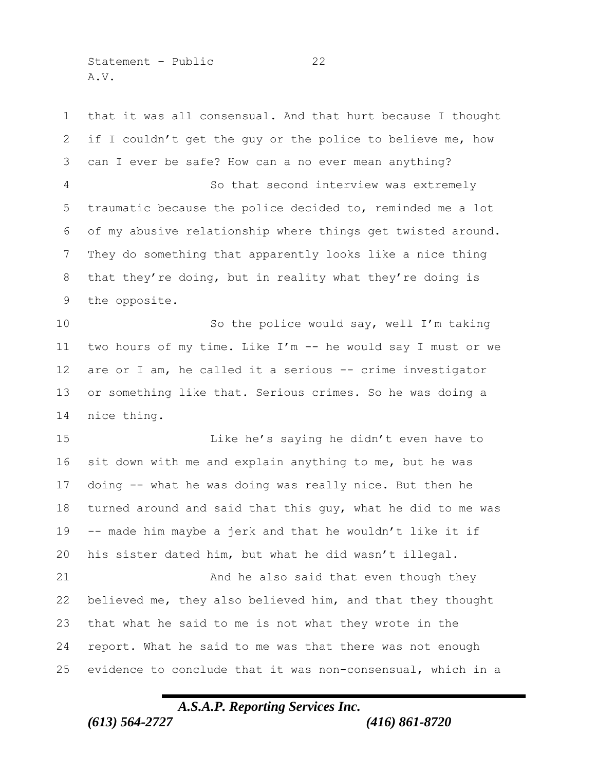that it was all consensual. And that hurt because I thought if I couldn't get the guy or the police to believe me, how can I ever be safe? How can a no ever mean anything?

So that second interview was extremely traumatic because the police decided to, reminded me a lot of my abusive relationship where things get twisted around. They do something that apparently looks like a nice thing that they're doing, but in reality what they're doing is the opposite.

So the police would say, well I'm taking two hours of my time. Like I'm -- he would say I must or we are or I am, he called it a serious -- crime investigator or something like that. Serious crimes. So he was doing a nice thing.

Like he's saying he didn't even have to sit down with me and explain anything to me, but he was doing -- what he was doing was really nice. But then he turned around and said that this guy, what he did to me was -- made him maybe a jerk and that he wouldn't like it if his sister dated him, but what he did wasn't illegal.

And he also said that even though they believed me, they also believed him, and that they thought that what he said to me is not what they wrote in the report. What he said to me was that there was not enough evidence to conclude that it was non-consensual, which in a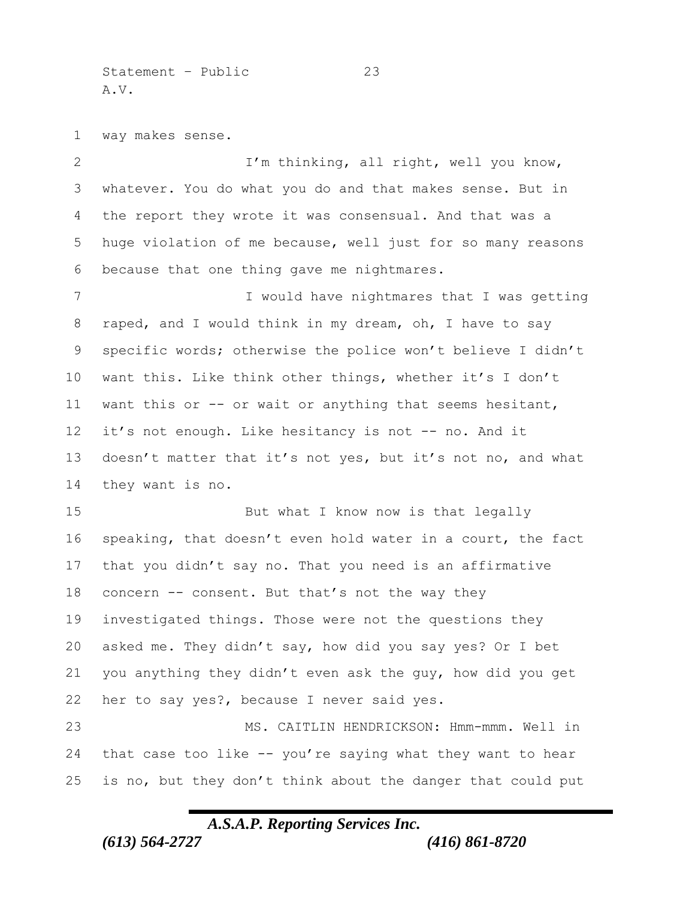way makes sense.

I'm thinking, all right, well you know, whatever. You do what you do and that makes sense. But in the report they wrote it was consensual. And that was a huge violation of me because, well just for so many reasons because that one thing gave me nightmares.

I would have nightmares that I was getting raped, and I would think in my dream, oh, I have to say specific words; otherwise the police won't believe I didn't want this. Like think other things, whether it's I don't want this or -- or wait or anything that seems hesitant, it's not enough. Like hesitancy is not -- no. And it doesn't matter that it's not yes, but it's not no, and what they want is no.

But what I know now is that legally speaking, that doesn't even hold water in a court, the fact that you didn't say no. That you need is an affirmative concern -- consent. But that's not the way they investigated things. Those were not the questions they asked me. They didn't say, how did you say yes? Or I bet you anything they didn't even ask the guy, how did you get her to say yes?, because I never said yes.

MS. CAITLIN HENDRICKSON: Hmm-mmm. Well in that case too like -- you're saying what they want to hear is no, but they don't think about the danger that could put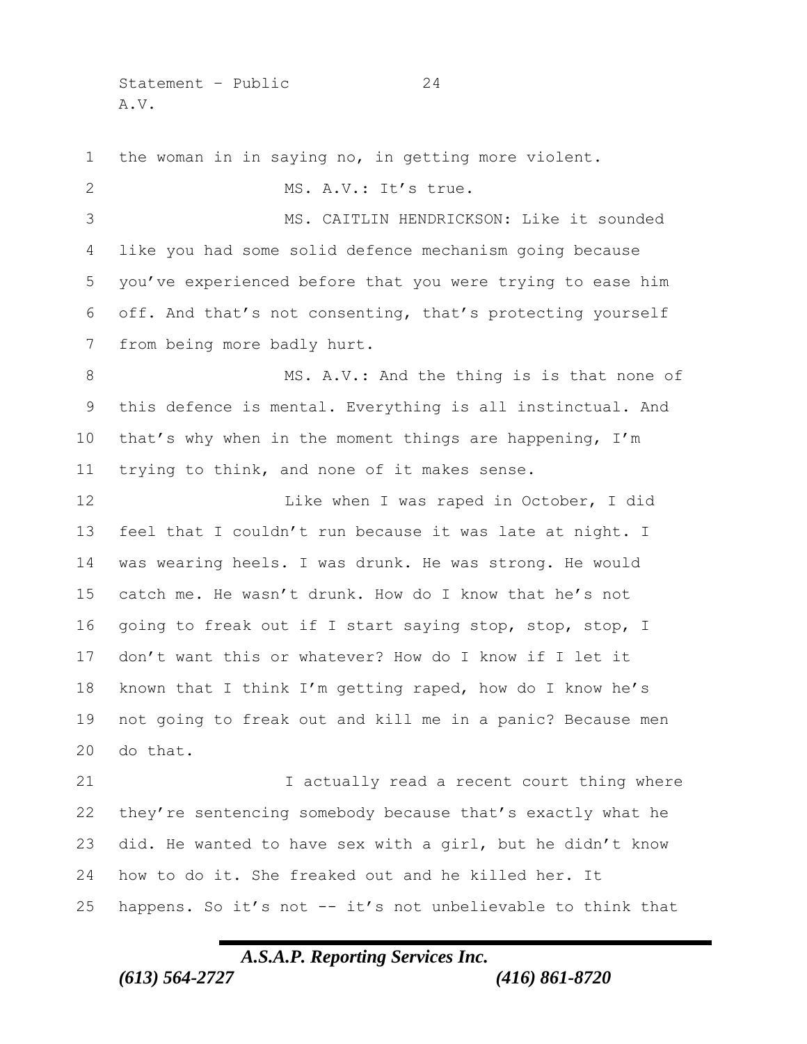the woman in in saying no, in getting more violent.

MS. A.V.: It's true.

MS. CAITLIN HENDRICKSON: Like it sounded like you had some solid defence mechanism going because you've experienced before that you were trying to ease him off. And that's not consenting, that's protecting yourself from being more badly hurt.

MS. A.V.: And the thing is is that none of this defence is mental. Everything is all instinctual. And that's why when in the moment things are happening, I'm trying to think, and none of it makes sense.

Like when I was raped in October, I did feel that I couldn't run because it was late at night. I was wearing heels. I was drunk. He was strong. He would catch me. He wasn't drunk. How do I know that he's not going to freak out if I start saying stop, stop, stop, I don't want this or whatever? How do I know if I let it known that I think I'm getting raped, how do I know he's not going to freak out and kill me in a panic? Because men do that.

I actually read a recent court thing where they're sentencing somebody because that's exactly what he did. He wanted to have sex with a girl, but he didn't know how to do it. She freaked out and he killed her. It happens. So it's not -- it's not unbelievable to think that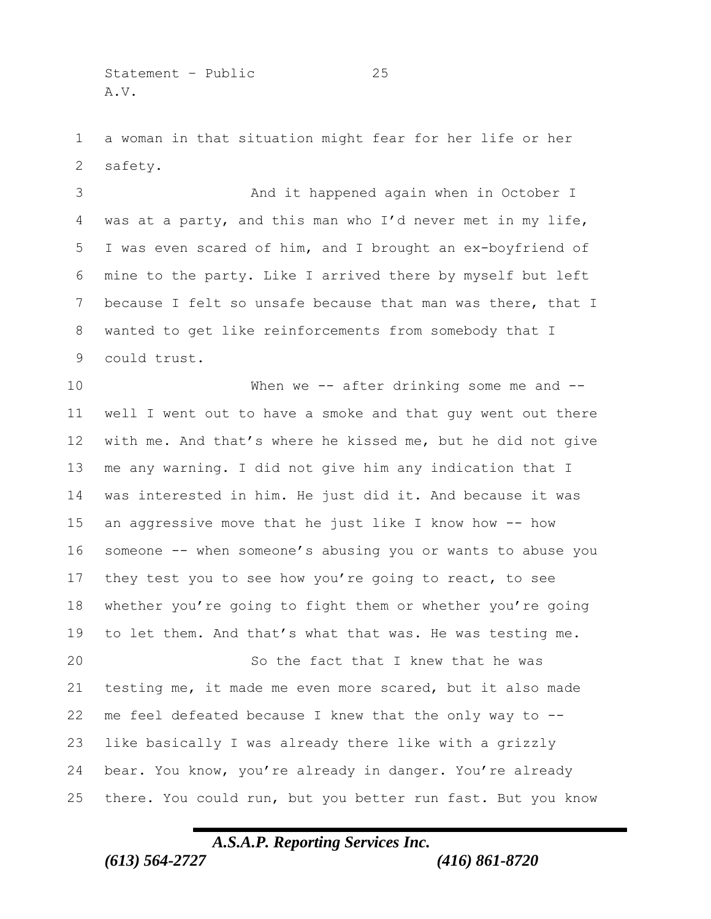a woman in that situation might fear for her life or her safety.

And it happened again when in October I was at a party, and this man who I'd never met in my life, I was even scared of him, and I brought an ex-boyfriend of mine to the party. Like I arrived there by myself but left because I felt so unsafe because that man was there, that I wanted to get like reinforcements from somebody that I could trust.

When we -- after drinking some me and -- well I went out to have a smoke and that guy went out there with me. And that's where he kissed me, but he did not give me any warning. I did not give him any indication that I was interested in him. He just did it. And because it was an aggressive move that he just like I know how -- how someone -- when someone's abusing you or wants to abuse you they test you to see how you're going to react, to see whether you're going to fight them or whether you're going to let them. And that's what that was. He was testing me.

So the fact that I knew that he was testing me, it made me even more scared, but it also made me feel defeated because I knew that the only way to -- like basically I was already there like with a grizzly bear. You know, you're already in danger. You're already there. You could run, but you better run fast. But you know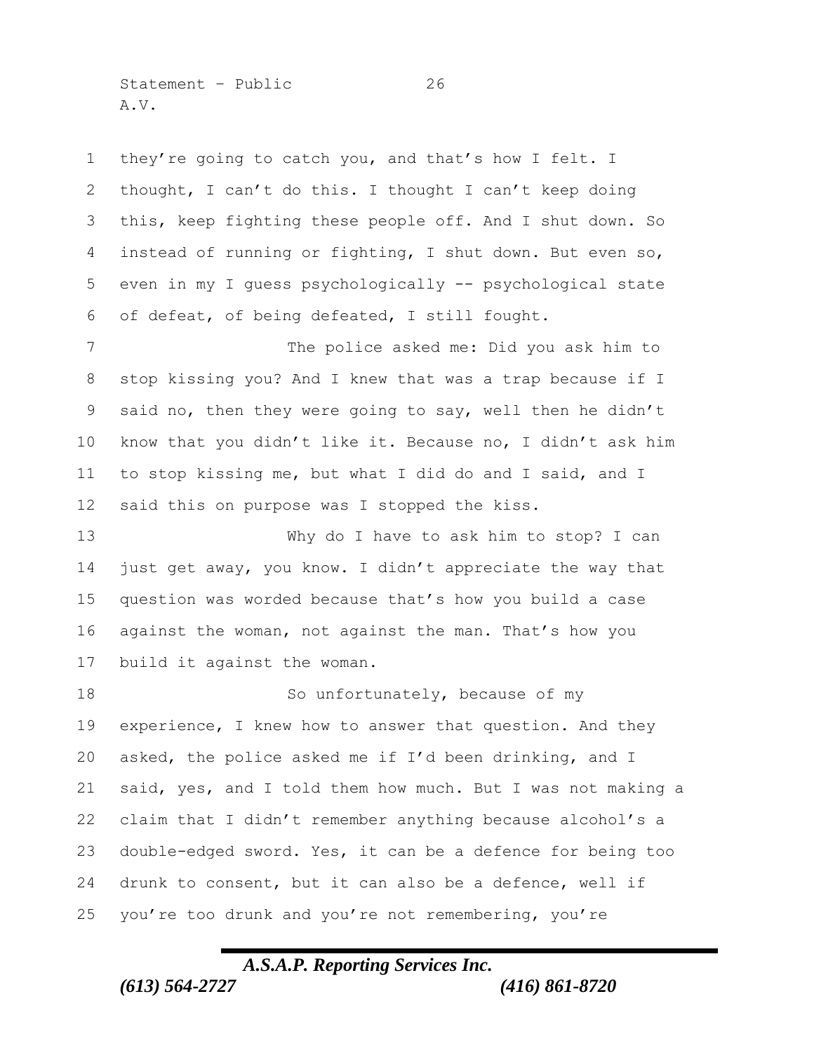they're going to catch you, and that's how I felt. I thought, I can't do this. I thought I can't keep doing this, keep fighting these people off. And I shut down. So instead of running or fighting, I shut down. But even so, even in my I guess psychologically -- psychological state of defeat, of being defeated, I still fought.

The police asked me: Did you ask him to stop kissing you? And I knew that was a trap because if I said no, then they were going to say, well then he didn't know that you didn't like it. Because no, I didn't ask him to stop kissing me, but what I did do and I said, and I said this on purpose was I stopped the kiss.

Why do I have to ask him to stop? I can just get away, you know. I didn't appreciate the way that question was worded because that's how you build a case against the woman, not against the man. That's how you build it against the woman.

So unfortunately, because of my experience, I knew how to answer that question. And they asked, the police asked me if I'd been drinking, and I said, yes, and I told them how much. But I was not making a claim that I didn't remember anything because alcohol's a double-edged sword. Yes, it can be a defence for being too drunk to consent, but it can also be a defence, well if you're too drunk and you're not remembering, you're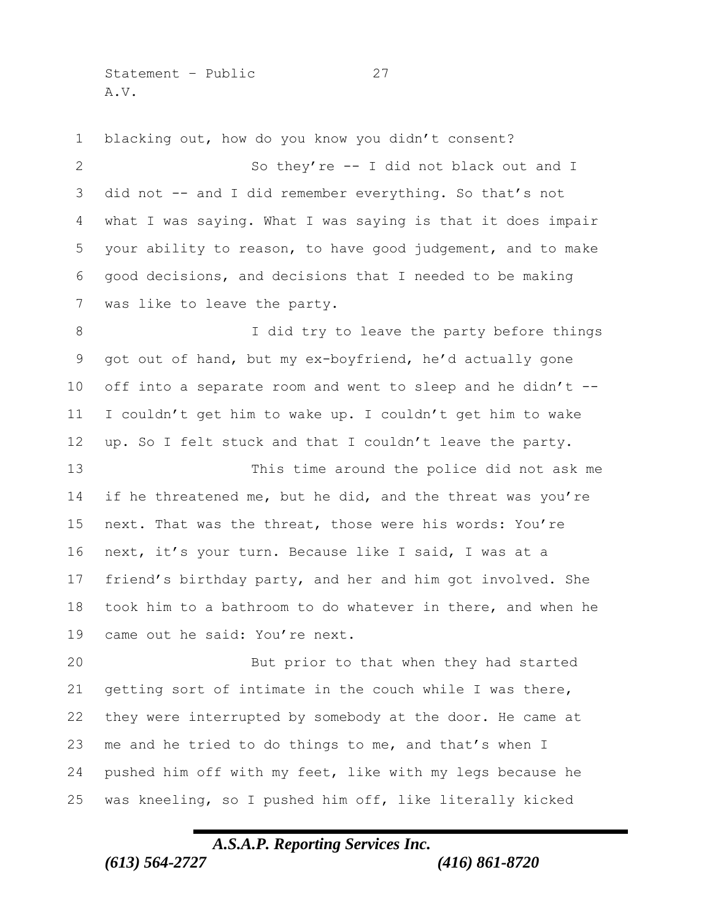blacking out, how do you know you didn't consent?

So they're -- I did not black out and I did not -- and I did remember everything. So that's not what I was saying. What I was saying is that it does impair your ability to reason, to have good judgement, and to make good decisions, and decisions that I needed to be making was like to leave the party.

I did try to leave the party before things got out of hand, but my ex-boyfriend, he'd actually gone off into a separate room and went to sleep and he didn't -- I couldn't get him to wake up. I couldn't get him to wake up. So I felt stuck and that I couldn't leave the party.

This time around the police did not ask me if he threatened me, but he did, and the threat was you're next. That was the threat, those were his words: You're next, it's your turn. Because like I said, I was at a friend's birthday party, and her and him got involved. She took him to a bathroom to do whatever in there, and when he came out he said: You're next.

But prior to that when they had started getting sort of intimate in the couch while I was there, they were interrupted by somebody at the door. He came at me and he tried to do things to me, and that's when I pushed him off with my feet, like with my legs because he was kneeling, so I pushed him off, like literally kicked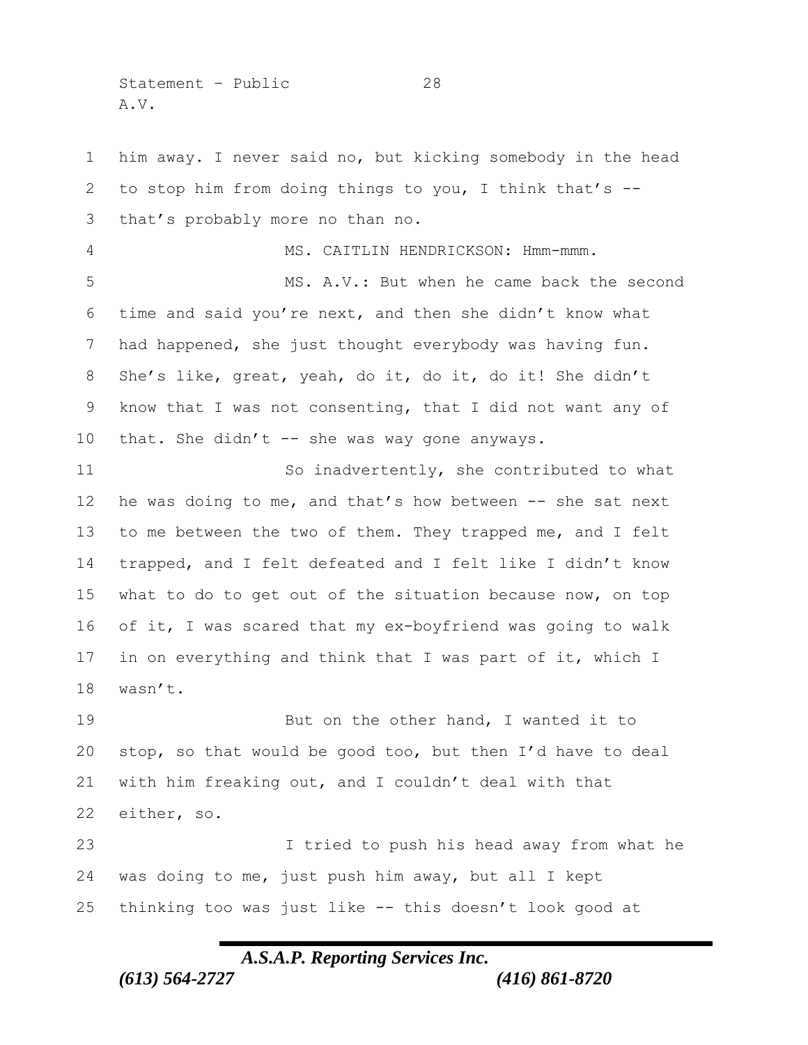him away. I never said no, but kicking somebody in the head to stop him from doing things to you, I think that's -- that's probably more no than no.

MS. CAITLIN HENDRICKSON: Hmm-mmm.

MS. A.V.: But when he came back the second time and said you're next, and then she didn't know what had happened, she just thought everybody was having fun. She's like, great, yeah, do it, do it, do it! She didn't know that I was not consenting, that I did not want any of that. She didn't -- she was way gone anyways.

So inadvertently, she contributed to what he was doing to me, and that's how between -- she sat next to me between the two of them. They trapped me, and I felt trapped, and I felt defeated and I felt like I didn't know what to do to get out of the situation because now, on top of it, I was scared that my ex-boyfriend was going to walk in on everything and think that I was part of it, which I wasn't.

But on the other hand, I wanted it to stop, so that would be good too, but then I'd have to deal with him freaking out, and I couldn't deal with that either, so.

I tried to push his head away from what he was doing to me, just push him away, but all I kept thinking too was just like -- this doesn't look good at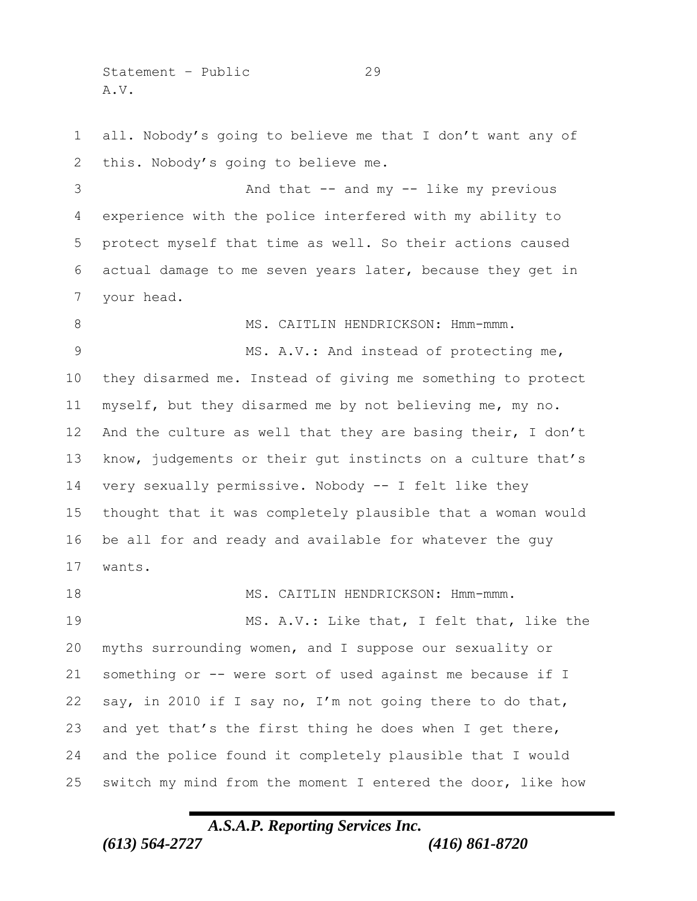all. Nobody's going to believe me that I don't want any of this. Nobody's going to believe me.

And that -- and my -- like my previous experience with the police interfered with my ability to protect myself that time as well. So their actions caused actual damage to me seven years later, because they get in your head.

MS. CAITLIN HENDRICKSON: Hmm-mmm.

MS. A.V.: And instead of protecting me, they disarmed me. Instead of giving me something to protect myself, but they disarmed me by not believing me, my no. And the culture as well that they are basing their, I don't know, judgements or their gut instincts on a culture that's very sexually permissive. Nobody -- I felt like they thought that it was completely plausible that a woman would be all for and ready and available for whatever the guy wants.

MS. CAITLIN HENDRICKSON: Hmm-mmm.

MS. A.V.: Like that, I felt that, like the myths surrounding women, and I suppose our sexuality or something or -- were sort of used against me because if I say, in 2010 if I say no, I'm not going there to do that, and yet that's the first thing he does when I get there, and the police found it completely plausible that I would switch my mind from the moment I entered the door, like how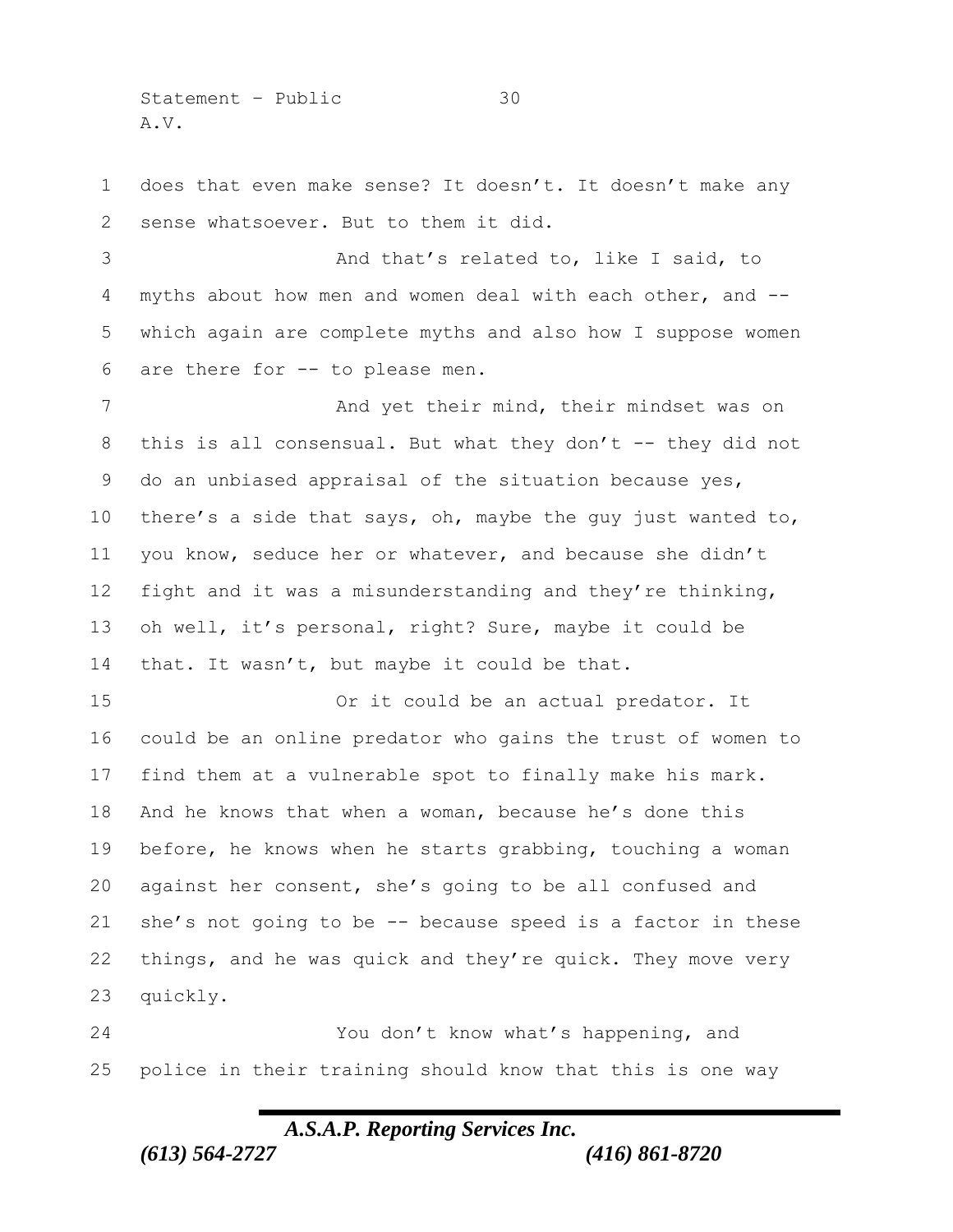does that even make sense? It doesn't. It doesn't make any sense whatsoever. But to them it did.

And that's related to, like I said, to myths about how men and women deal with each other, and -- which again are complete myths and also how I suppose women are there for -- to please men.

And yet their mind, their mindset was on this is all consensual. But what they don't -- they did not do an unbiased appraisal of the situation because yes, there's a side that says, oh, maybe the guy just wanted to, you know, seduce her or whatever, and because she didn't fight and it was a misunderstanding and they're thinking, oh well, it's personal, right? Sure, maybe it could be that. It wasn't, but maybe it could be that.

Or it could be an actual predator. It could be an online predator who gains the trust of women to find them at a vulnerable spot to finally make his mark. And he knows that when a woman, because he's done this before, he knows when he starts grabbing, touching a woman against her consent, she's going to be all confused and she's not going to be -- because speed is a factor in these things, and he was quick and they're quick. They move very quickly.

You don't know what's happening, and police in their training should know that this is one way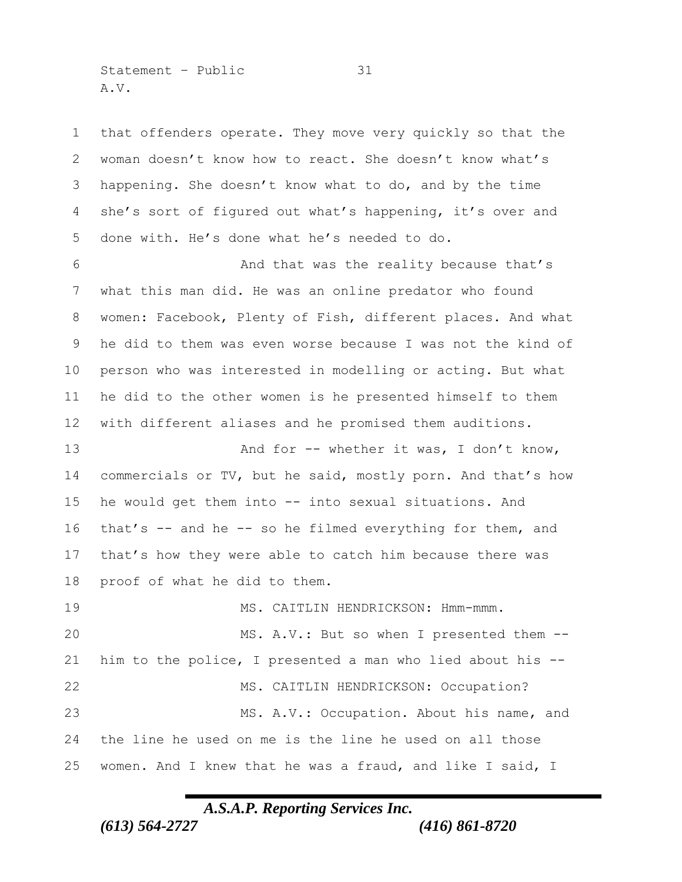that offenders operate. They move very quickly so that the woman doesn't know how to react. She doesn't know what's happening. She doesn't know what to do, and by the time she's sort of figured out what's happening, it's over and done with. He's done what he's needed to do.

And that was the reality because that's what this man did. He was an online predator who found women: Facebook, Plenty of Fish, different places. And what he did to them was even worse because I was not the kind of person who was interested in modelling or acting. But what he did to the other women is he presented himself to them with different aliases and he promised them auditions.

And for -- whether it was, I don't know, commercials or TV, but he said, mostly porn. And that's how he would get them into -- into sexual situations. And that's -- and he -- so he filmed everything for them, and that's how they were able to catch him because there was proof of what he did to them.

MS. CAITLIN HENDRICKSON: Hmm-mmm.

MS. A.V.: But so when I presented them -- him to the police, I presented a man who lied about his --

MS. CAITLIN HENDRICKSON: Occupation?

MS. A.V.: Occupation. About his name, and the line he used on me is the line he used on all those women. And I knew that he was a fraud, and like I said, I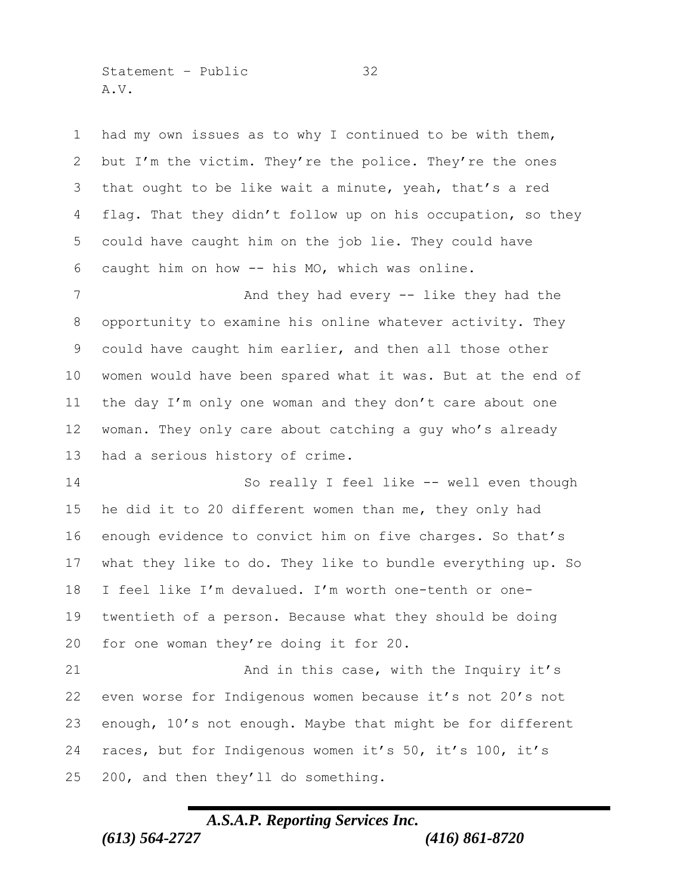had my own issues as to why I continued to be with them, but I'm the victim. They're the police. They're the ones that ought to be like wait a minute, yeah, that's a red flag. That they didn't follow up on his occupation, so they could have caught him on the job lie. They could have caught him on how -- his MO, which was online.

And they had every -- like they had the opportunity to examine his online whatever activity. They could have caught him earlier, and then all those other women would have been spared what it was. But at the end of the day I'm only one woman and they don't care about one woman. They only care about catching a guy who's already had a serious history of crime.

So really I feel like -- well even though he did it to 20 different women than me, they only had enough evidence to convict him on five charges. So that's what they like to do. They like to bundle everything up. So I feel like I'm devalued. I'm worth one-tenth or one-twentieth of a person. Because what they should be doing for one woman they're doing it for 20.

And in this case, with the Inquiry it's even worse for Indigenous women because it's not 20's not enough, 10's not enough. Maybe that might be for different races, but for Indigenous women it's 50, it's 100, it's 200, and then they'll do something.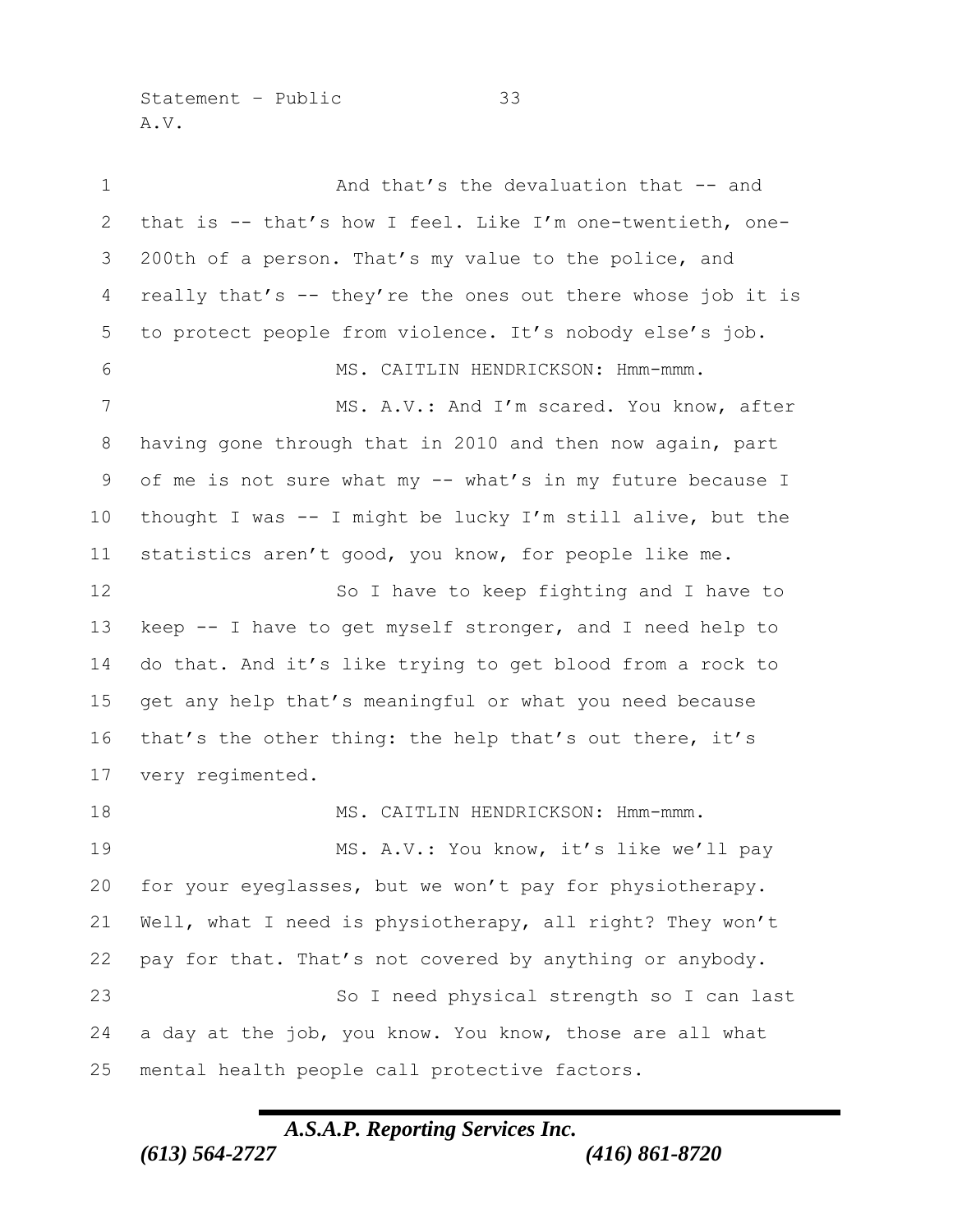And that's the devaluation that -- and that is -- that's how I feel. Like I'm one-twentieth, one-200th of a person. That's my value to the police, and really that's -- they're the ones out there whose job it is to protect people from violence. It's nobody else's job.

MS. CAITLIN HENDRICKSON: Hmm-mmm.

MS. A.V.: And I'm scared. You know, after having gone through that in 2010 and then now again, part of me is not sure what my -- what's in my future because I thought I was -- I might be lucky I'm still alive, but the statistics aren't good, you know, for people like me.

So I have to keep fighting and I have to keep -- I have to get myself stronger, and I need help to do that. And it's like trying to get blood from a rock to get any help that's meaningful or what you need because that's the other thing: the help that's out there, it's very regimented.

MS. CAITLIN HENDRICKSON: Hmm-mmm.

MS. A.V.: You know, it's like we'll pay for your eyeglasses, but we won't pay for physiotherapy. Well, what I need is physiotherapy, all right? They won't pay for that. That's not covered by anything or anybody.

So I need physical strength so I can last a day at the job, you know. You know, those are all what mental health people call protective factors.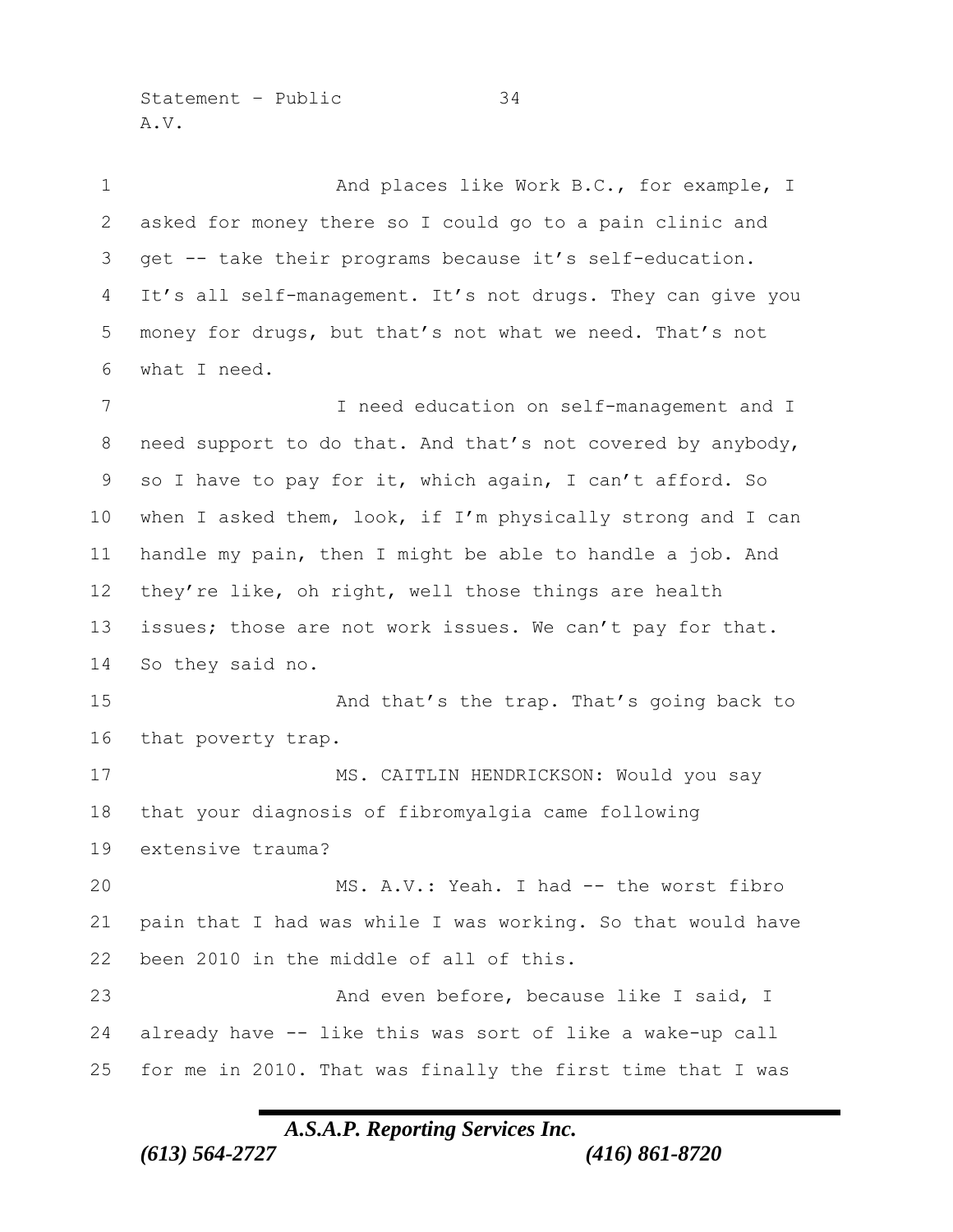And places like Work B.C., for example, I asked for money there so I could go to a pain clinic and get -- take their programs because it's self-education. It's all self-management. It's not drugs. They can give you money for drugs, but that's not what we need. That's not what I need.

I need education on self-management and I need support to do that. And that's not covered by anybody, so I have to pay for it, which again, I can't afford. So when I asked them, look, if I'm physically strong and I can handle my pain, then I might be able to handle a job. And they're like, oh right, well those things are health issues; those are not work issues. We can't pay for that. So they said no.

And that's the trap. That's going back to that poverty trap.

MS. CAITLIN HENDRICKSON: Would you say that your diagnosis of fibromyalgia came following extensive trauma?

MS. A.V.: Yeah. I had -- the worst fibro pain that I had was while I was working. So that would have been 2010 in the middle of all of this.

And even before, because like I said, I already have -- like this was sort of like a wake-up call for me in 2010. That was finally the first time that I was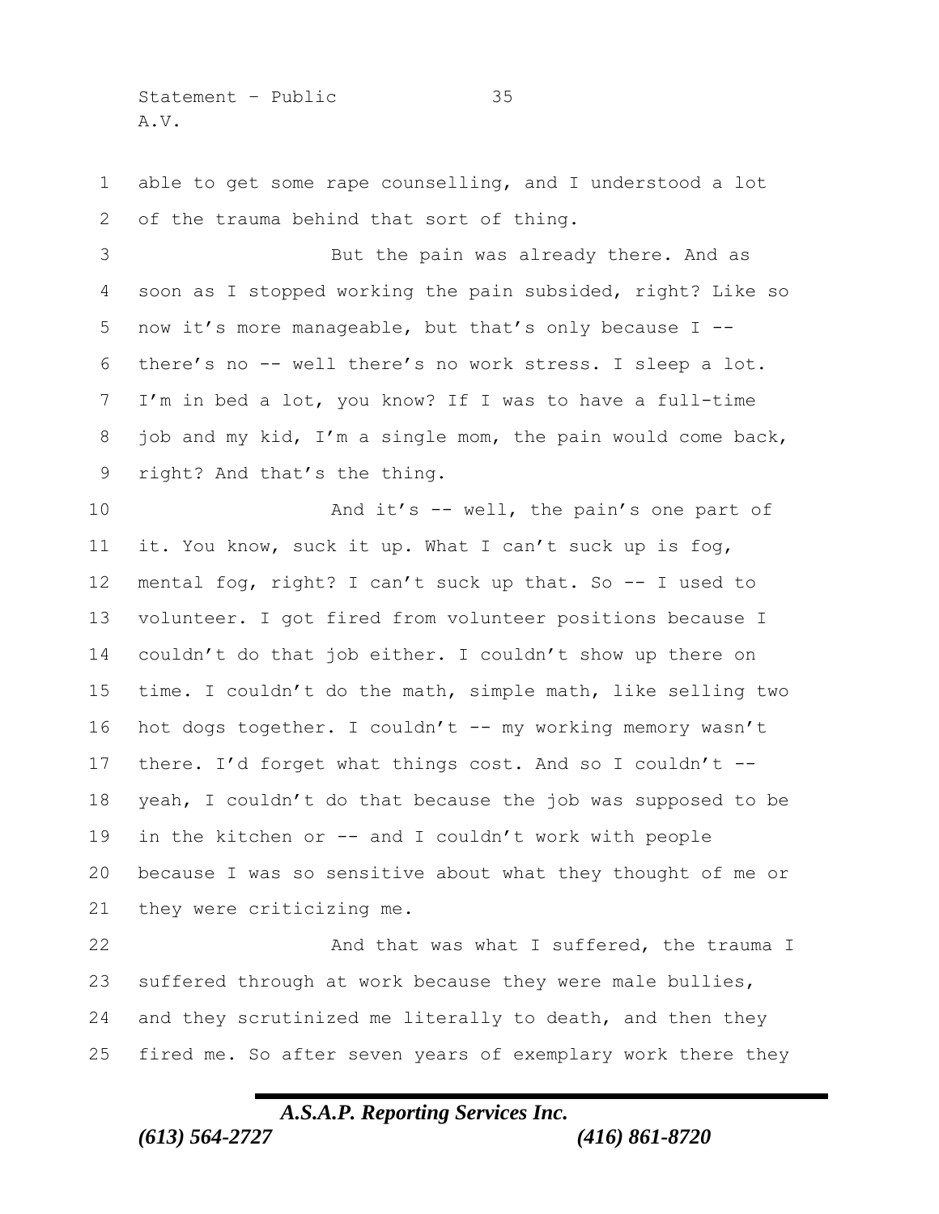able to get some rape counselling, and I understood a lot of the trauma behind that sort of thing.

But the pain was already there. And as soon as I stopped working the pain subsided, right? Like so now it's more manageable, but that's only because I -- there's no -- well there's no work stress. I sleep a lot. I'm in bed a lot, you know? If I was to have a full-time job and my kid, I'm a single mom, the pain would come back, right? And that's the thing.

And it's -- well, the pain's one part of it. You know, suck it up. What I can't suck up is fog, mental fog, right? I can't suck up that. So -- I used to volunteer. I got fired from volunteer positions because I couldn't do that job either. I couldn't show up there on time. I couldn't do the math, simple math, like selling two hot dogs together. I couldn't -- my working memory wasn't there. I'd forget what things cost. And so I couldn't -- yeah, I couldn't do that because the job was supposed to be in the kitchen or -- and I couldn't work with people because I was so sensitive about what they thought of me or they were criticizing me.

And that was what I suffered, the trauma I suffered through at work because they were male bullies, and they scrutinized me literally to death, and then they fired me. So after seven years of exemplary work there they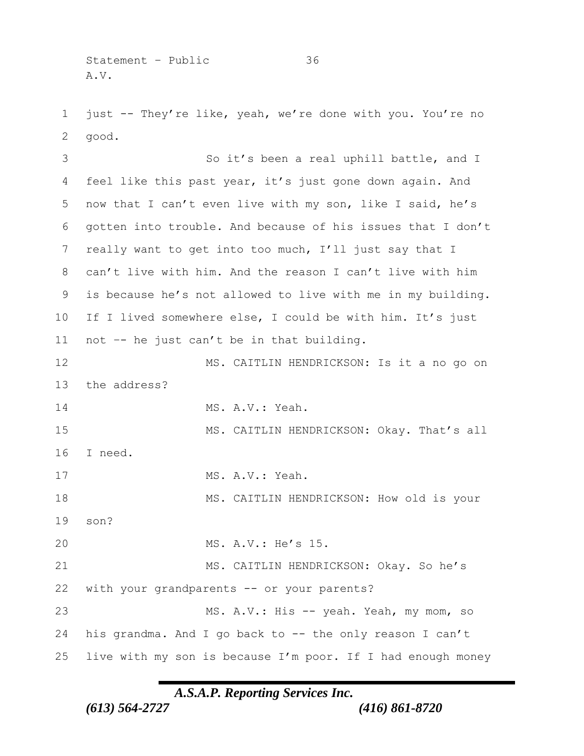just -- They're like, yeah, we're done with you. You're no good.

So it's been a real uphill battle, and I feel like this past year, it's just gone down again. And now that I can't even live with my son, like I said, he's gotten into trouble. And because of his issues that I don't really want to get into too much, I'll just say that I can't live with him. And the reason I can't live with him is because he's not allowed to live with me in my building. If I lived somewhere else, I could be with him. It's just not -- he just can't be in that building.

MS. CAITLIN HENDRICKSON: Is it a no go on the address?

MS. A.V.: Yeah.

MS. CAITLIN HENDRICKSON: Okay. That's all I need.

MS. A.V.: Yeah.

MS. CAITLIN HENDRICKSON: How old is your son?

MS. A.V.: He's 15.

MS. CAITLIN HENDRICKSON: Okay. So he's with your grandparents -- or your parents?

MS. A.V.: His -- yeah. Yeah, my mom, so his grandma. And I go back to -- the only reason I can't live with my son is because I'm poor. If I had enough money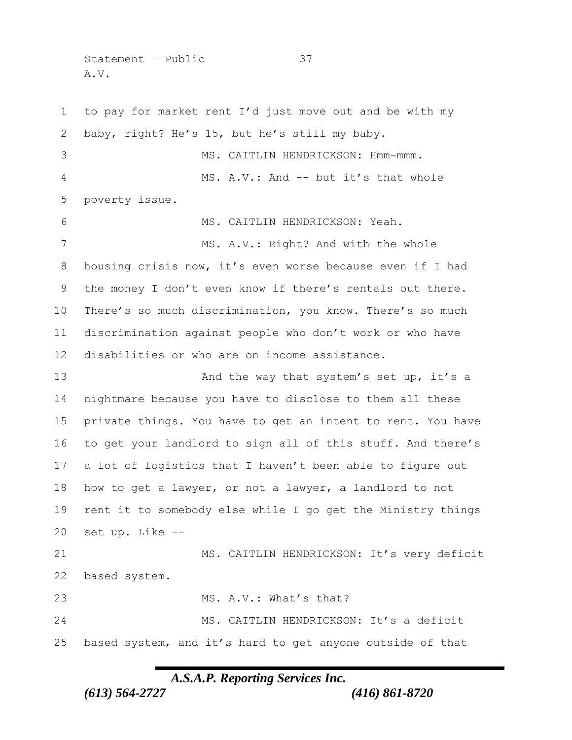to pay for market rent I'd just move out and be with my baby, right? He's 15, but he's still my baby.

MS. CAITLIN HENDRICKSON: Hmm-mmm.

MS. A.V.: And -- but it's that whole poverty issue.

MS. CAITLIN HENDRICKSON: Yeah.

MS. A.V.: Right? And with the whole housing crisis now, it's even worse because even if I had the money I don't even know if there's rentals out there. There's so much discrimination, you know. There's so much discrimination against people who don't work or who have disabilities or who are on income assistance.

And the way that system's set up, it's a nightmare because you have to disclose to them all these private things. You have to get an intent to rent. You have to get your landlord to sign all of this stuff. And there's a lot of logistics that I haven't been able to figure out how to get a lawyer, or not a lawyer, a landlord to not rent it to somebody else while I go get the Ministry things set up. Like --

MS. CAITLIN HENDRICKSON: It's very deficit based system.

MS. A.V.: What's that?

MS. CAITLIN HENDRICKSON: It's a deficit based system, and it's hard to get anyone outside of that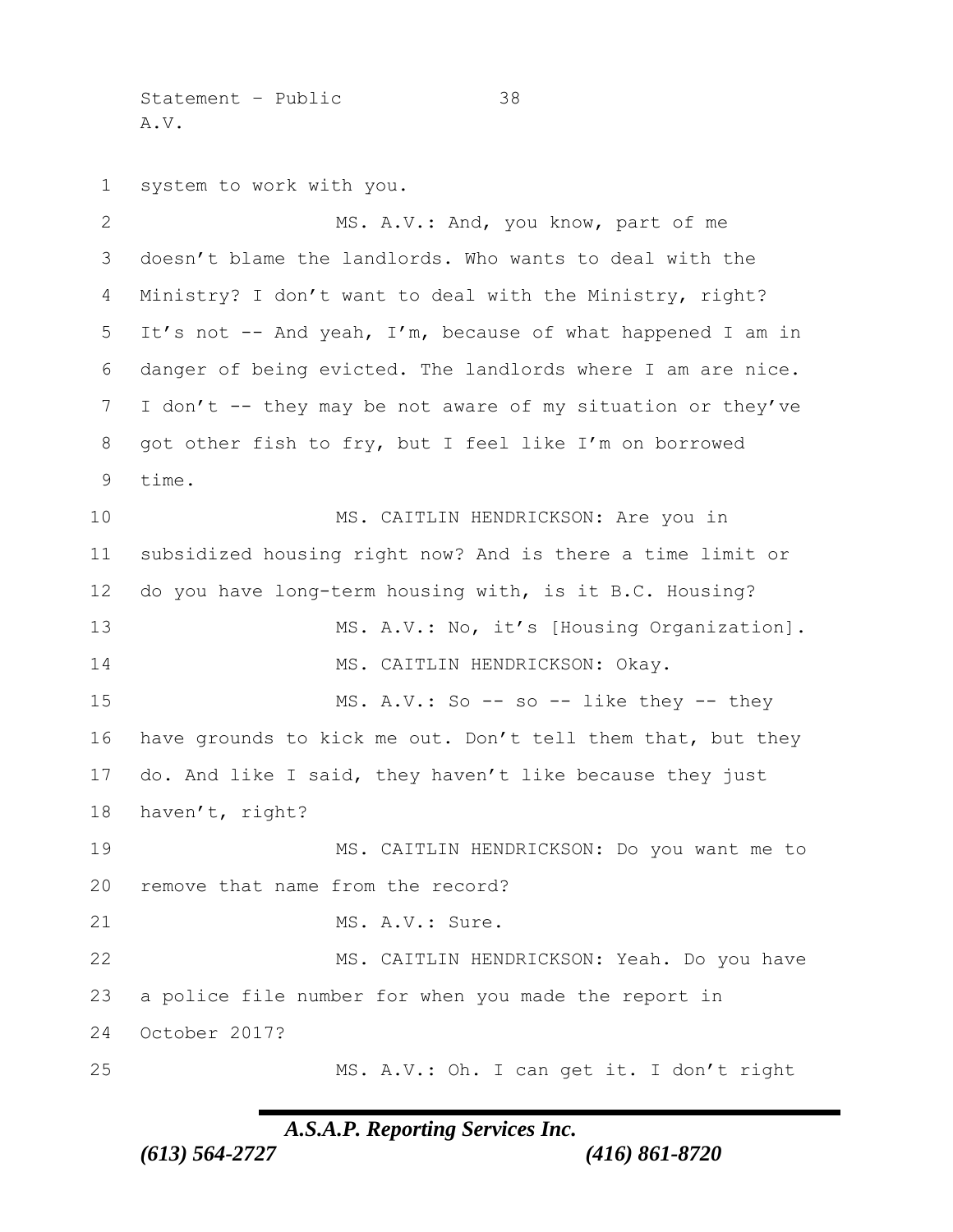system to work with you.

MS. A.V.: And, you know, part of me doesn't blame the landlords. Who wants to deal with the Ministry? I don't want to deal with the Ministry, right? It's not -- And yeah, I'm, because of what happened I am in danger of being evicted. The landlords where I am are nice. I don't -- they may be not aware of my situation or they've got other fish to fry, but I feel like I'm on borrowed time.

MS. CAITLIN HENDRICKSON: Are you in subsidized housing right now? And is there a time limit or do you have long-term housing with, is it B.C. Housing?

MS. A.V.: No, it's [Housing Organization].

MS. CAITLIN HENDRICKSON: Okay.

MS. A.V.: So -- so -- like they -- they have grounds to kick me out. Don't tell them that, but they do. And like I said, they haven't like because they just haven't, right?

MS. CAITLIN HENDRICKSON: Do you want me to remove that name from the record?

MS. A.V.: Sure.

MS. CAITLIN HENDRICKSON: Yeah. Do you have a police file number for when you made the report in October 2017?

MS. A.V.: Oh. I can get it. I don't right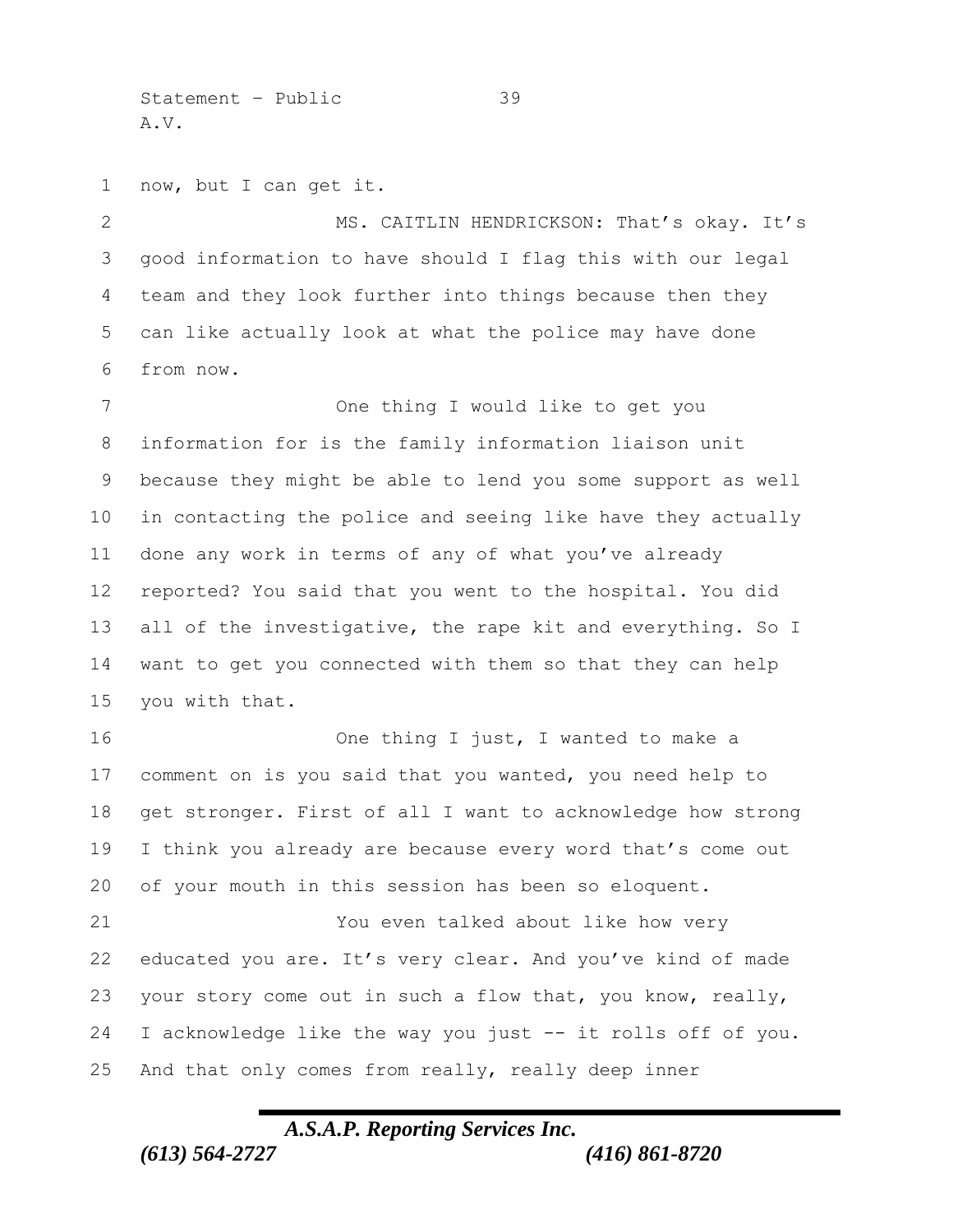now, but I can get it.

MS. CAITLIN HENDRICKSON: That's okay. It's good information to have should I flag this with our legal team and they look further into things because then they can like actually look at what the police may have done from now.

One thing I would like to get you information for is the family information liaison unit because they might be able to lend you some support as well in contacting the police and seeing like have they actually done any work in terms of any of what you've already reported? You said that you went to the hospital. You did all of the investigative, the rape kit and everything. So I want to get you connected with them so that they can help you with that.

One thing I just, I wanted to make a comment on is you said that you wanted, you need help to get stronger. First of all I want to acknowledge how strong I think you already are because every word that's come out of your mouth in this session has been so eloquent.

You even talked about like how very educated you are. It's very clear. And you've kind of made your story come out in such a flow that, you know, really, I acknowledge like the way you just -- it rolls off of you. And that only comes from really, really deep inner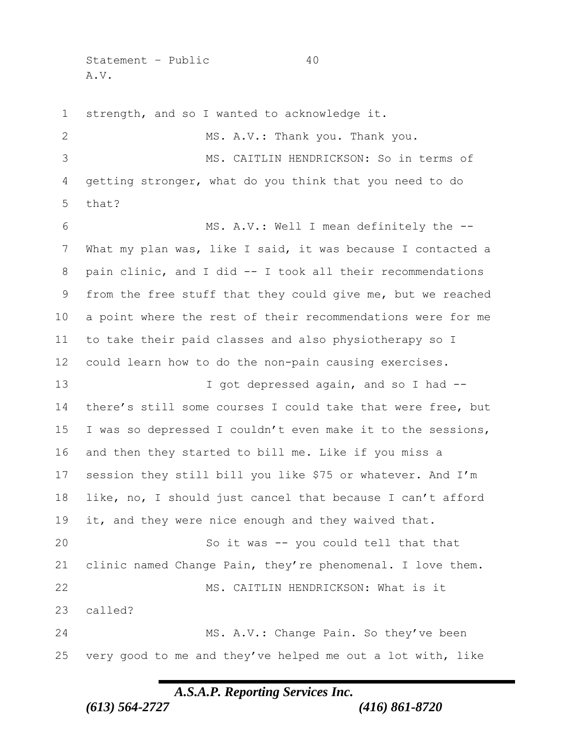strength, and so I wanted to acknowledge it.

MS. A.V.: Thank you. Thank you.

MS. CAITLIN HENDRICKSON: So in terms of getting stronger, what do you think that you need to do that?

MS. A.V.: Well I mean definitely the -- What my plan was, like I said, it was because I contacted a pain clinic, and I did -- I took all their recommendations from the free stuff that they could give me, but we reached a point where the rest of their recommendations were for me to take their paid classes and also physiotherapy so I could learn how to do the non-pain causing exercises.

I got depressed again, and so I had -- there's still some courses I could take that were free, but I was so depressed I couldn't even make it to the sessions, and then they started to bill me. Like if you miss a session they still bill you like $75 or whatever. And I'm like, no, I should just cancel that because I can't afford it, and they were nice enough and they waived that.

So it was -- you could tell that that clinic named Change Pain, they're phenomenal. I love them.

MS. CAITLIN HENDRICKSON: What is it called?

MS. A.V.: Change Pain. So they've been very good to me and they've helped me out a lot with, like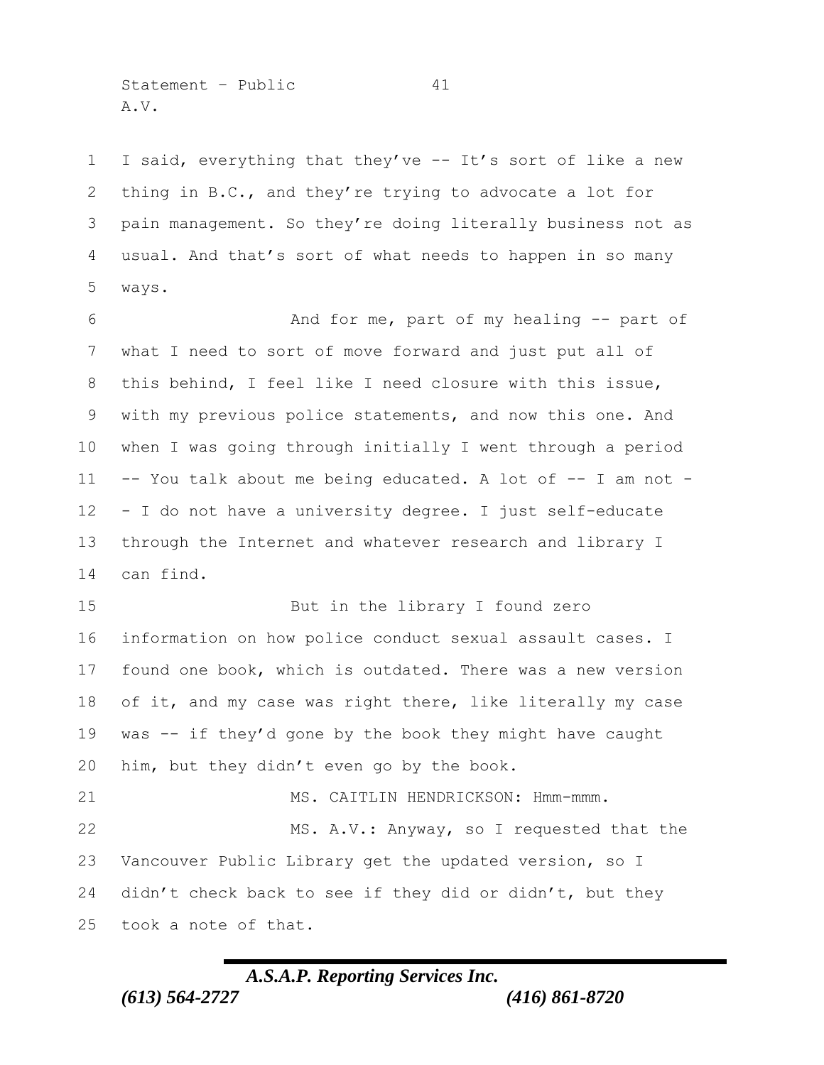I said, everything that they've -- It's sort of like a new thing in B.C., and they're trying to advocate a lot for pain management. So they're doing literally business not as usual. And that's sort of what needs to happen in so many ways.

And for me, part of my healing -- part of what I need to sort of move forward and just put all of this behind, I feel like I need closure with this issue, with my previous police statements, and now this one. And when I was going through initially I went through a period -- You talk about me being educated. A lot of -- I am not -- I do not have a university degree. I just self-educate through the Internet and whatever research and library I can find.

But in the library I found zero information on how police conduct sexual assault cases. I found one book, which is outdated. There was a new version of it, and my case was right there, like literally my case was -- if they'd gone by the book they might have caught him, but they didn't even go by the book.

MS. CAITLIN HENDRICKSON: Hmm-mmm.

MS. A.V.: Anyway, so I requested that the Vancouver Public Library get the updated version, so I didn't check back to see if they did or didn't, but they took a note of that.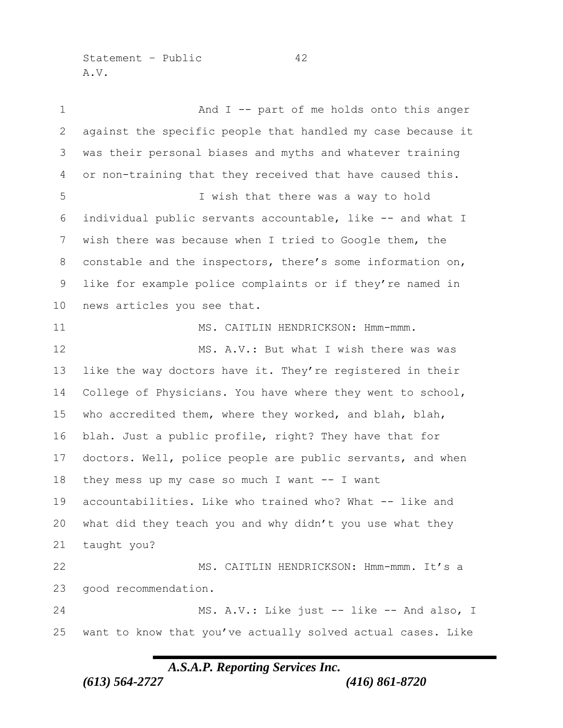And I -- part of me holds onto this anger against the specific people that handled my case because it was their personal biases and myths and whatever training or non-training that they received that have caused this.

I wish that there was a way to hold individual public servants accountable, like -- and what I wish there was because when I tried to Google them, the constable and the inspectors, there's some information on, like for example police complaints or if they're named in news articles you see that.

MS. CAITLIN HENDRICKSON: Hmm-mmm.

MS. A.V.: But what I wish there was was like the way doctors have it. They're registered in their College of Physicians. You have where they went to school, who accredited them, where they worked, and blah, blah, blah. Just a public profile, right? They have that for doctors. Well, police people are public servants, and when they mess up my case so much I want -- I want accountabilities. Like who trained who? What -- like and what did they teach you and why didn't you use what they taught you?

MS. CAITLIN HENDRICKSON: Hmm-mmm. It's a good recommendation.

MS. A.V.: Like just -- like -- And also, I want to know that you've actually solved actual cases. Like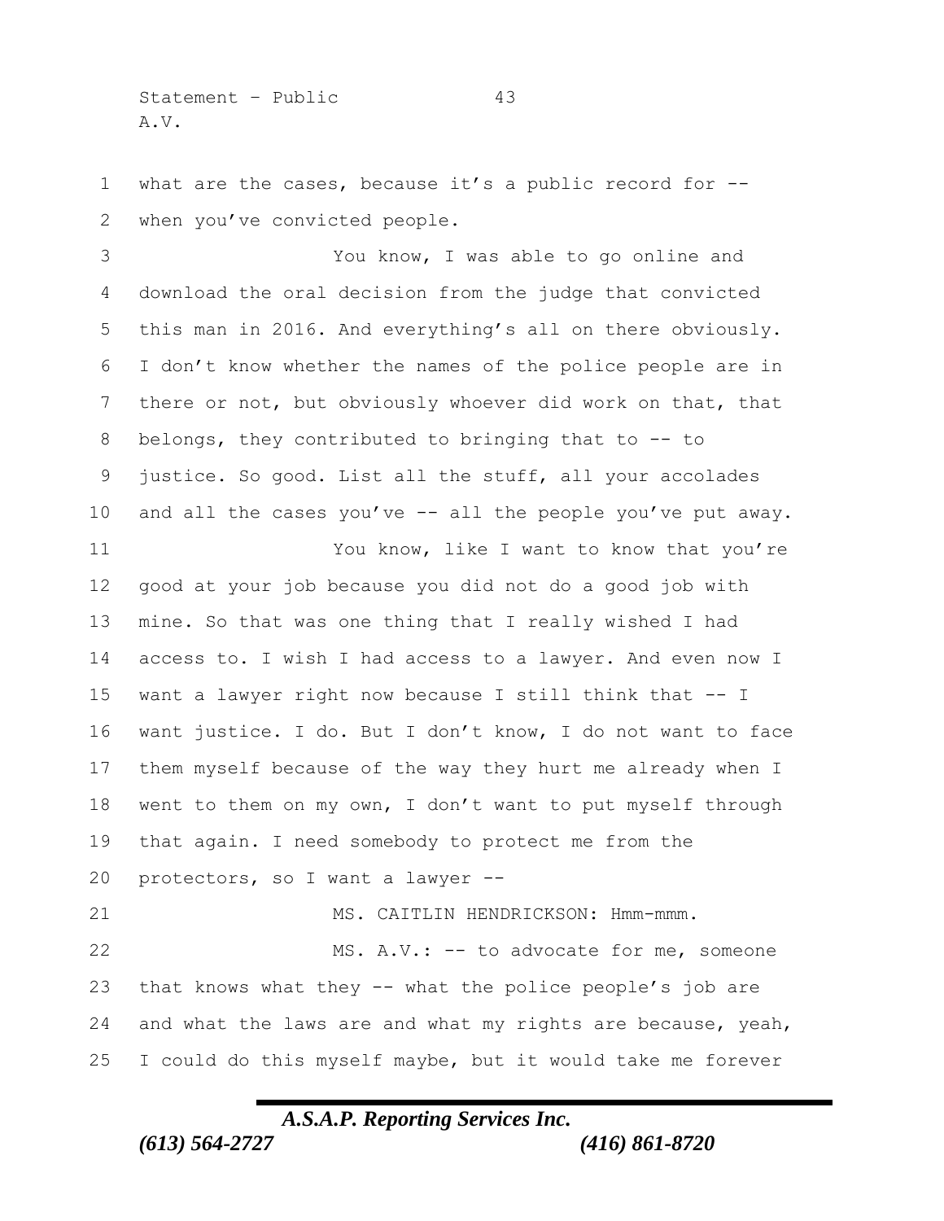what are the cases, because it's a public record for -- when you've convicted people.

You know, I was able to go online and download the oral decision from the judge that convicted this man in 2016. And everything's all on there obviously. I don't know whether the names of the police people are in there or not, but obviously whoever did work on that, that belongs, they contributed to bringing that to -- to justice. So good. List all the stuff, all your accolades and all the cases you've -- all the people you've put away.

You know, like I want to know that you're good at your job because you did not do a good job with mine. So that was one thing that I really wished I had access to. I wish I had access to a lawyer. And even now I want a lawyer right now because I still think that -- I want justice. I do. But I don't know, I do not want to face them myself because of the way they hurt me already when I went to them on my own, I don't want to put myself through that again. I need somebody to protect me from the protectors, so I want a lawyer --

MS. CAITLIN HENDRICKSON: Hmm-mmm.

MS. A.V.: -- to advocate for me, someone that knows what they -- what the police people's job are and what the laws are and what my rights are because, yeah, I could do this myself maybe, but it would take me forever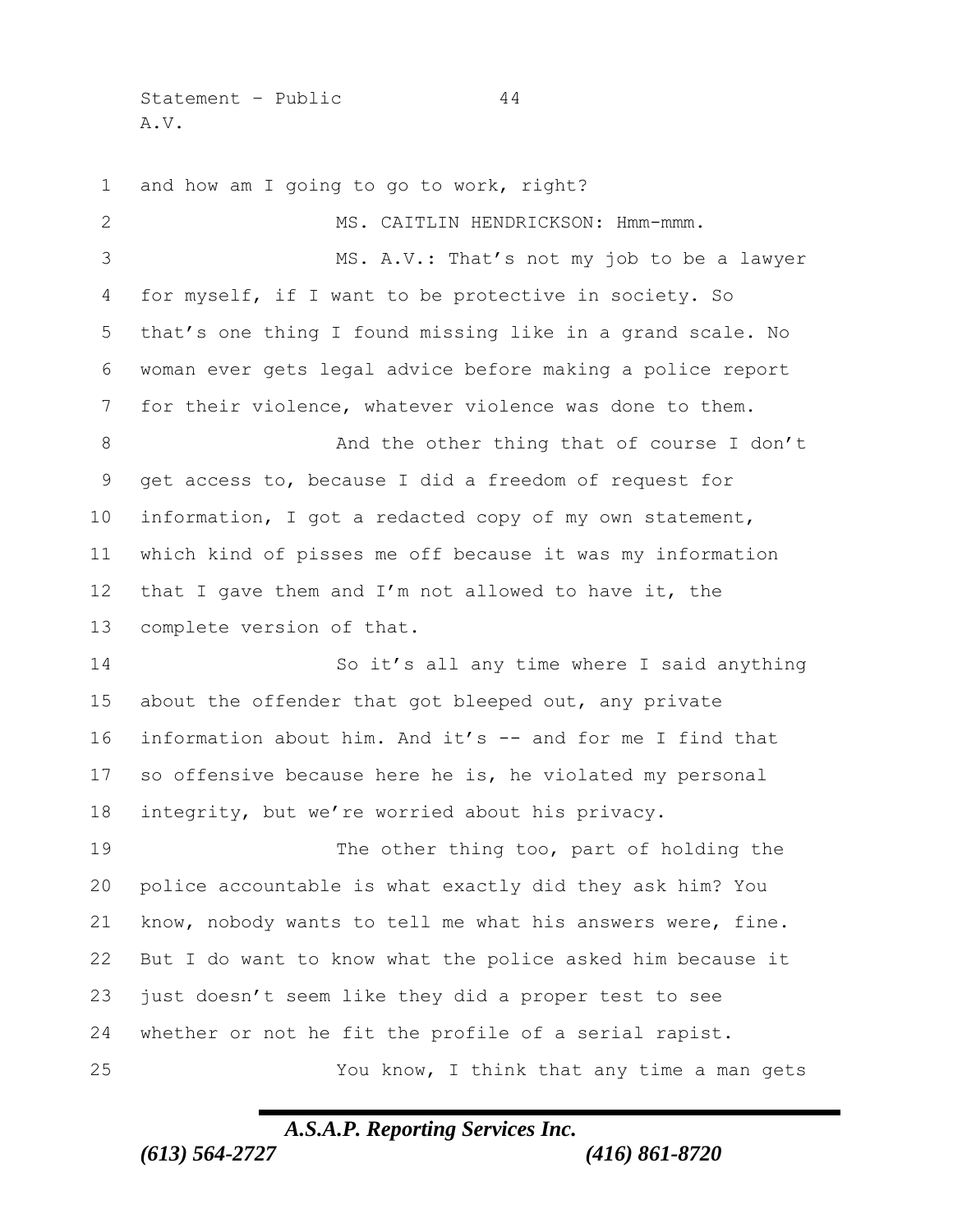and how am I going to go to work, right?

MS. CAITLIN HENDRICKSON: Hmm-mmm.

MS. A.V.: That's not my job to be a lawyer for myself, if I want to be protective in society. So that's one thing I found missing like in a grand scale. No woman ever gets legal advice before making a police report for their violence, whatever violence was done to them.

And the other thing that of course I don't get access to, because I did a freedom of request for information, I got a redacted copy of my own statement, which kind of pisses me off because it was my information that I gave them and I'm not allowed to have it, the complete version of that.

So it's all any time where I said anything about the offender that got bleeped out, any private information about him. And it's -- and for me I find that so offensive because here he is, he violated my personal integrity, but we're worried about his privacy.

The other thing too, part of holding the police accountable is what exactly did they ask him? You know, nobody wants to tell me what his answers were, fine. But I do want to know what the police asked him because it just doesn't seem like they did a proper test to see whether or not he fit the profile of a serial rapist.

You know, I think that any time a man gets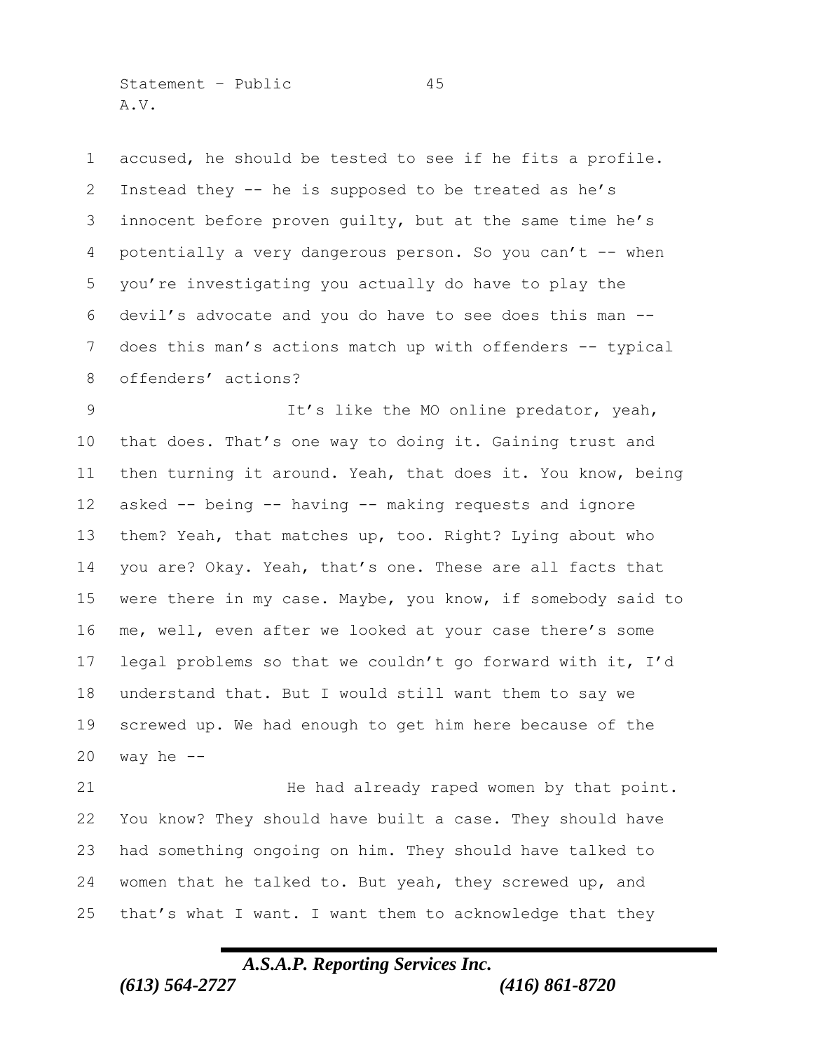accused, he should be tested to see if he fits a profile. Instead they -- he is supposed to be treated as he's innocent before proven guilty, but at the same time he's potentially a very dangerous person. So you can't -- when you're investigating you actually do have to play the devil's advocate and you do have to see does this man -- does this man's actions match up with offenders -- typical offenders' actions?

It's like the MO online predator, yeah, that does. That's one way to doing it. Gaining trust and then turning it around. Yeah, that does it. You know, being asked -- being -- having -- making requests and ignore them? Yeah, that matches up, too. Right? Lying about who you are? Okay. Yeah, that's one. These are all facts that were there in my case. Maybe, you know, if somebody said to me, well, even after we looked at your case there's some legal problems so that we couldn't go forward with it, I'd understand that. But I would still want them to say we screwed up. We had enough to get him here because of the way he --

He had already raped women by that point. You know? They should have built a case. They should have had something ongoing on him. They should have talked to women that he talked to. But yeah, they screwed up, and that's what I want. I want them to acknowledge that they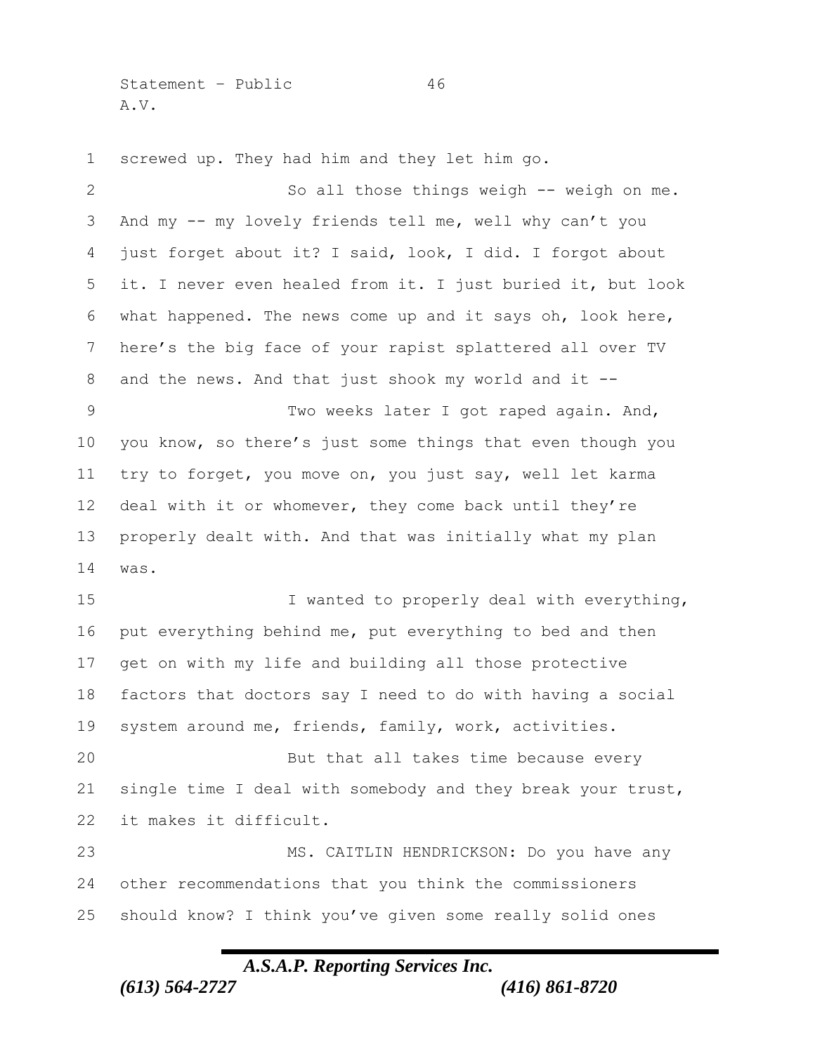screwed up. They had him and they let him go.

So all those things weigh -- weigh on me. And my -- my lovely friends tell me, well why can't you just forget about it? I said, look, I did. I forgot about it. I never even healed from it. I just buried it, but look what happened. The news come up and it says oh, look here, here's the big face of your rapist splattered all over TV and the news. And that just shook my world and it --

Two weeks later I got raped again. And, you know, so there's just some things that even though you try to forget, you move on, you just say, well let karma deal with it or whomever, they come back until they're properly dealt with. And that was initially what my plan was.

I wanted to properly deal with everything, put everything behind me, put everything to bed and then get on with my life and building all those protective factors that doctors say I need to do with having a social system around me, friends, family, work, activities.

But that all takes time because every single time I deal with somebody and they break your trust, it makes it difficult.

MS. CAITLIN HENDRICKSON: Do you have any other recommendations that you think the commissioners should know? I think you've given some really solid ones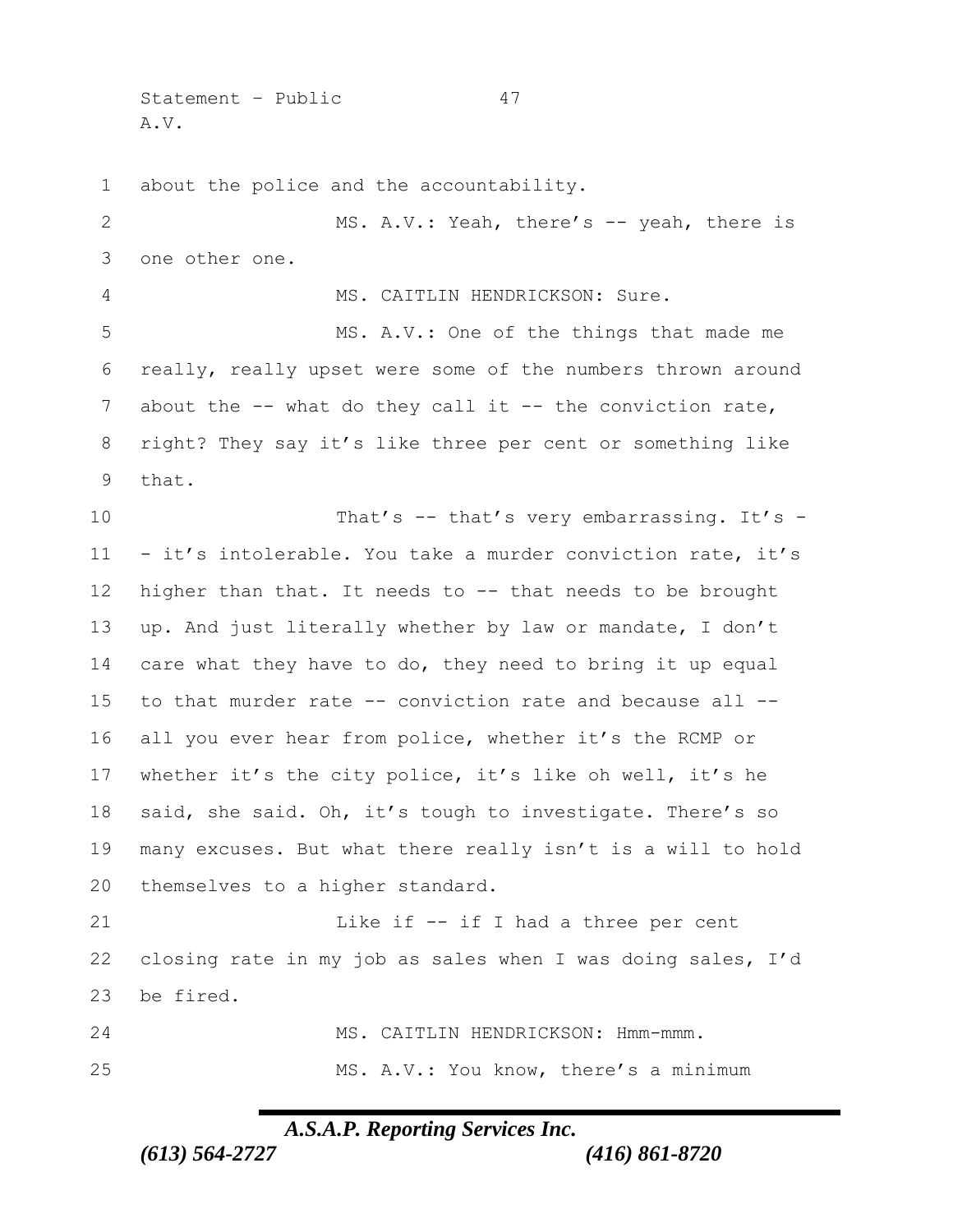about the police and the accountability.

MS. A.V.: Yeah, there's -- yeah, there is one other one.

MS. CAITLIN HENDRICKSON: Sure.

MS. A.V.: One of the things that made me really, really upset were some of the numbers thrown around about the -- what do they call it -- the conviction rate, right? They say it's like three per cent or something like that.

That's -- that's very embarrassing. It's -- it's intolerable. You take a murder conviction rate, it's higher than that. It needs to -- that needs to be brought up. And just literally whether by law or mandate, I don't care what they have to do, they need to bring it up equal to that murder rate -- conviction rate and because all -- all you ever hear from police, whether it's the RCMP or whether it's the city police, it's like oh well, it's he said, she said. Oh, it's tough to investigate. There's so many excuses. But what there really isn't is a will to hold themselves to a higher standard.

Like if -- if I had a three per cent closing rate in my job as sales when I was doing sales, I'd be fired.

MS. CAITLIN HENDRICKSON: Hmm-mmm.

MS. A.V.: You know, there's a minimum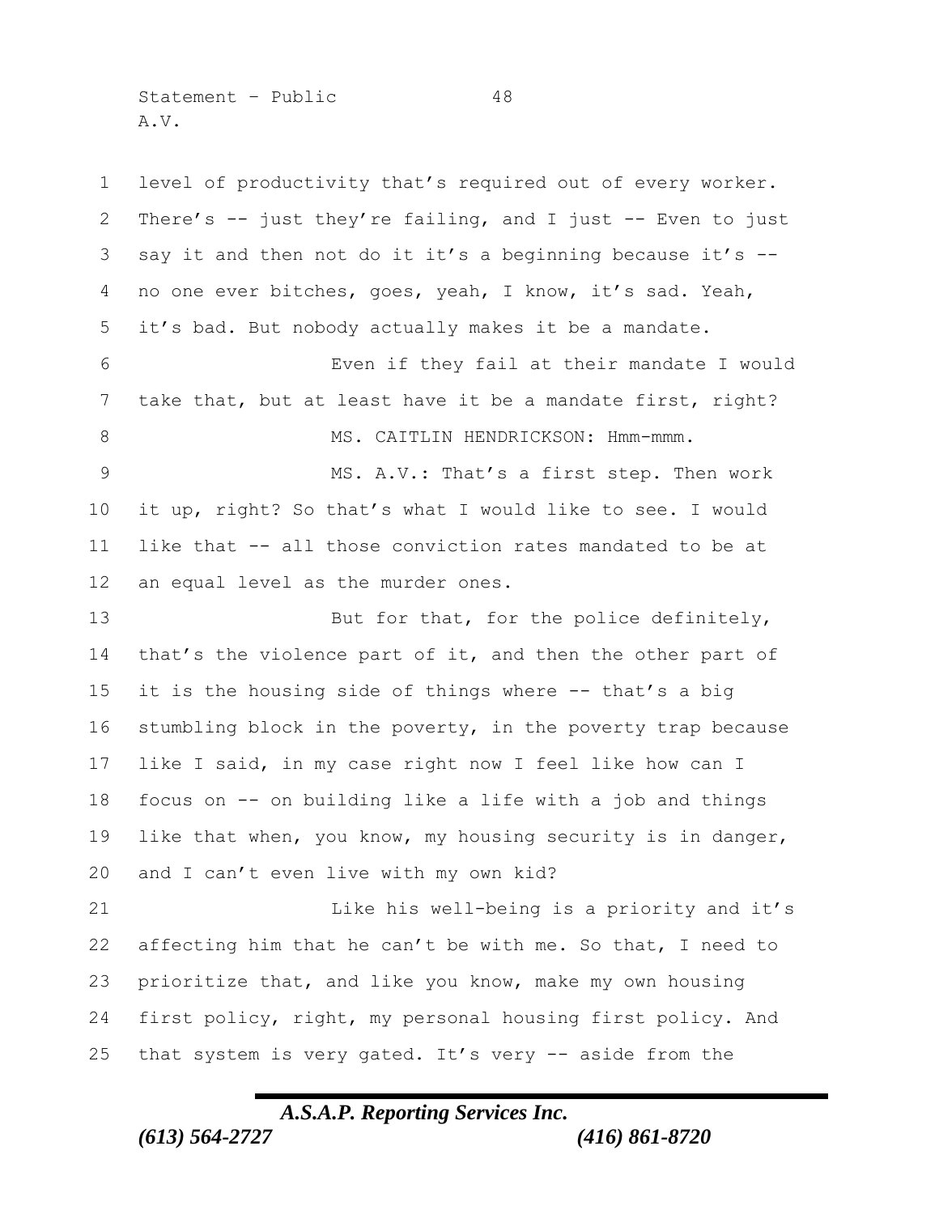level of productivity that's required out of every worker. There's -- just they're failing, and I just -- Even to just say it and then not do it it's a beginning because it's -- no one ever bitches, goes, yeah, I know, it's sad. Yeah, it's bad. But nobody actually makes it be a mandate.

Even if they fail at their mandate I would take that, but at least have it be a mandate first, right?

MS. CAITLIN HENDRICKSON: Hmm-mmm.

MS. A.V.: That's a first step. Then work it up, right? So that's what I would like to see. I would like that -- all those conviction rates mandated to be at an equal level as the murder ones.

But for that, for the police definitely, that's the violence part of it, and then the other part of it is the housing side of things where -- that's a big stumbling block in the poverty, in the poverty trap because like I said, in my case right now I feel like how can I focus on -- on building like a life with a job and things like that when, you know, my housing security is in danger, and I can't even live with my own kid?

Like his well-being is a priority and it's affecting him that he can't be with me. So that, I need to prioritize that, and like you know, make my own housing first policy, right, my personal housing first policy. And that system is very gated. It's very -- aside from the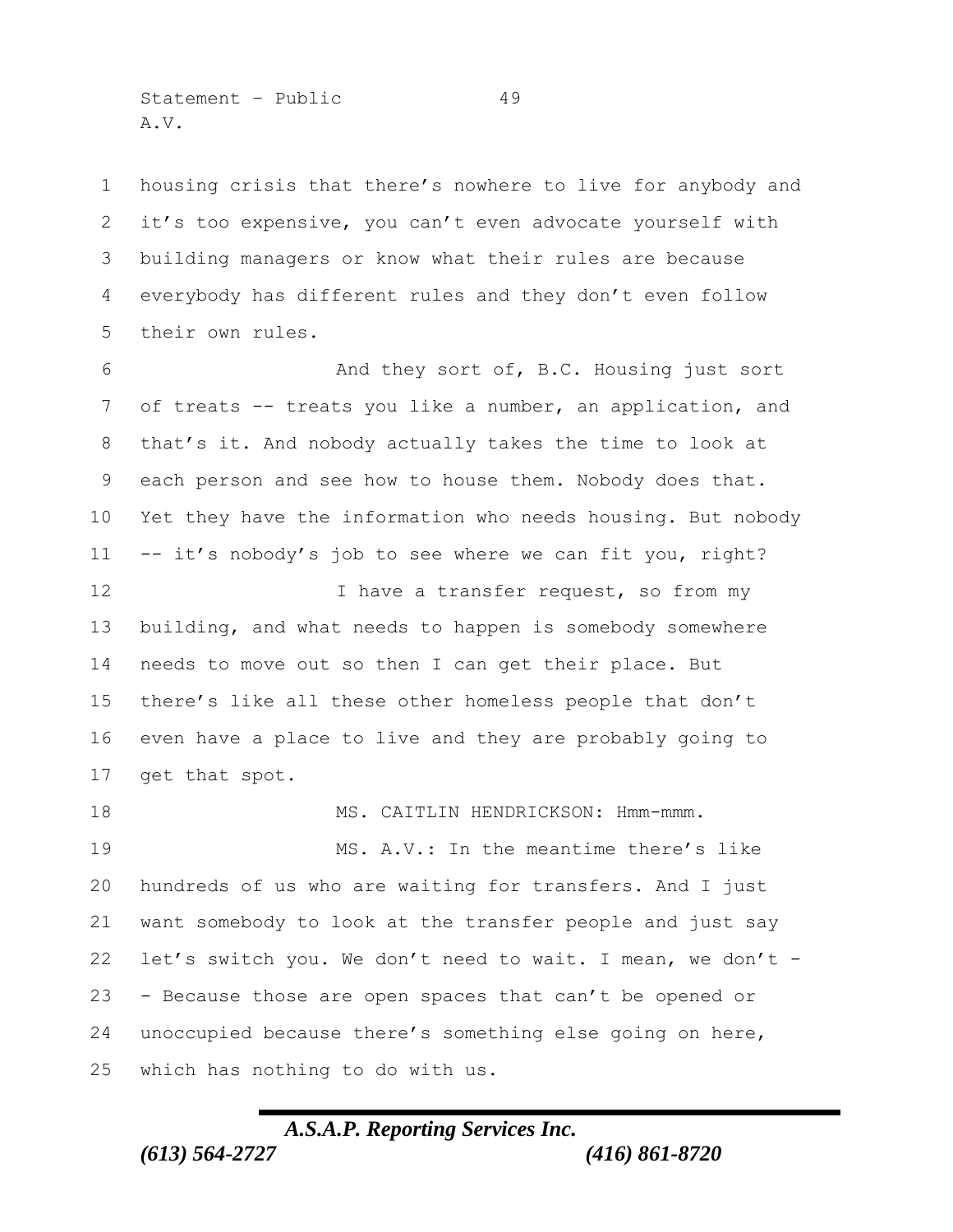housing crisis that there's nowhere to live for anybody and it's too expensive, you can't even advocate yourself with building managers or know what their rules are because everybody has different rules and they don't even follow their own rules.

And they sort of, B.C. Housing just sort of treats -- treats you like a number, an application, and that's it. And nobody actually takes the time to look at each person and see how to house them. Nobody does that. Yet they have the information who needs housing. But nobody -- it's nobody's job to see where we can fit you, right?

I have a transfer request, so from my building, and what needs to happen is somebody somewhere needs to move out so then I can get their place. But there's like all these other homeless people that don't even have a place to live and they are probably going to get that spot.

MS. CAITLIN HENDRICKSON: Hmm-mmm.

MS. A.V.: In the meantime there's like hundreds of us who are waiting for transfers. And I just want somebody to look at the transfer people and just say let's switch you. We don't need to wait. I mean, we don't -- Because those are open spaces that can't be opened or unoccupied because there's something else going on here, which has nothing to do with us.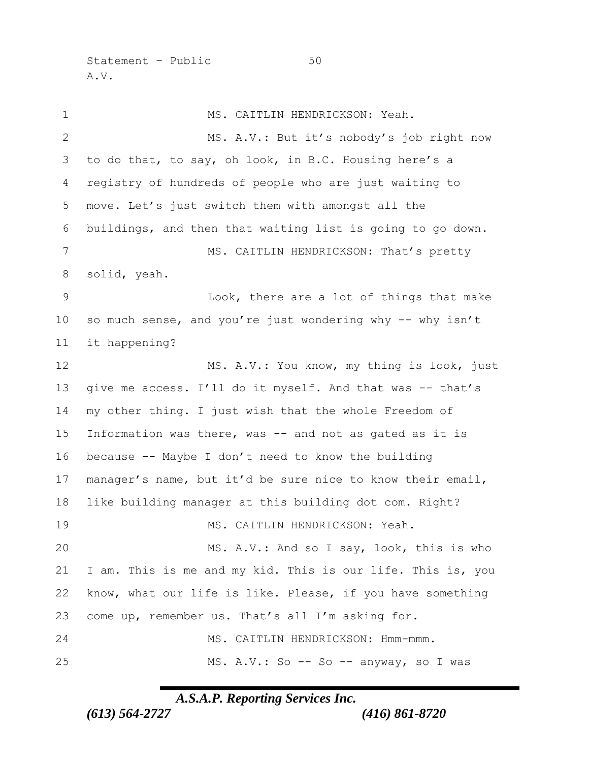MS. CAITLIN HENDRICKSON: Yeah.

MS. A.V.: But it's nobody's job right now to do that, to say, oh look, in B.C. Housing here's a registry of hundreds of people who are just waiting to move. Let's just switch them with amongst all the buildings, and then that waiting list is going to go down.

MS. CAITLIN HENDRICKSON: That's pretty solid, yeah.

Look, there are a lot of things that make so much sense, and you're just wondering why -- why isn't it happening?

MS. A.V.: You know, my thing is look, just give me access. I'll do it myself. And that was -- that's my other thing. I just wish that the whole Freedom of Information was there, was -- and not as gated as it is because -- Maybe I don't need to know the building manager's name, but it'd be sure nice to know their email, like building manager at this building dot com. Right?

MS. CAITLIN HENDRICKSON: Yeah.

MS. A.V.: And so I say, look, this is who I am. This is me and my kid. This is our life. This is, you know, what our life is like. Please, if you have something come up, remember us. That's all I'm asking for.

MS. CAITLIN HENDRICKSON: Hmm-mmm.

MS. A.V.: So -- So -- anyway, so I was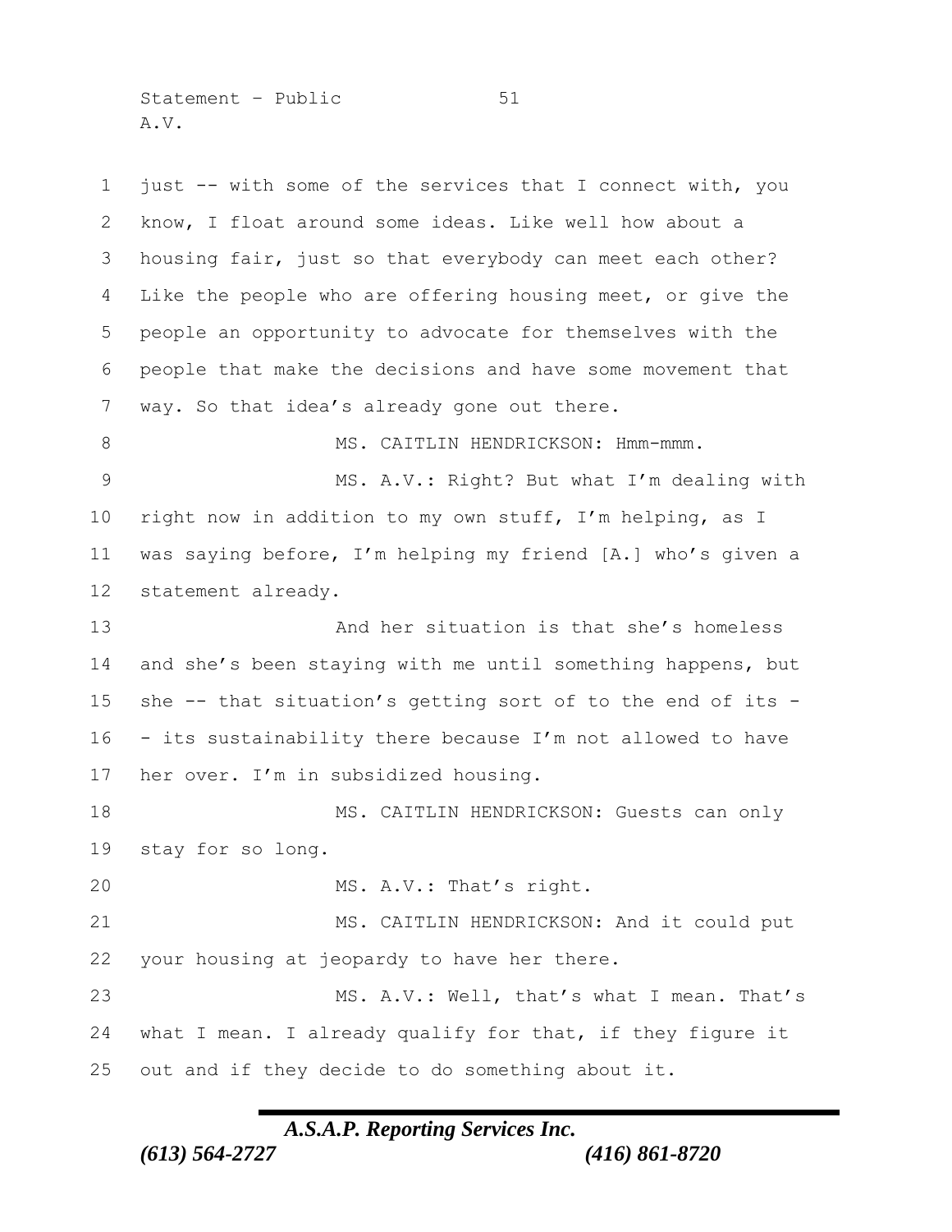just -- with some of the services that I connect with, you know, I float around some ideas. Like well how about a housing fair, just so that everybody can meet each other? Like the people who are offering housing meet, or give the people an opportunity to advocate for themselves with the people that make the decisions and have some movement that way. So that idea's already gone out there.

MS. CAITLIN HENDRICKSON: Hmm-mmm.

MS. A.V.: Right? But what I'm dealing with right now in addition to my own stuff, I'm helping, as I was saying before, I'm helping my friend [A.] who's given a statement already.

And her situation is that she's homeless and she's been staying with me until something happens, but she -- that situation's getting sort of to the end of its -- its sustainability there because I'm not allowed to have her over. I'm in subsidized housing.

MS. CAITLIN HENDRICKSON: Guests can only stay for so long.

MS. A.V.: That's right.

MS. CAITLIN HENDRICKSON: And it could put your housing at jeopardy to have her there.

MS. A.V.: Well, that's what I mean. That's what I mean. I already qualify for that, if they figure it out and if they decide to do something about it.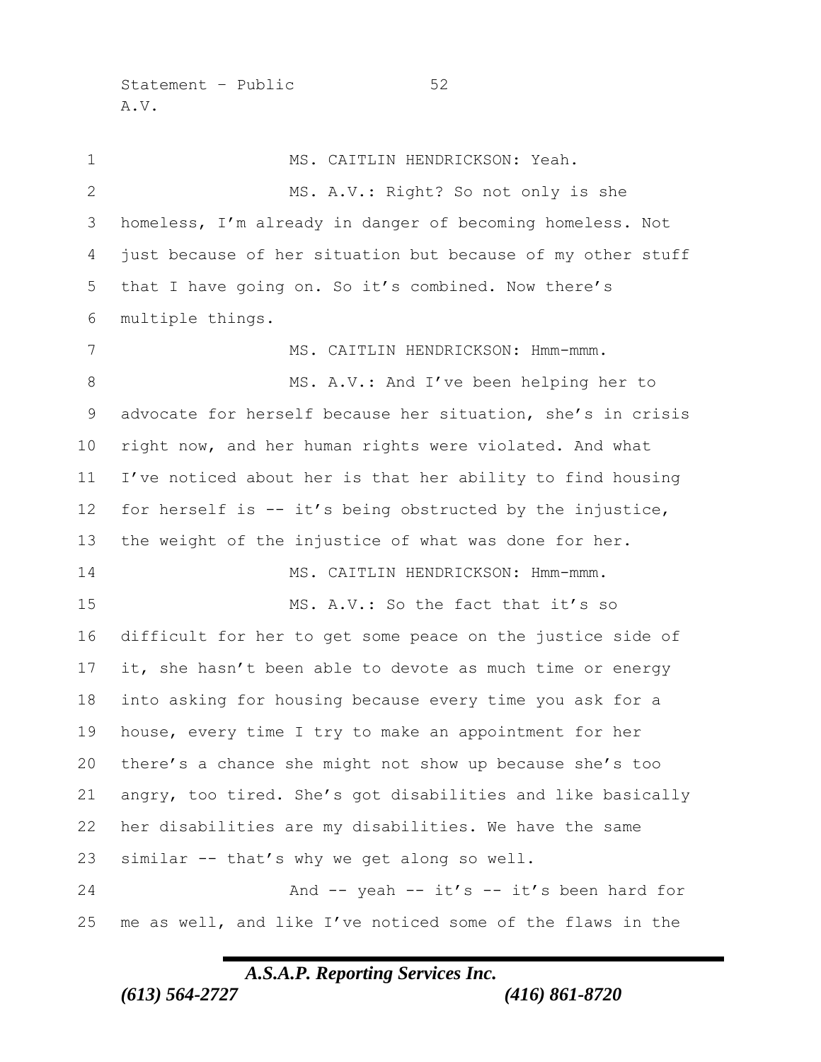MS. CAITLIN HENDRICKSON: Yeah.

MS. A.V.: Right? So not only is she homeless, I'm already in danger of becoming homeless. Not just because of her situation but because of my other stuff that I have going on. So it's combined. Now there's multiple things.

MS. CAITLIN HENDRICKSON: Hmm-mmm.

MS. A.V.: And I've been helping her to advocate for herself because her situation, she's in crisis right now, and her human rights were violated. And what I've noticed about her is that her ability to find housing for herself is -- it's being obstructed by the injustice, the weight of the injustice of what was done for her.

MS. CAITLIN HENDRICKSON: Hmm-mmm.

MS. A.V.: So the fact that it's so difficult for her to get some peace on the justice side of it, she hasn't been able to devote as much time or energy into asking for housing because every time you ask for a house, every time I try to make an appointment for her there's a chance she might not show up because she's too angry, too tired. She's got disabilities and like basically her disabilities are my disabilities. We have the same similar -- that's why we get along so well.

And -- yeah -- it's -- it's been hard for me as well, and like I've noticed some of the flaws in the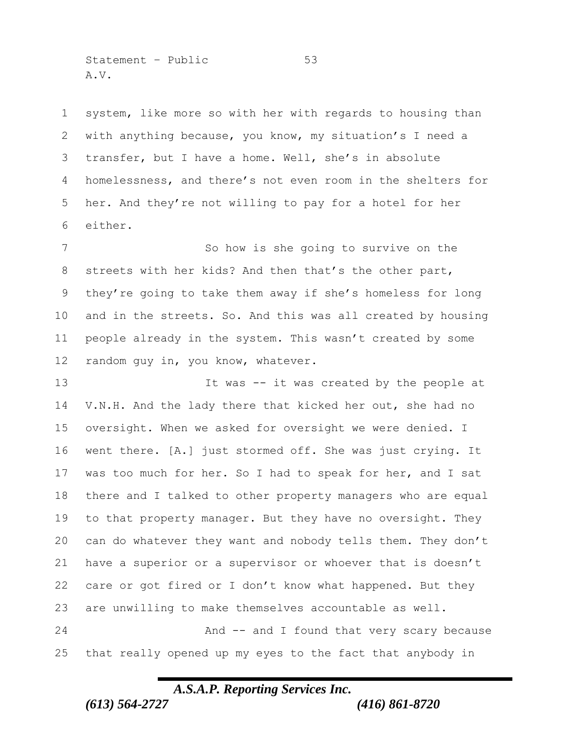system, like more so with her with regards to housing than with anything because, you know, my situation's I need a transfer, but I have a home. Well, she's in absolute homelessness, and there's not even room in the shelters for her. And they're not willing to pay for a hotel for her either.

So how is she going to survive on the streets with her kids? And then that's the other part, they're going to take them away if she's homeless for long and in the streets. So. And this was all created by housing people already in the system. This wasn't created by some random guy in, you know, whatever.

It was -- it was created by the people at V.N.H. And the lady there that kicked her out, she had no oversight. When we asked for oversight we were denied. I went there. [A.] just stormed off. She was just crying. It was too much for her. So I had to speak for her, and I sat there and I talked to other property managers who are equal to that property manager. But they have no oversight. They can do whatever they want and nobody tells them. They don't have a superior or a supervisor or whoever that is doesn't care or got fired or I don't know what happened. But they are unwilling to make themselves accountable as well.

And -- and I found that very scary because that really opened up my eyes to the fact that anybody in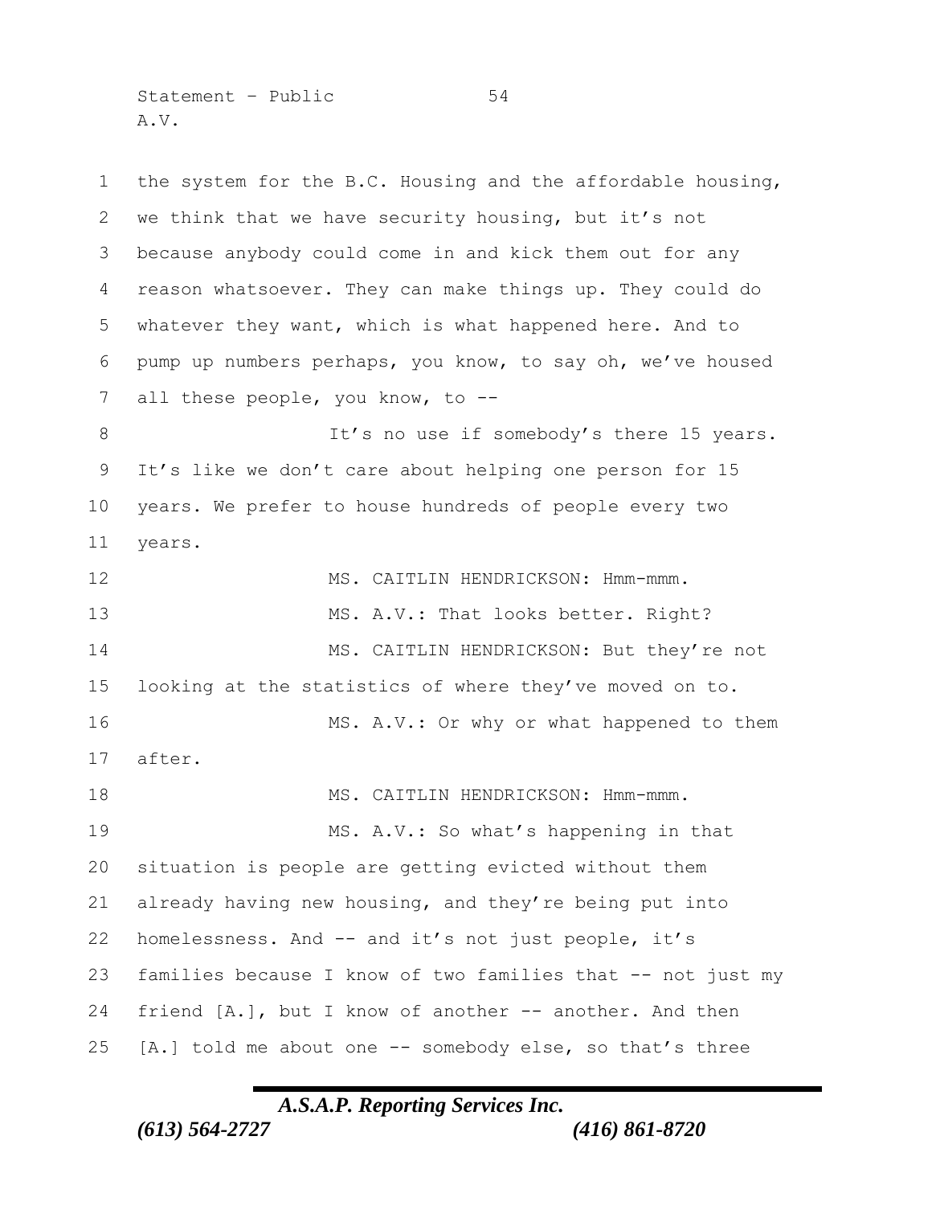the system for the B.C. Housing and the affordable housing, we think that we have security housing, but it's not because anybody could come in and kick them out for any reason whatsoever. They can make things up. They could do whatever they want, which is what happened here. And to pump up numbers perhaps, you know, to say oh, we've housed all these people, you know, to --

It's no use if somebody's there 15 years. It's like we don't care about helping one person for 15 years. We prefer to house hundreds of people every two years.

MS. CAITLIN HENDRICKSON: Hmm-mmm.

MS. A.V.: That looks better. Right?

MS. CAITLIN HENDRICKSON: But they're not looking at the statistics of where they've moved on to.

MS. A.V.: Or why or what happened to them after.

MS. CAITLIN HENDRICKSON: Hmm-mmm.

MS. A.V.: So what's happening in that situation is people are getting evicted without them already having new housing, and they're being put into homelessness. And -- and it's not just people, it's families because I know of two families that -- not just my friend [A.], but I know of another -- another. And then [A.] told me about one -- somebody else, so that's three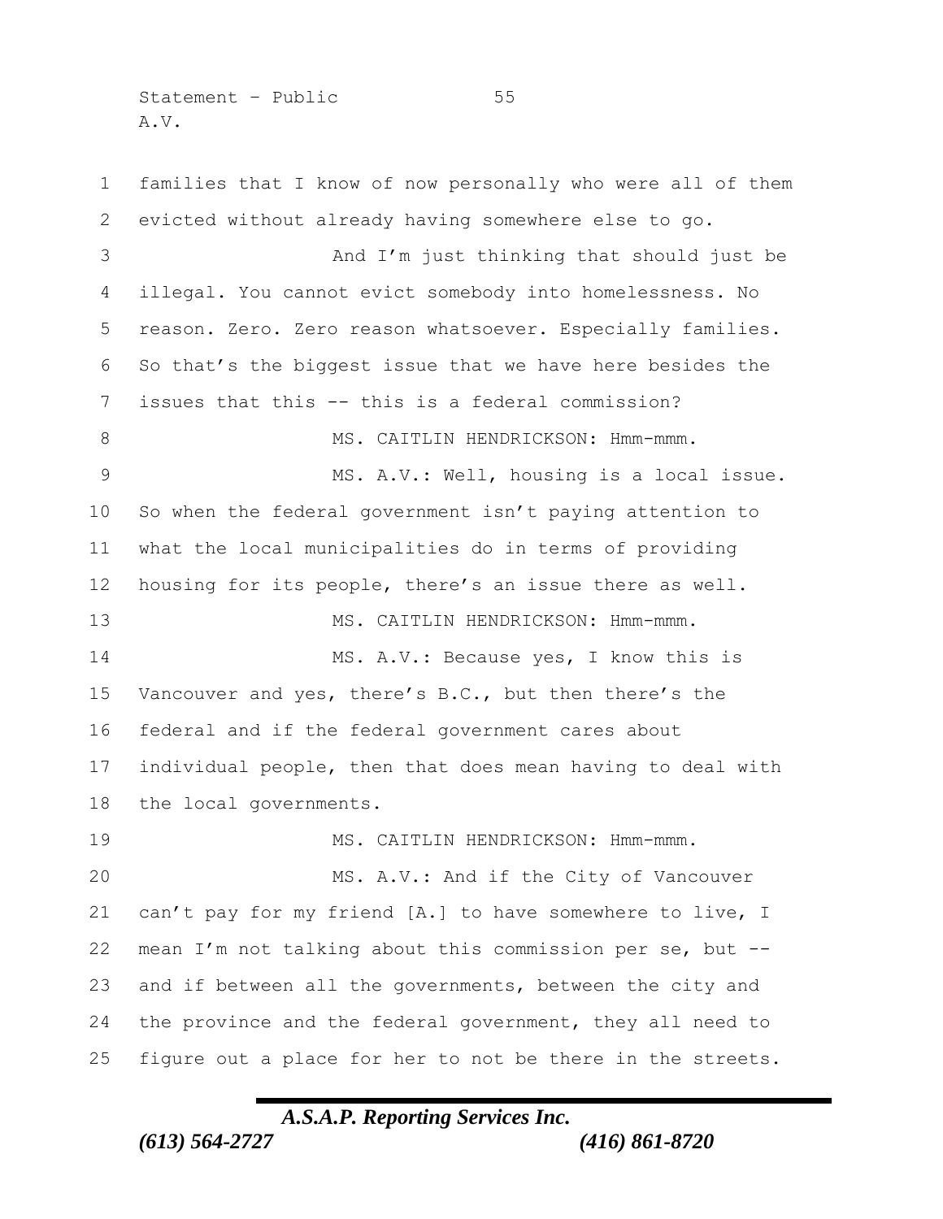families that I know of now personally who were all of them evicted without already having somewhere else to go.

And I'm just thinking that should just be illegal. You cannot evict somebody into homelessness. No reason. Zero. Zero reason whatsoever. Especially families. So that's the biggest issue that we have here besides the issues that this -- this is a federal commission?

MS. CAITLIN HENDRICKSON: Hmm-mmm.

MS. A.V.: Well, housing is a local issue. So when the federal government isn't paying attention to what the local municipalities do in terms of providing housing for its people, there's an issue there as well.

MS. CAITLIN HENDRICKSON: Hmm-mmm.

MS. A.V.: Because yes, I know this is Vancouver and yes, there's B.C., but then there's the federal and if the federal government cares about individual people, then that does mean having to deal with the local governments.

MS. CAITLIN HENDRICKSON: Hmm-mmm.

MS. A.V.: And if the City of Vancouver can't pay for my friend [A.] to have somewhere to live, I mean I'm not talking about this commission per se, but -- and if between all the governments, between the city and the province and the federal government, they all need to figure out a place for her to not be there in the streets.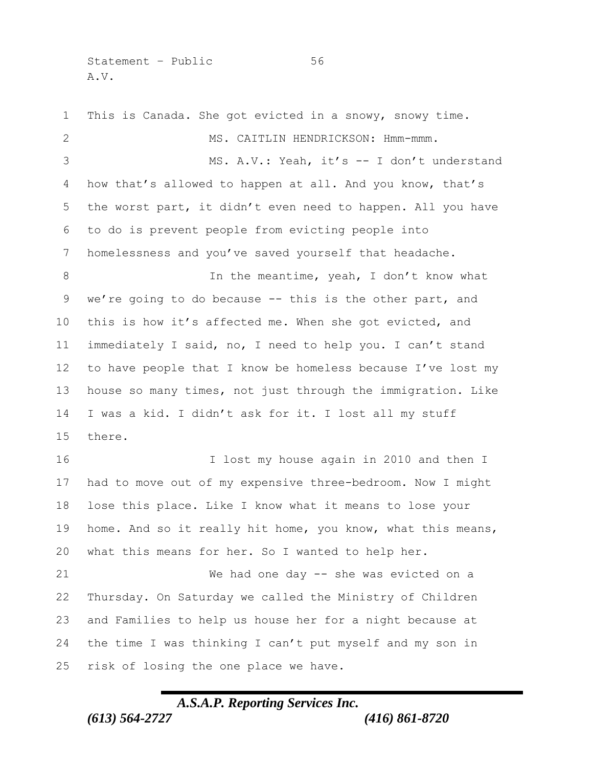This is Canada. She got evicted in a snowy, snowy time.

MS. CAITLIN HENDRICKSON: Hmm-mmm.

MS. A.V.: Yeah, it's -- I don't understand how that's allowed to happen at all. And you know, that's the worst part, it didn't even need to happen. All you have to do is prevent people from evicting people into homelessness and you've saved yourself that headache.

In the meantime, yeah, I don't know what we're going to do because -- this is the other part, and this is how it's affected me. When she got evicted, and immediately I said, no, I need to help you. I can't stand to have people that I know be homeless because I've lost my house so many times, not just through the immigration. Like I was a kid. I didn't ask for it. I lost all my stuff there.

I lost my house again in 2010 and then I had to move out of my expensive three-bedroom. Now I might lose this place. Like I know what it means to lose your home. And so it really hit home, you know, what this means, what this means for her. So I wanted to help her.

We had one day -- she was evicted on a Thursday. On Saturday we called the Ministry of Children and Families to help us house her for a night because at the time I was thinking I can't put myself and my son in risk of losing the one place we have.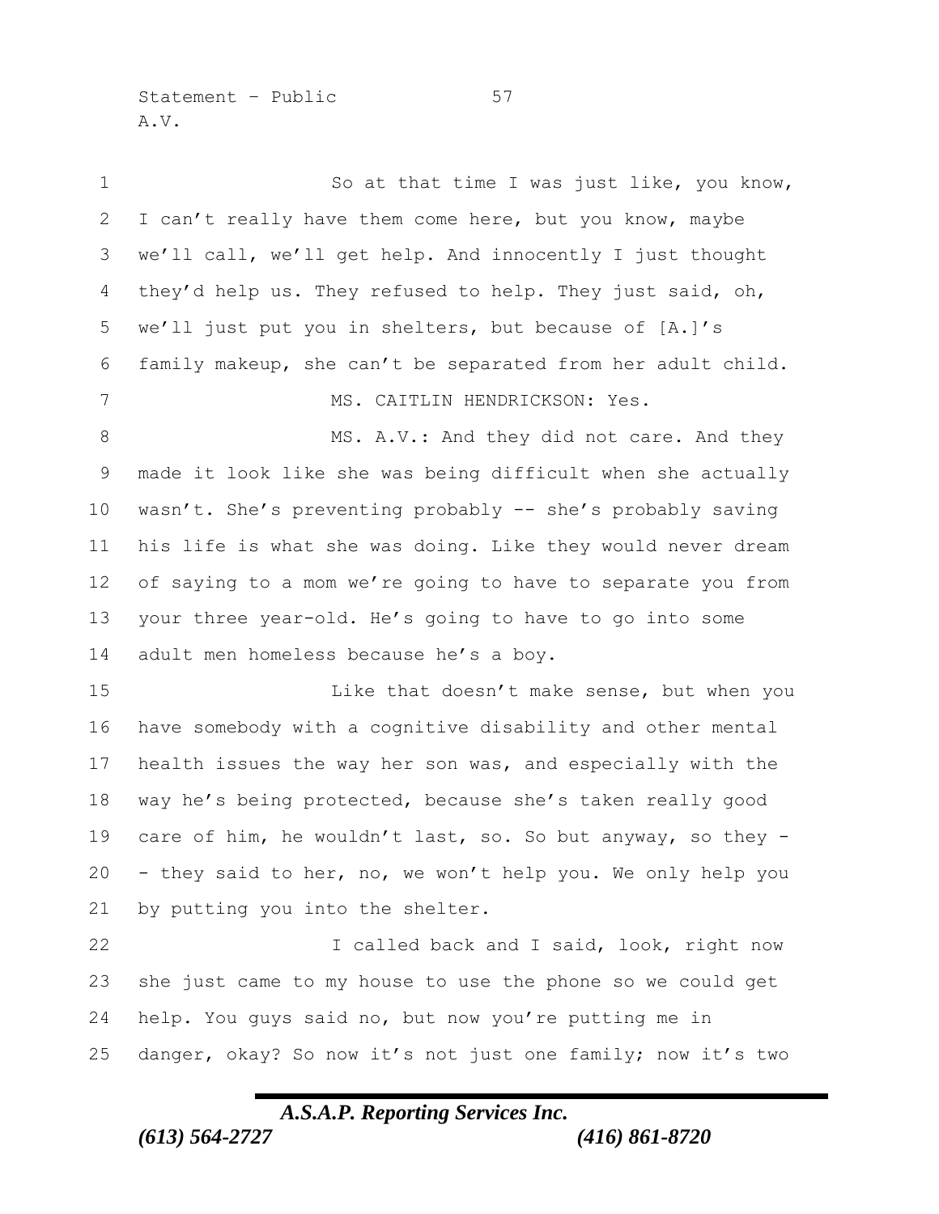So at that time I was just like, you know, I can't really have them come here, but you know, maybe we'll call, we'll get help. And innocently I just thought they'd help us. They refused to help. They just said, oh, we'll just put you in shelters, but because of [A.]'s family makeup, she can't be separated from her adult child.

MS. CAITLIN HENDRICKSON: Yes.

MS. A.V.: And they did not care. And they made it look like she was being difficult when she actually wasn't. She's preventing probably -- she's probably saving his life is what she was doing. Like they would never dream of saying to a mom we're going to have to separate you from your three year-old. He's going to have to go into some adult men homeless because he's a boy.

Like that doesn't make sense, but when you have somebody with a cognitive disability and other mental health issues the way her son was, and especially with the way he's being protected, because she's taken really good care of him, he wouldn't last, so. So but anyway, so they -- they said to her, no, we won't help you. We only help you by putting you into the shelter.

I called back and I said, look, right now she just came to my house to use the phone so we could get help. You guys said no, but now you're putting me in danger, okay? So now it's not just one family; now it's two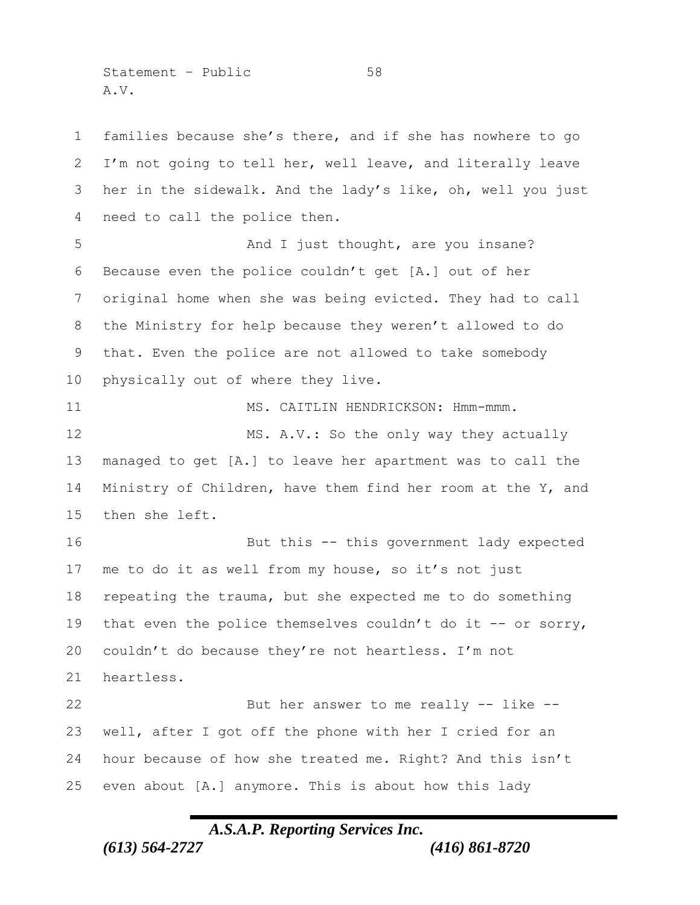families because she's there, and if she has nowhere to go I'm not going to tell her, well leave, and literally leave her in the sidewalk. And the lady's like, oh, well you just need to call the police then.

And I just thought, are you insane? Because even the police couldn't get [A.] out of her original home when she was being evicted. They had to call the Ministry for help because they weren't allowed to do that. Even the police are not allowed to take somebody physically out of where they live.

MS. CAITLIN HENDRICKSON: Hmm-mmm.

MS. A.V.: So the only way they actually managed to get [A.] to leave her apartment was to call the Ministry of Children, have them find her room at the Y, and then she left.

But this -- this government lady expected me to do it as well from my house, so it's not just repeating the trauma, but she expected me to do something that even the police themselves couldn't do it -- or sorry, couldn't do because they're not heartless. I'm not heartless.

But her answer to me really -- like -- well, after I got off the phone with her I cried for an hour because of how she treated me. Right? And this isn't even about [A.] anymore. This is about how this lady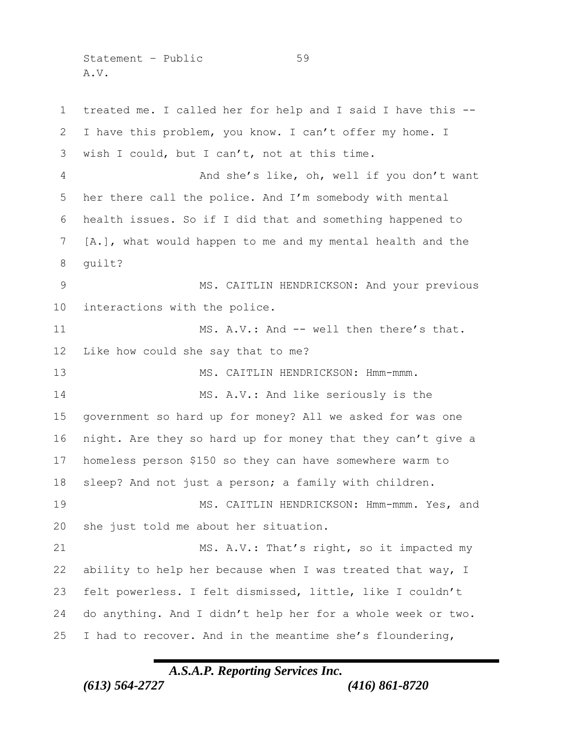treated me. I called her for help and I said I have this -- I have this problem, you know. I can't offer my home. I wish I could, but I can't, not at this time.

And she's like, oh, well if you don't want her there call the police. And I'm somebody with mental health issues. So if I did that and something happened to [A.], what would happen to me and my mental health and the guilt?

MS. CAITLIN HENDRICKSON: And your previous interactions with the police.

MS. A.V.: And -- well then there's that. Like how could she say that to me?

MS. CAITLIN HENDRICKSON: Hmm-mmm.

MS. A.V.: And like seriously is the government so hard up for money? All we asked for was one night. Are they so hard up for money that they can't give a homeless person $150 so they can have somewhere warm to sleep? And not just a person; a family with children.

MS. CAITLIN HENDRICKSON: Hmm-mmm. Yes, and she just told me about her situation.

MS. A.V.: That's right, so it impacted my ability to help her because when I was treated that way, I felt powerless. I felt dismissed, little, like I couldn't do anything. And I didn't help her for a whole week or two. I had to recover. And in the meantime she's floundering,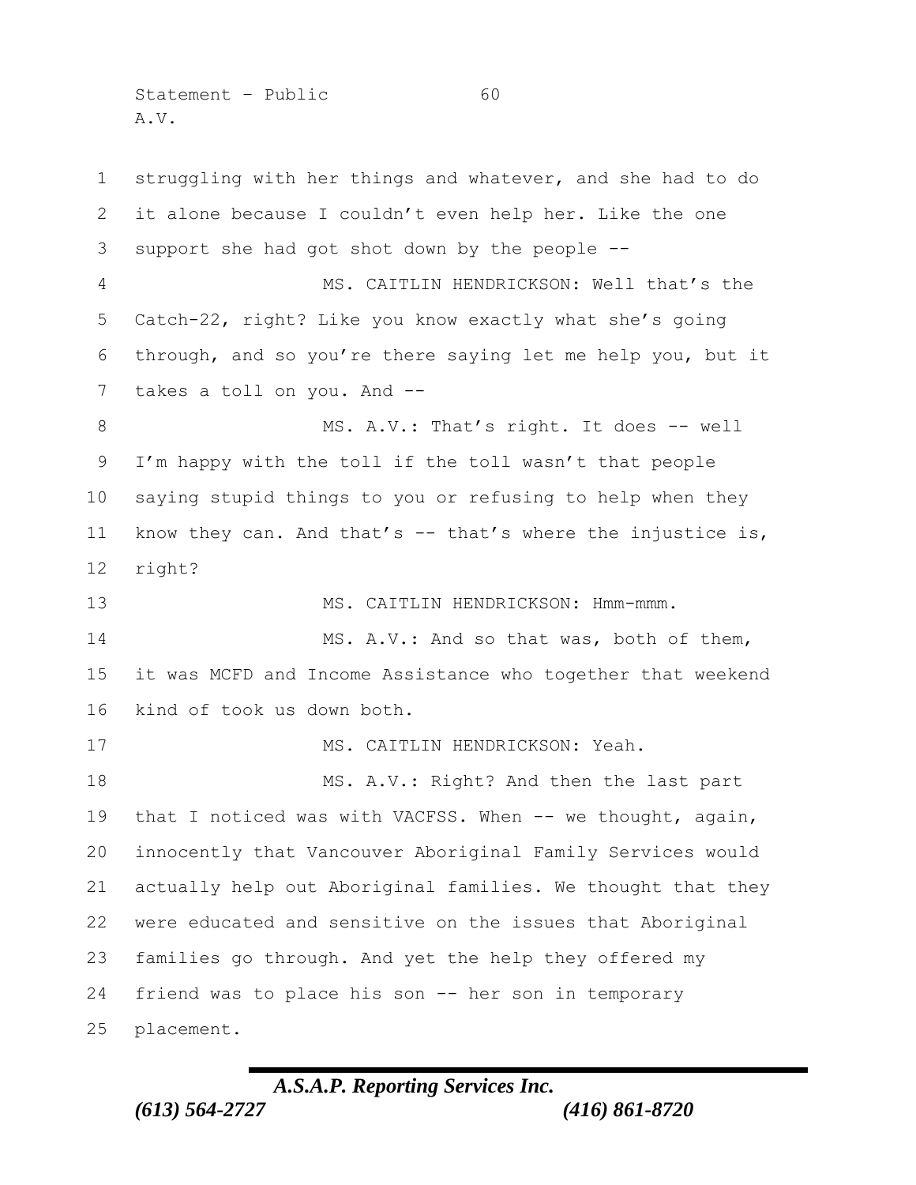struggling with her things and whatever, and she had to do it alone because I couldn't even help her. Like the one support she had got shot down by the people --

MS. CAITLIN HENDRICKSON: Well that's the Catch-22, right? Like you know exactly what she's going through, and so you're there saying let me help you, but it takes a toll on you. And --

MS. A.V.: That's right. It does -- well I'm happy with the toll if the toll wasn't that people saying stupid things to you or refusing to help when they know they can. And that's -- that's where the injustice is, right?

MS. CAITLIN HENDRICKSON: Hmm-mmm.

MS. A.V.: And so that was, both of them, it was MCFD and Income Assistance who together that weekend kind of took us down both.

MS. CAITLIN HENDRICKSON: Yeah.

MS. A.V.: Right? And then the last part that I noticed was with VACFSS. When -- we thought, again, innocently that Vancouver Aboriginal Family Services would actually help out Aboriginal families. We thought that they were educated and sensitive on the issues that Aboriginal families go through. And yet the help they offered my friend was to place his son -- her son in temporary placement.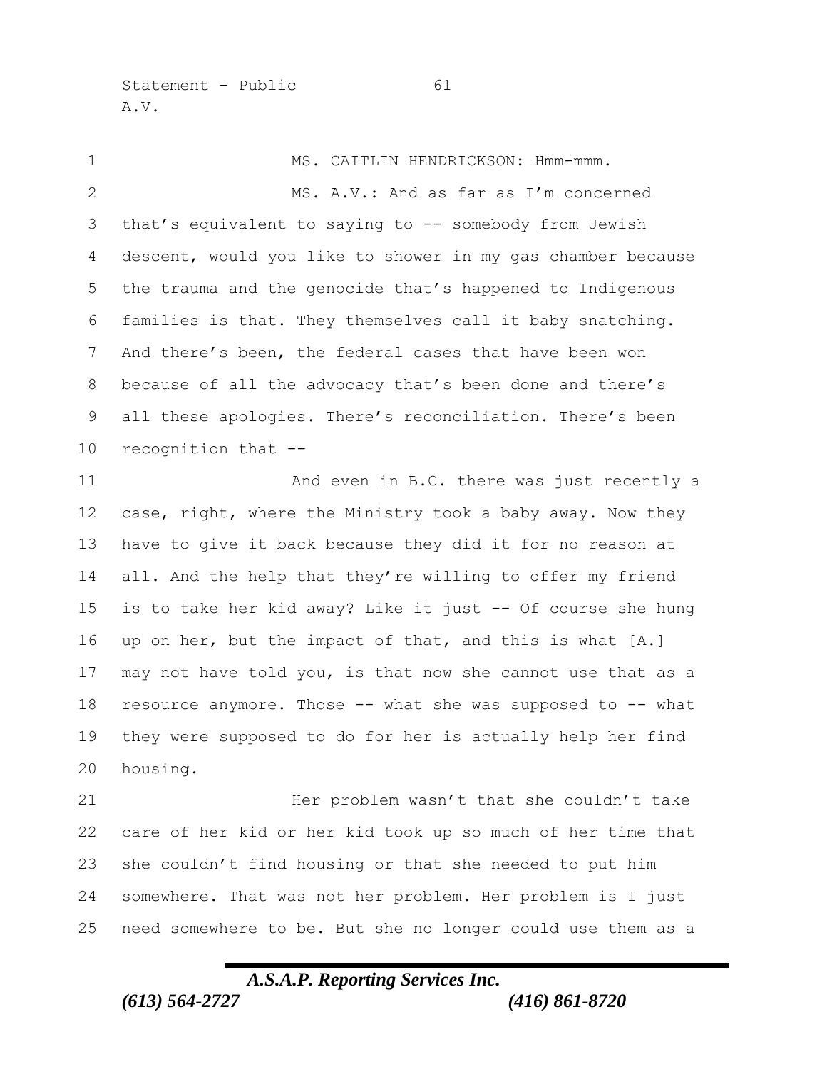MS. CAITLIN HENDRICKSON: Hmm-mmm.

MS. A.V.: And as far as I'm concerned that's equivalent to saying to -- somebody from Jewish descent, would you like to shower in my gas chamber because the trauma and the genocide that's happened to Indigenous families is that. They themselves call it baby snatching. And there's been, the federal cases that have been won because of all the advocacy that's been done and there's all these apologies. There's reconciliation. There's been recognition that --

And even in B.C. there was just recently a case, right, where the Ministry took a baby away. Now they have to give it back because they did it for no reason at all. And the help that they're willing to offer my friend is to take her kid away? Like it just -- Of course she hung up on her, but the impact of that, and this is what [A.] may not have told you, is that now she cannot use that as a resource anymore. Those -- what she was supposed to -- what they were supposed to do for her is actually help her find housing.

Her problem wasn't that she couldn't take care of her kid or her kid took up so much of her time that she couldn't find housing or that she needed to put him somewhere. That was not her problem. Her problem is I just need somewhere to be. But she no longer could use them as a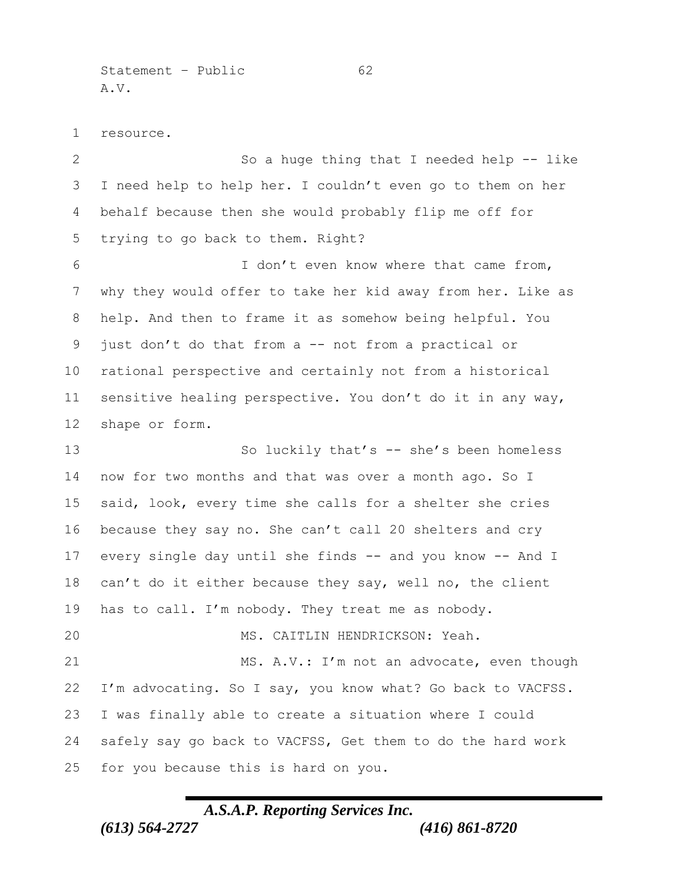resource.

So a huge thing that I needed help -- like I need help to help her. I couldn't even go to them on her behalf because then she would probably flip me off for trying to go back to them. Right?

I don't even know where that came from, why they would offer to take her kid away from her. Like as help. And then to frame it as somehow being helpful. You just don't do that from a -- not from a practical or rational perspective and certainly not from a historical sensitive healing perspective. You don't do it in any way, shape or form.

So luckily that's -- she's been homeless now for two months and that was over a month ago. So I said, look, every time she calls for a shelter she cries because they say no. She can't call 20 shelters and cry every single day until she finds -- and you know -- And I can't do it either because they say, well no, the client has to call. I'm nobody. They treat me as nobody.

MS. CAITLIN HENDRICKSON: Yeah.

MS. A.V.: I'm not an advocate, even though I'm advocating. So I say, you know what? Go back to VACFSS. I was finally able to create a situation where I could safely say go back to VACFSS, Get them to do the hard work for you because this is hard on you.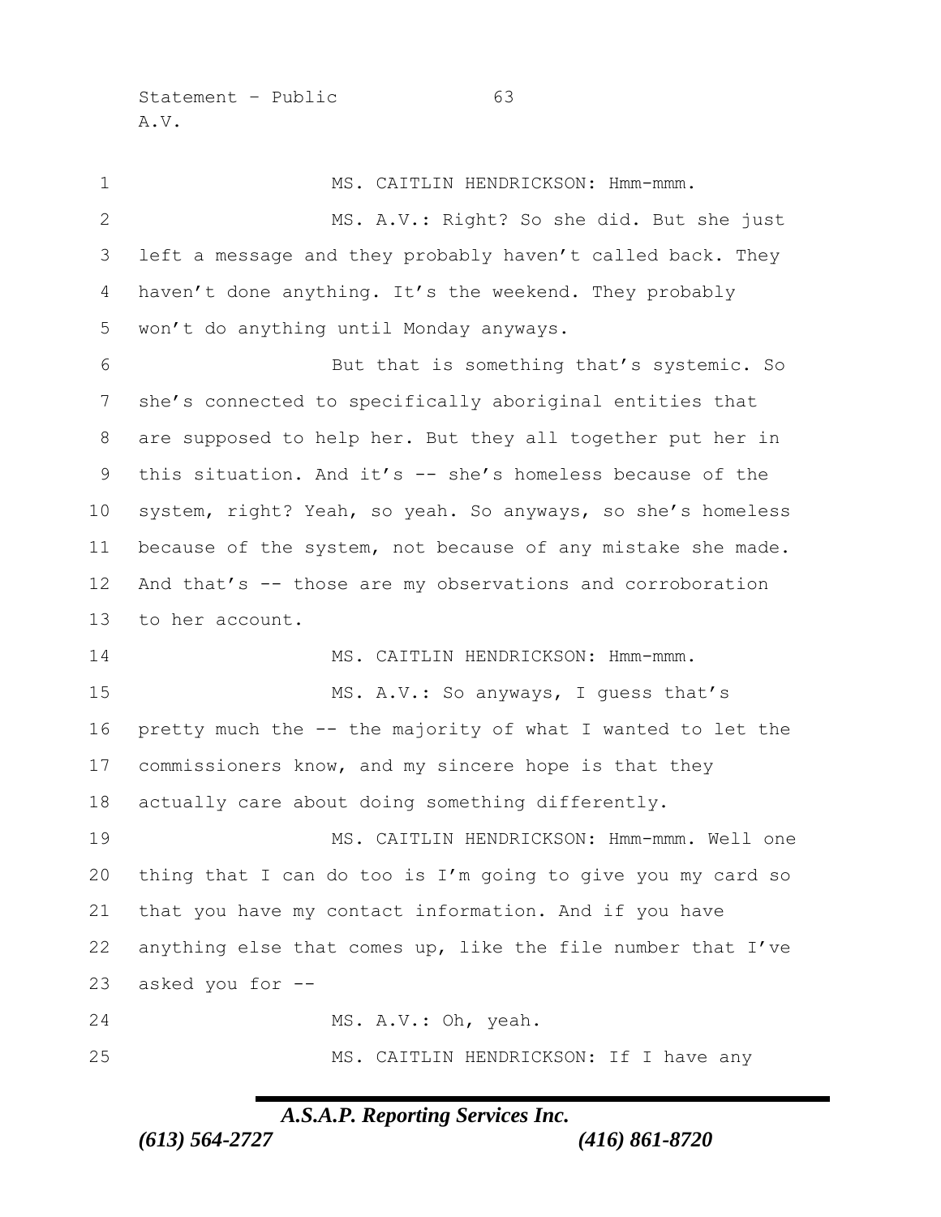MS. CAITLIN HENDRICKSON: Hmm-mmm.

MS. A.V.: Right? So she did. But she just left a message and they probably haven't called back. They haven't done anything. It's the weekend. They probably won't do anything until Monday anyways.

But that is something that's systemic. So she's connected to specifically aboriginal entities that are supposed to help her. But they all together put her in this situation. And it's -- she's homeless because of the system, right? Yeah, so yeah. So anyways, so she's homeless because of the system, not because of any mistake she made. And that's -- those are my observations and corroboration to her account.

MS. CAITLIN HENDRICKSON: Hmm-mmm.

MS. A.V.: So anyways, I guess that's pretty much the -- the majority of what I wanted to let the commissioners know, and my sincere hope is that they actually care about doing something differently.

MS. CAITLIN HENDRICKSON: Hmm-mmm. Well one thing that I can do too is I'm going to give you my card so that you have my contact information. And if you have anything else that comes up, like the file number that I've asked you for --

MS. A.V.: Oh, yeah.

MS. CAITLIN HENDRICKSON: If I have any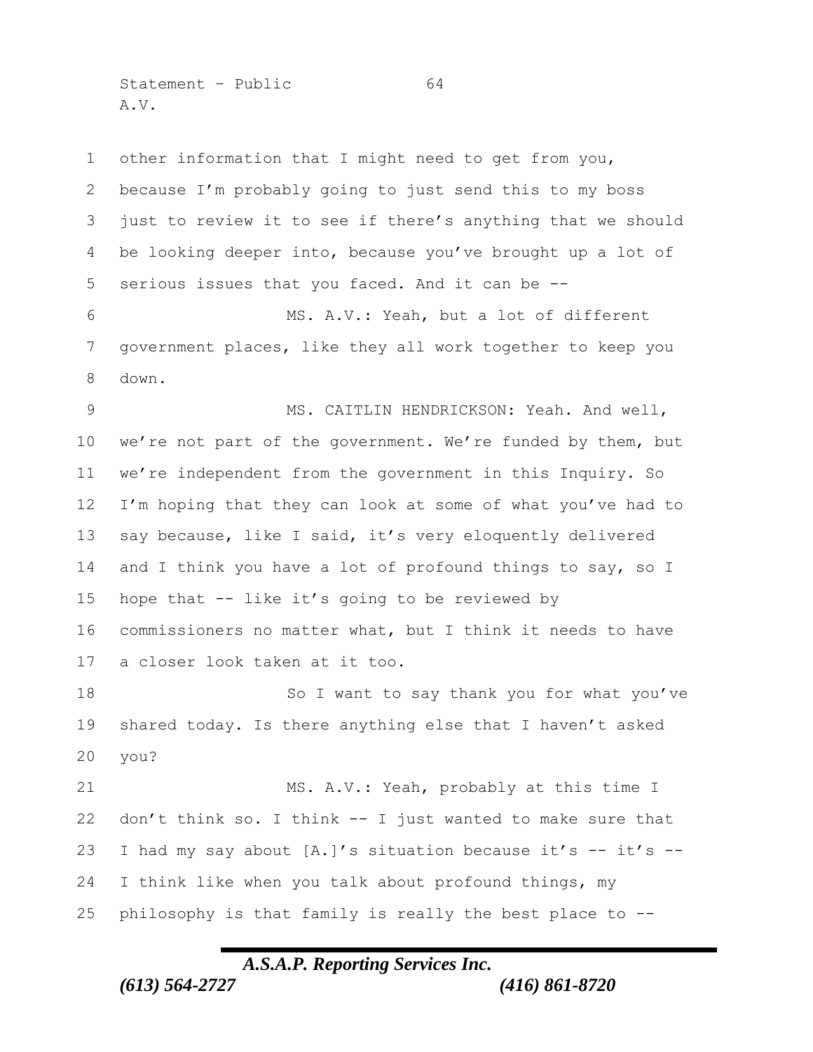other information that I might need to get from you, because I'm probably going to just send this to my boss just to review it to see if there's anything that we should be looking deeper into, because you've brought up a lot of serious issues that you faced. And it can be --

MS. A.V.: Yeah, but a lot of different government places, like they all work together to keep you down.

MS. CAITLIN HENDRICKSON: Yeah. And well, we're not part of the government. We're funded by them, but we're independent from the government in this Inquiry. So I'm hoping that they can look at some of what you've had to say because, like I said, it's very eloquently delivered and I think you have a lot of profound things to say, so I hope that -- like it's going to be reviewed by commissioners no matter what, but I think it needs to have a closer look taken at it too.

So I want to say thank you for what you've shared today. Is there anything else that I haven't asked you?

MS. A.V.: Yeah, probably at this time I don't think so. I think -- I just wanted to make sure that I had my say about [A.]'s situation because it's -- it's -- I think like when you talk about profound things, my philosophy is that family is really the best place to --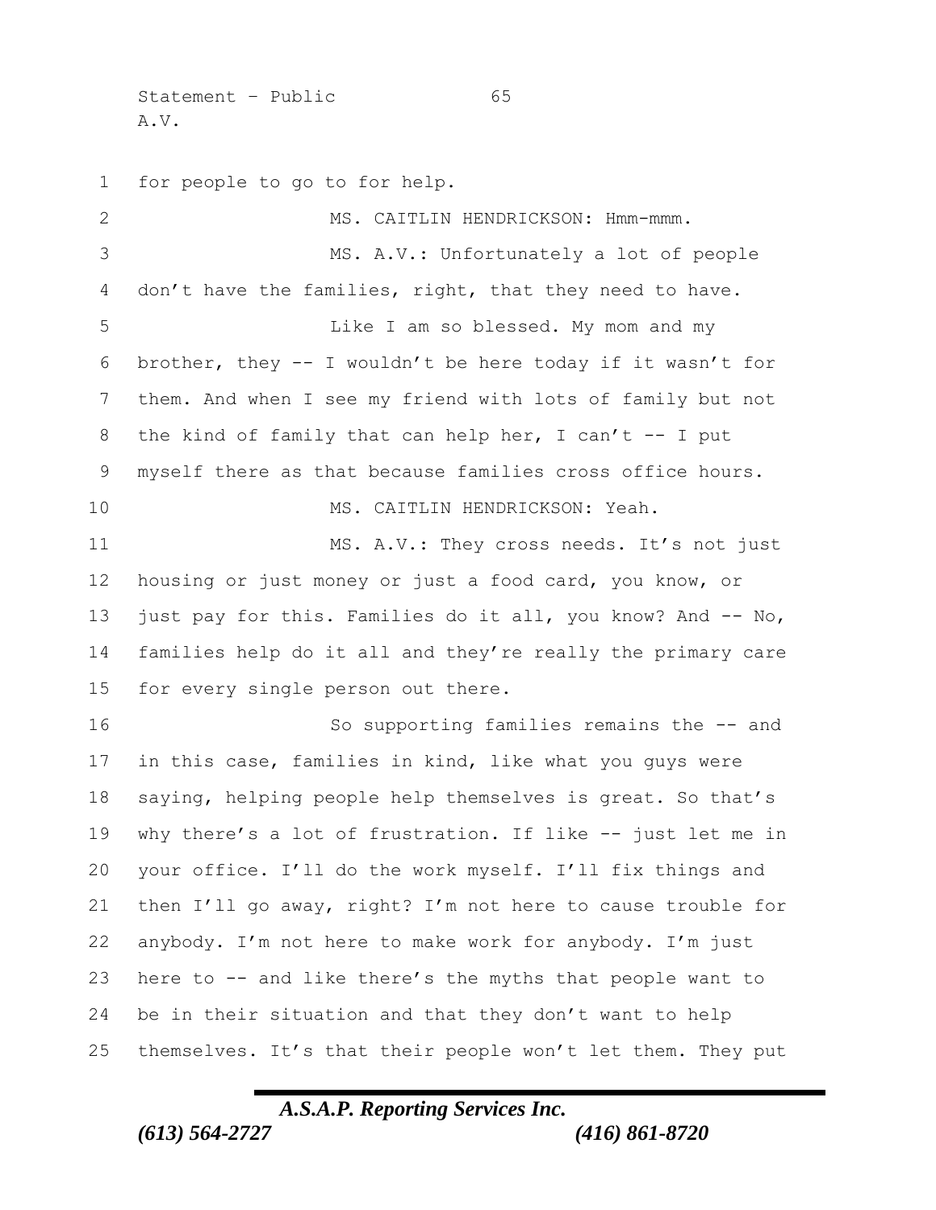for people to go to for help.

MS. CAITLIN HENDRICKSON: Hmm-mmm.

MS. A.V.: Unfortunately a lot of people don't have the families, right, that they need to have.

Like I am so blessed. My mom and my brother, they -- I wouldn't be here today if it wasn't for them. And when I see my friend with lots of family but not the kind of family that can help her, I can't -- I put myself there as that because families cross office hours.

MS. CAITLIN HENDRICKSON: Yeah.

MS. A.V.: They cross needs. It's not just housing or just money or just a food card, you know, or just pay for this. Families do it all, you know? And -- No, families help do it all and they're really the primary care for every single person out there.

So supporting families remains the -- and in this case, families in kind, like what you guys were saying, helping people help themselves is great. So that's why there's a lot of frustration. If like -- just let me in your office. I'll do the work myself. I'll fix things and then I'll go away, right? I'm not here to cause trouble for anybody. I'm not here to make work for anybody. I'm just here to -- and like there's the myths that people want to be in their situation and that they don't want to help themselves. It's that their people won't let them. They put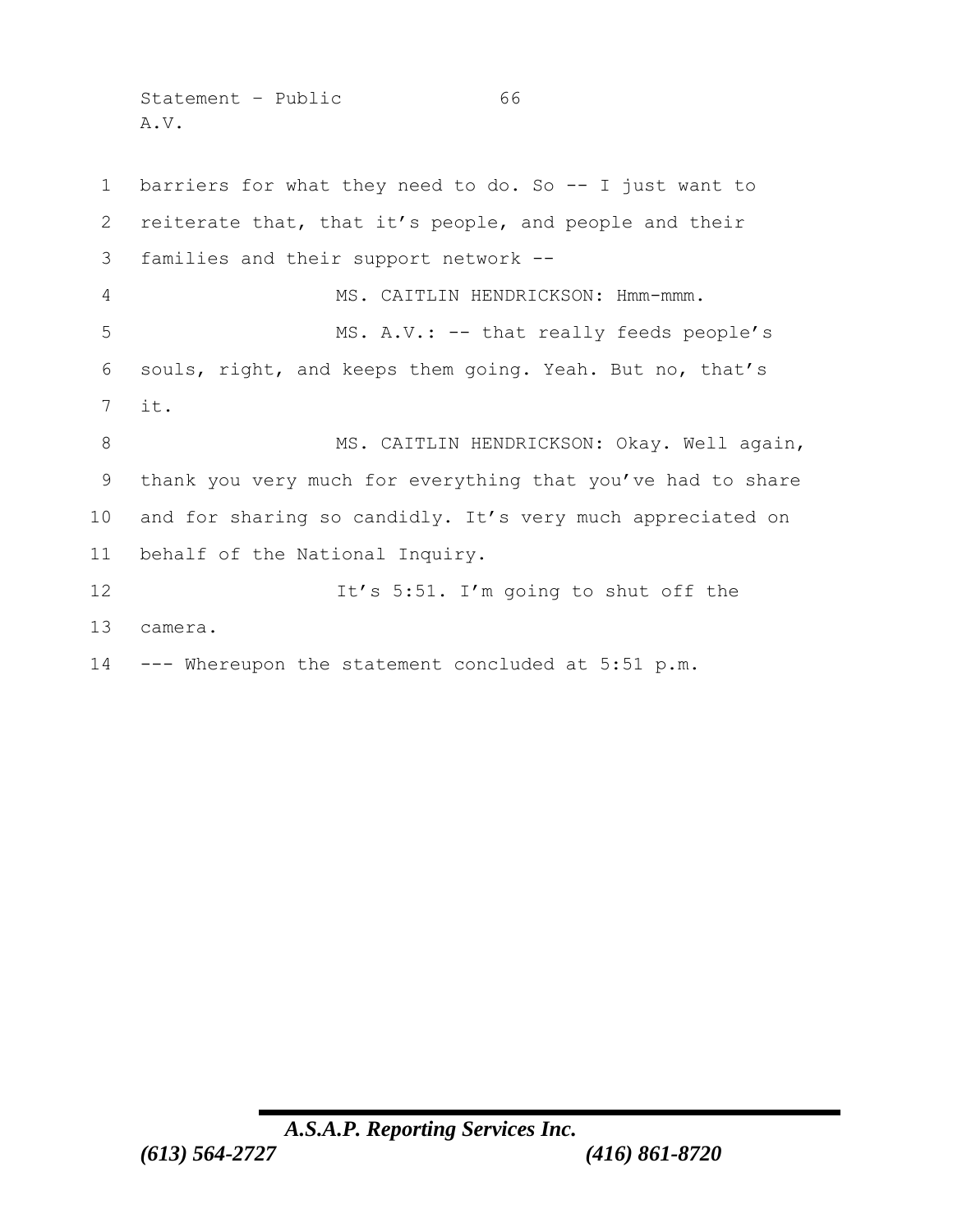barriers for what they need to do. So -- I just want to reiterate that, that it's people, and people and their families and their support network --

MS. CAITLIN HENDRICKSON: Hmm-mmm.

MS. A.V.: -- that really feeds people's souls, right, and keeps them going. Yeah. But no, that's it.

MS. CAITLIN HENDRICKSON: Okay. Well again, thank you very much for everything that you've had to share and for sharing so candidly. It's very much appreciated on behalf of the National Inquiry.

It's 5:51. I'm going to shut off the camera.

--- Whereupon the statement concluded at 5:51 p.m.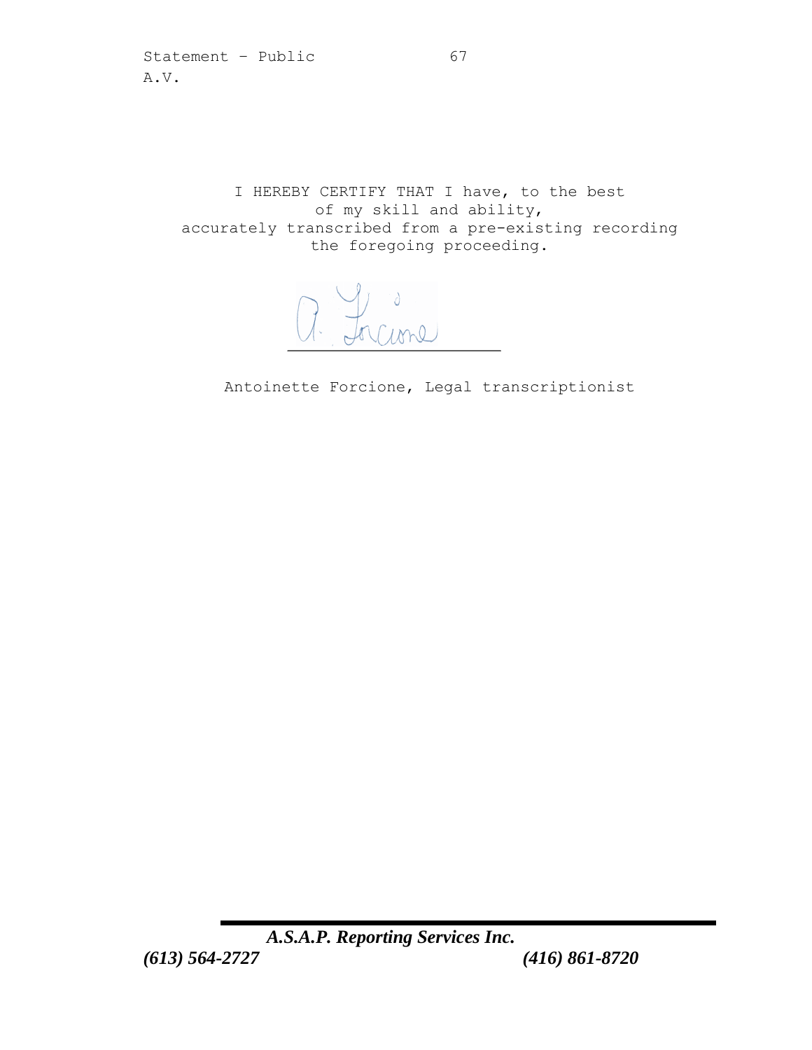I HEREBY CERTIFY THAT I have, to the best of my skill and ability, accurately transcribed from a pre-existing recording the foregoing proceeding.

A. Forcione

Antoinette Forcione, Legal transcriptionist